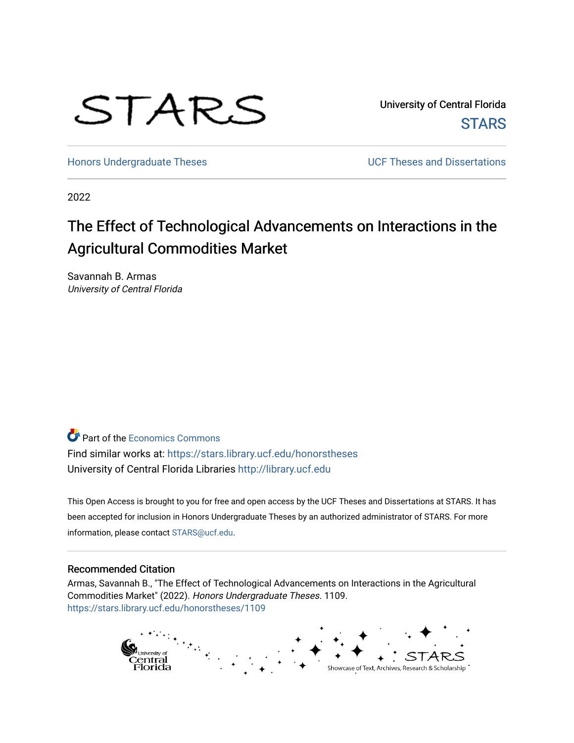STARS

University of Central Florida
STARS

Honors Undergraduate Theses | UCF Theses and Dissertations

2022

# The Effect of Technological Advancements on Interactions in the Agricultural Commodities Market

Savannah B. Armas
*University of Central Florida*

Part of the Economics Commons
Find similar works at: https://stars.library.ucf.edu/honorstheses
University of Central Florida Libraries http://library.ucf.edu

This Open Access is brought to you for free and open access by the UCF Theses and Dissertations at STARS. It has been accepted for inclusion in Honors Undergraduate Theses by an authorized administrator of STARS. For more information, please contact STARS@ucf.edu.

## Recommended Citation

Armas, Savannah B., "The Effect of Technological Advancements on Interactions in the Agricultural Commodities Market" (2022). *Honors Undergraduate Theses*. 1109.
https://stars.library.ucf.edu/honorstheses/1109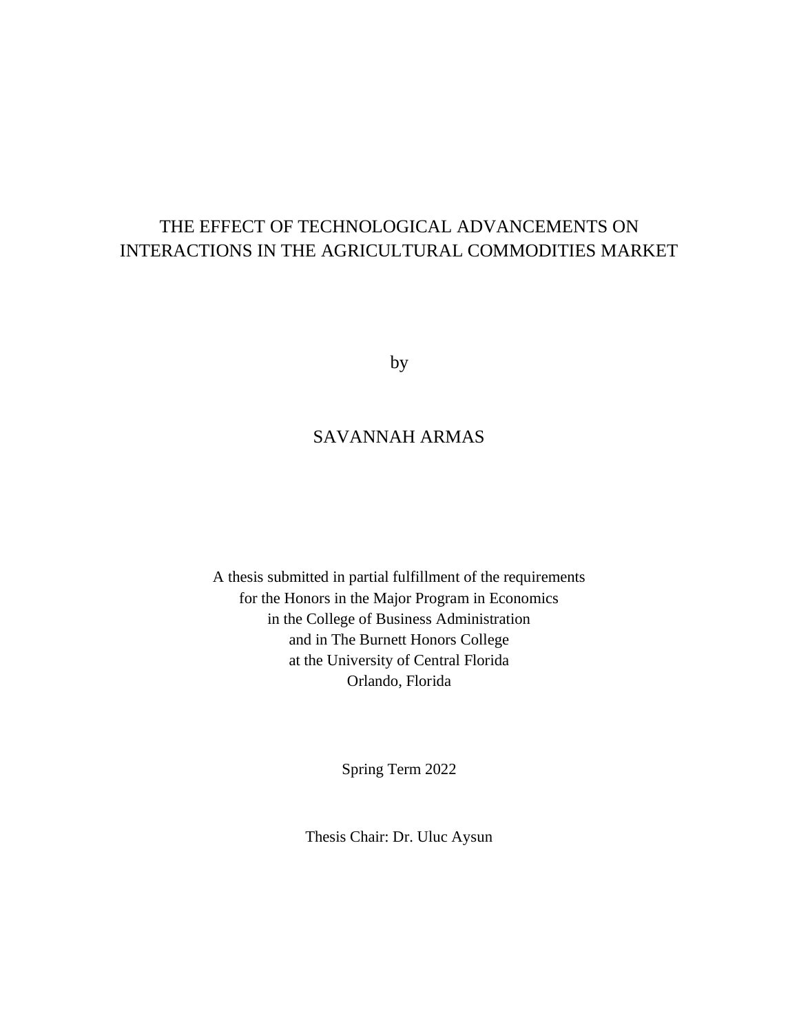# THE EFFECT OF TECHNOLOGICAL ADVANCEMENTS ON INTERACTIONS IN THE AGRICULTURAL COMMODITIES MARKET

by

SAVANNAH ARMAS

A thesis submitted in partial fulfillment of the requirements
for the Honors in the Major Program in Economics
in the College of Business Administration
and in The Burnett Honors College
at the University of Central Florida
Orlando, Florida

Spring Term 2022

Thesis Chair: Dr. Uluc Aysun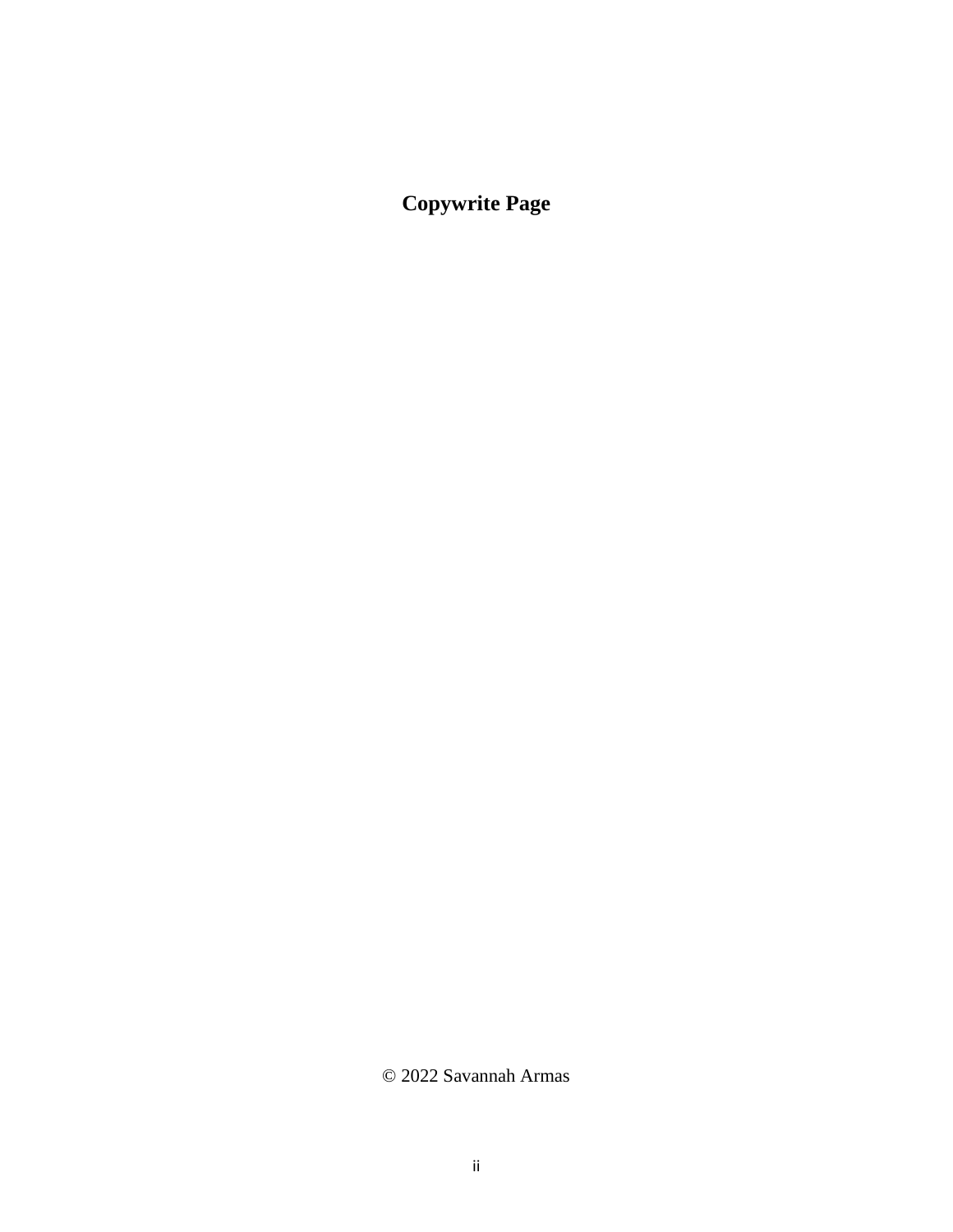**Copywrite Page**

© 2022 Savannah Armas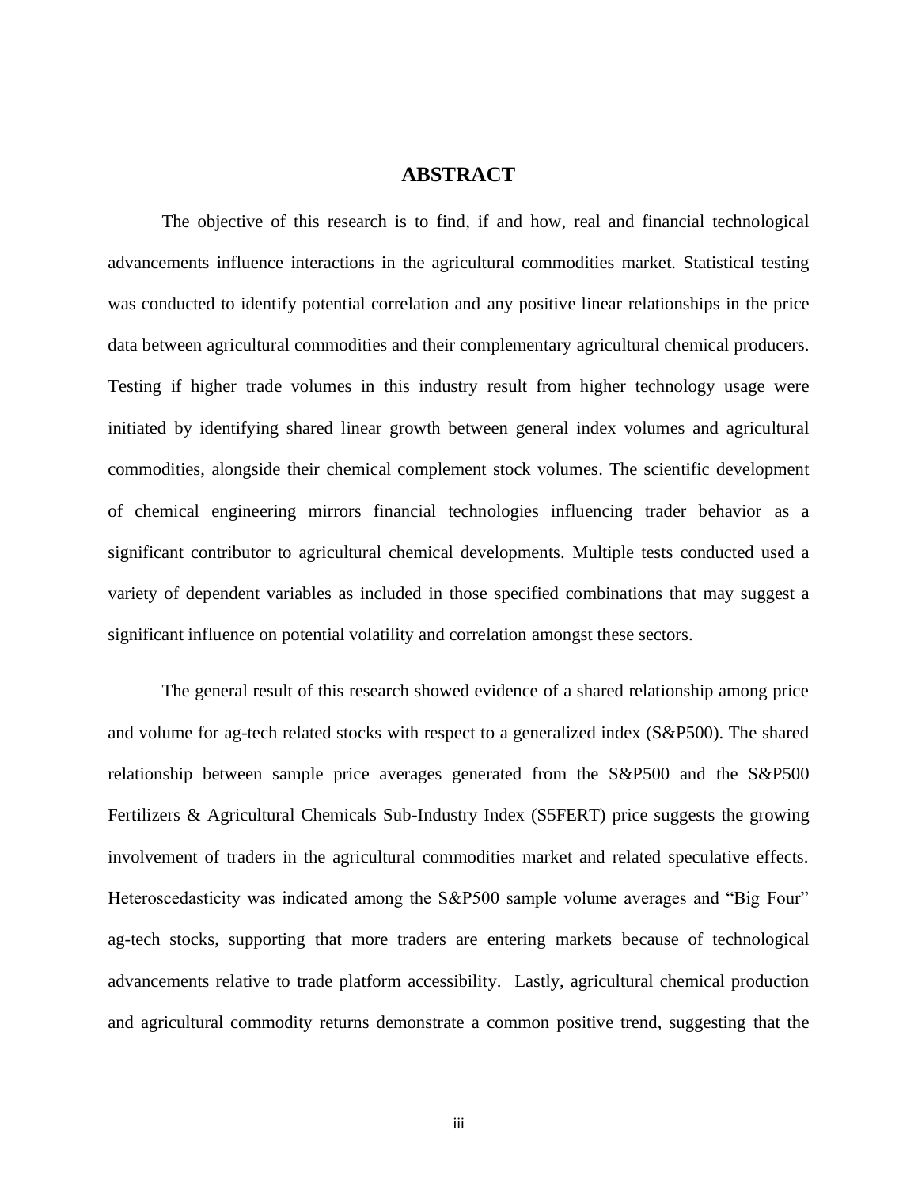# ABSTRACT

The objective of this research is to find, if and how, real and financial technological advancements influence interactions in the agricultural commodities market. Statistical testing was conducted to identify potential correlation and any positive linear relationships in the price data between agricultural commodities and their complementary agricultural chemical producers. Testing if higher trade volumes in this industry result from higher technology usage were initiated by identifying shared linear growth between general index volumes and agricultural commodities, alongside their chemical complement stock volumes. The scientific development of chemical engineering mirrors financial technologies influencing trader behavior as a significant contributor to agricultural chemical developments. Multiple tests conducted used a variety of dependent variables as included in those specified combinations that may suggest a significant influence on potential volatility and correlation amongst these sectors.

The general result of this research showed evidence of a shared relationship among price and volume for ag-tech related stocks with respect to a generalized index (S&P500). The shared relationship between sample price averages generated from the S&P500 and the S&P500 Fertilizers & Agricultural Chemicals Sub-Industry Index (S5FERT) price suggests the growing involvement of traders in the agricultural commodities market and related speculative effects. Heteroscedasticity was indicated among the S&P500 sample volume averages and "Big Four" ag-tech stocks, supporting that more traders are entering markets because of technological advancements relative to trade platform accessibility. Lastly, agricultural chemical production and agricultural commodity returns demonstrate a common positive trend, suggesting that the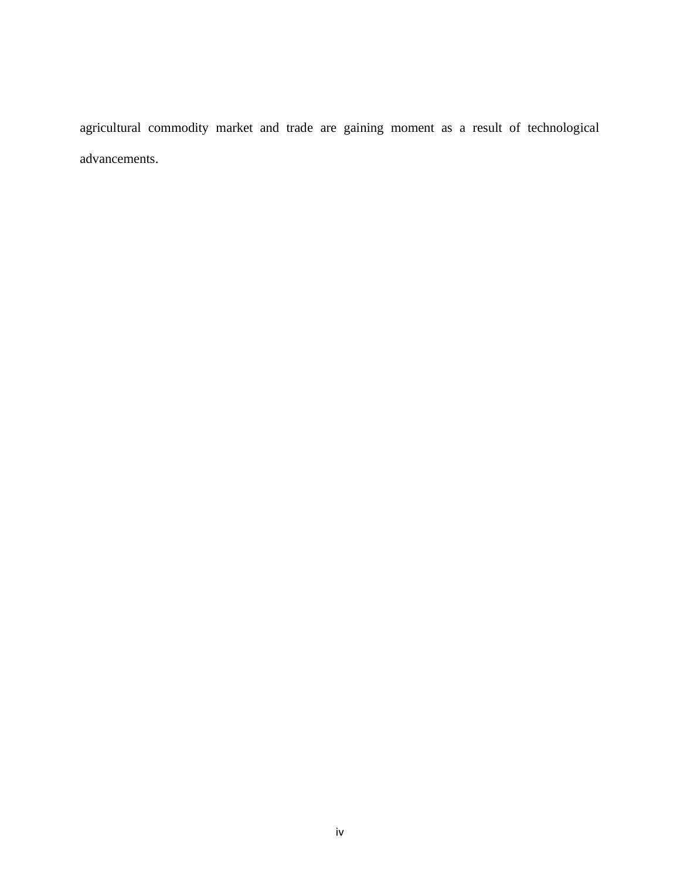agricultural commodity market and trade are gaining moment as a result of technological advancements.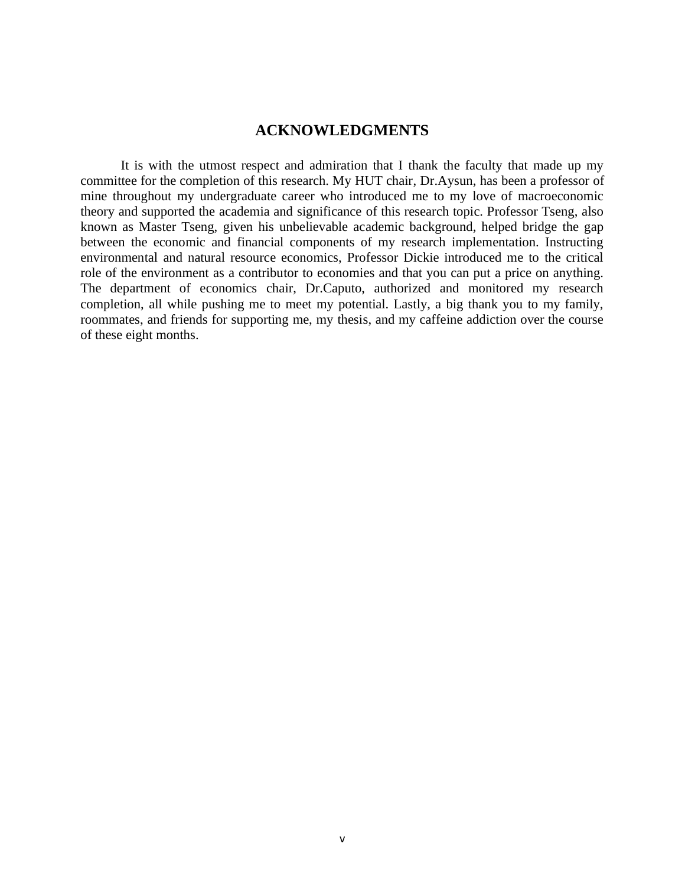# ACKNOWLEDGMENTS

It is with the utmost respect and admiration that I thank the faculty that made up my committee for the completion of this research. My HUT chair, Dr.Aysun, has been a professor of mine throughout my undergraduate career who introduced me to my love of macroeconomic theory and supported the academia and significance of this research topic. Professor Tseng, also known as Master Tseng, given his unbelievable academic background, helped bridge the gap between the economic and financial components of my research implementation. Instructing environmental and natural resource economics, Professor Dickie introduced me to the critical role of the environment as a contributor to economies and that you can put a price on anything. The department of economics chair, Dr.Caputo, authorized and monitored my research completion, all while pushing me to meet my potential. Lastly, a big thank you to my family, roommates, and friends for supporting me, my thesis, and my caffeine addiction over the course of these eight months.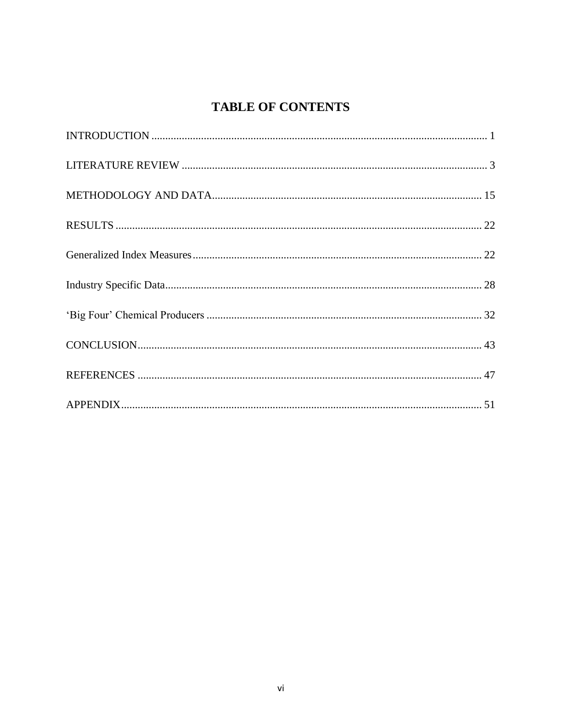# TABLE OF CONTENTS

INTRODUCTION ........................................................................................................................ 1

LITERATURE REVIEW .............................................................................................................. 3

METHODOLOGY AND DATA................................................................................................. 15

RESULTS .................................................................................................................................... 22

Generalized Index Measures ......................................................................................................... 22

Industry Specific Data.................................................................................................................. 28

'Big Four' Chemical Producers .................................................................................................... 32

CONCLUSION............................................................................................................................ 43

REFERENCES ............................................................................................................................ 47

APPENDIX.................................................................................................................................. 51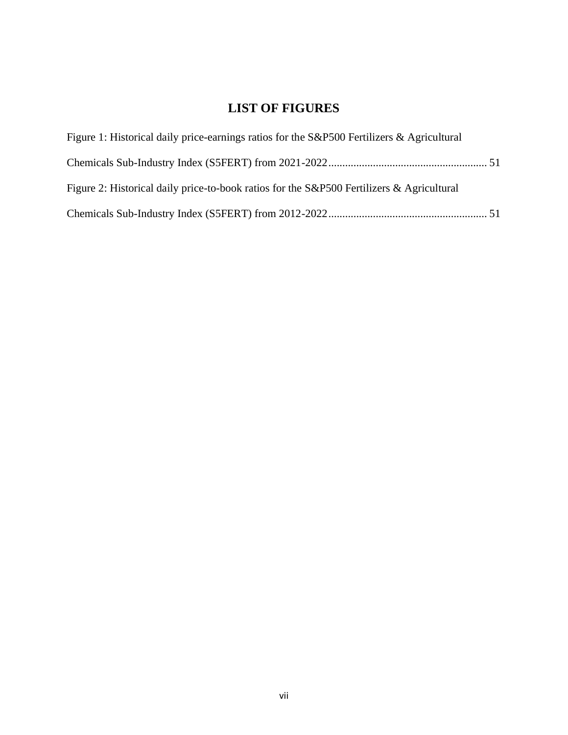# LIST OF FIGURES

Figure 1: Historical daily price-earnings ratios for the S&P500 Fertilizers & Agricultural Chemicals Sub-Industry Index (S5FERT) from 2021-2022........................................................ 51

Figure 2: Historical daily price-to-book ratios for the S&P500 Fertilizers & Agricultural Chemicals Sub-Industry Index (S5FERT) from 2012-2022........................................................ 51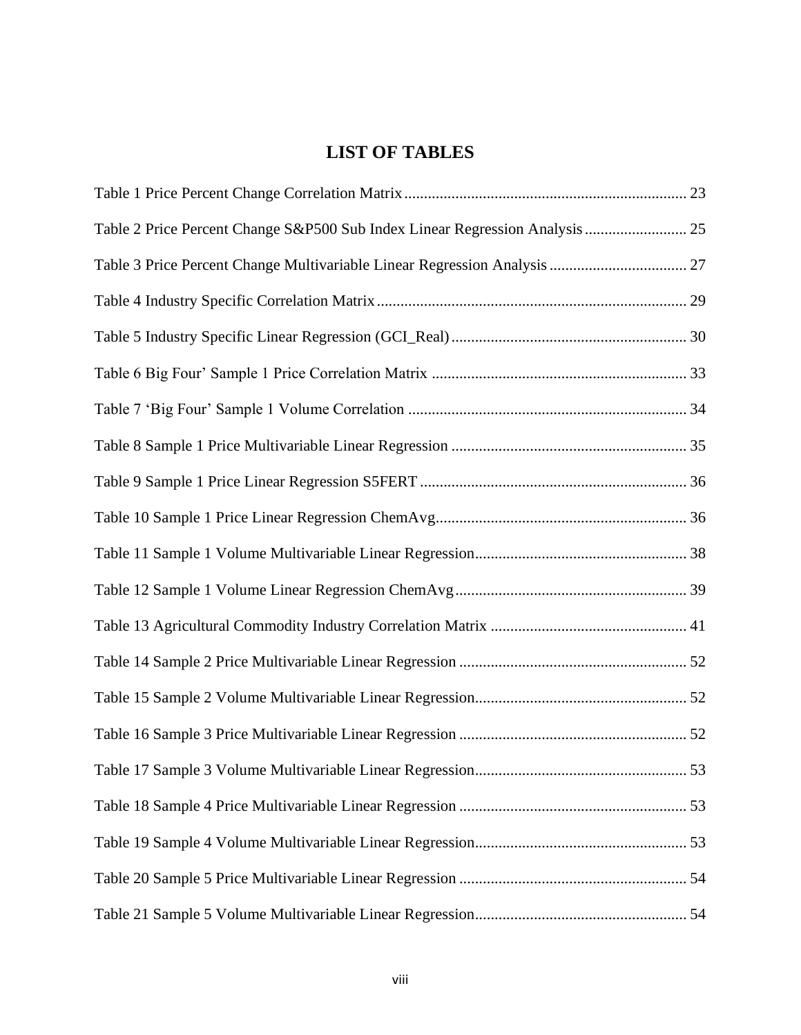# LIST OF TABLES

Table 1 Price Percent Change Correlation Matrix ........................................................................ 23

Table 2 Price Percent Change S&P500 Sub Index Linear Regression Analysis .......................... 25

Table 3 Price Percent Change Multivariable Linear Regression Analysis ................................... 27

Table 4 Industry Specific Correlation Matrix .............................................................................. 29

Table 5 Industry Specific Linear Regression (GCI_Real) ............................................................ 30

Table 6 Big Four' Sample 1 Price Correlation Matrix ................................................................. 33

Table 7 'Big Four' Sample 1 Volume Correlation ....................................................................... 34

Table 8 Sample 1 Price Multivariable Linear Regression ............................................................ 35

Table 9 Sample 1 Price Linear Regression S5FERT .................................................................... 36

Table 10 Sample 1 Price Linear Regression ChemAvg ................................................................ 36

Table 11 Sample 1 Volume Multivariable Linear Regression ...................................................... 38

Table 12 Sample 1 Volume Linear Regression ChemAvg ........................................................... 39

Table 13 Agricultural Commodity Industry Correlation Matrix .................................................. 41

Table 14 Sample 2 Price Multivariable Linear Regression .......................................................... 52

Table 15 Sample 2 Volume Multivariable Linear Regression ...................................................... 52

Table 16 Sample 3 Price Multivariable Linear Regression .......................................................... 52

Table 17 Sample 3 Volume Multivariable Linear Regression ...................................................... 53

Table 18 Sample 4 Price Multivariable Linear Regression .......................................................... 53

Table 19 Sample 4 Volume Multivariable Linear Regression ...................................................... 53

Table 20 Sample 5 Price Multivariable Linear Regression .......................................................... 54

Table 21 Sample 5 Volume Multivariable Linear Regression ...................................................... 54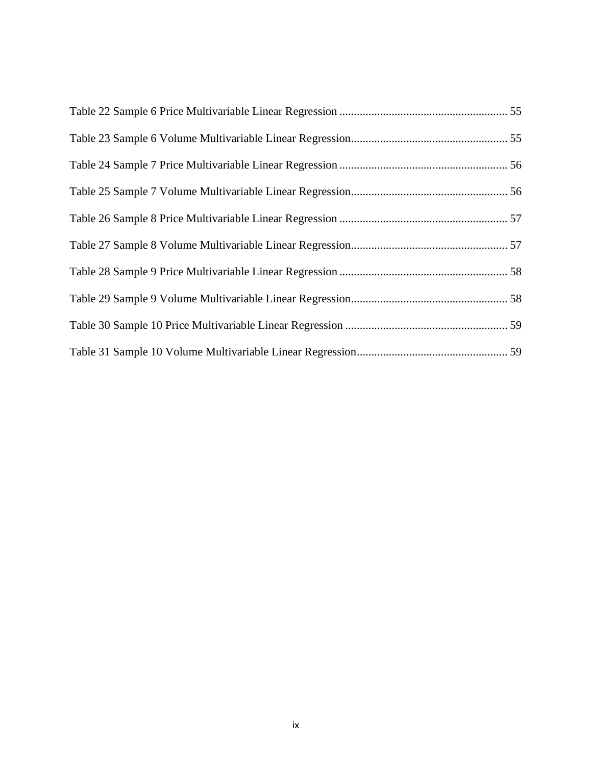Table 22 Sample 6 Price Multivariable Linear Regression .......................................................... 55

Table 23 Sample 6 Volume Multivariable Linear Regression...................................................... 55

Table 24 Sample 7 Price Multivariable Linear Regression .......................................................... 56

Table 25 Sample 7 Volume Multivariable Linear Regression...................................................... 56

Table 26 Sample 8 Price Multivariable Linear Regression .......................................................... 57

Table 27 Sample 8 Volume Multivariable Linear Regression...................................................... 57

Table 28 Sample 9 Price Multivariable Linear Regression .......................................................... 58

Table 29 Sample 9 Volume Multivariable Linear Regression...................................................... 58

Table 30 Sample 10 Price Multivariable Linear Regression ........................................................ 59

Table 31 Sample 10 Volume Multivariable Linear Regression.................................................... 59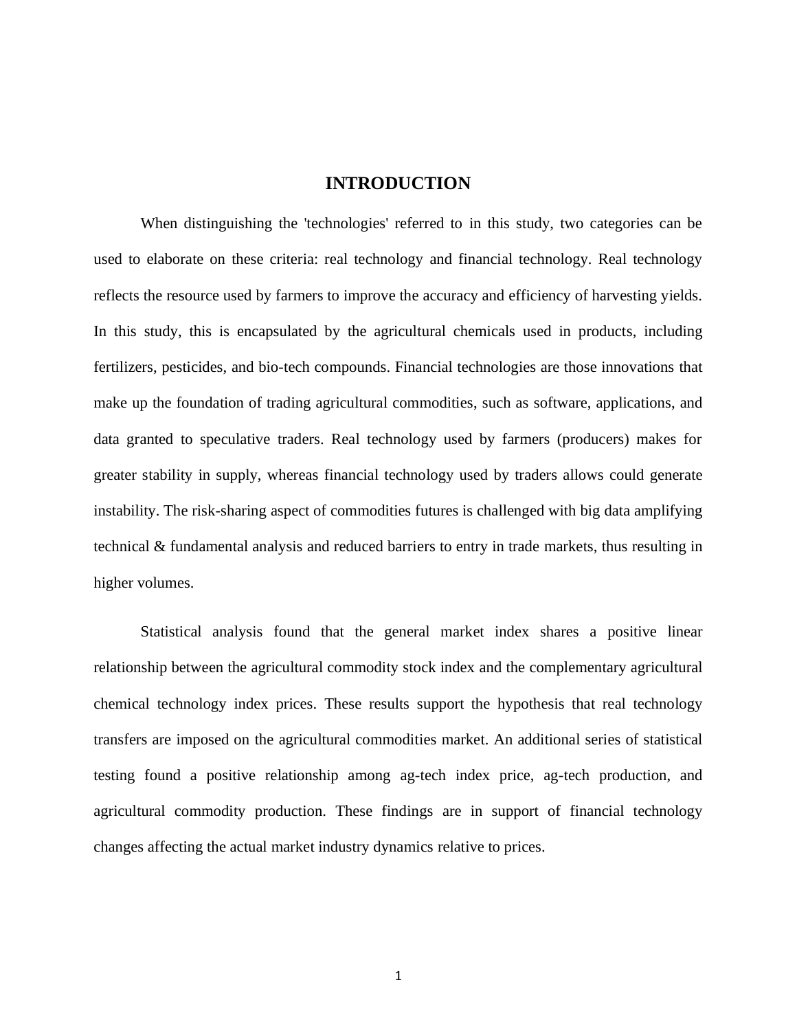# INTRODUCTION

When distinguishing the 'technologies' referred to in this study, two categories can be used to elaborate on these criteria: real technology and financial technology. Real technology reflects the resource used by farmers to improve the accuracy and efficiency of harvesting yields. In this study, this is encapsulated by the agricultural chemicals used in products, including fertilizers, pesticides, and bio-tech compounds. Financial technologies are those innovations that make up the foundation of trading agricultural commodities, such as software, applications, and data granted to speculative traders. Real technology used by farmers (producers) makes for greater stability in supply, whereas financial technology used by traders allows could generate instability. The risk-sharing aspect of commodities futures is challenged with big data amplifying technical & fundamental analysis and reduced barriers to entry in trade markets, thus resulting in higher volumes.

Statistical analysis found that the general market index shares a positive linear relationship between the agricultural commodity stock index and the complementary agricultural chemical technology index prices. These results support the hypothesis that real technology transfers are imposed on the agricultural commodities market. An additional series of statistical testing found a positive relationship among ag-tech index price, ag-tech production, and agricultural commodity production. These findings are in support of financial technology changes affecting the actual market industry dynamics relative to prices.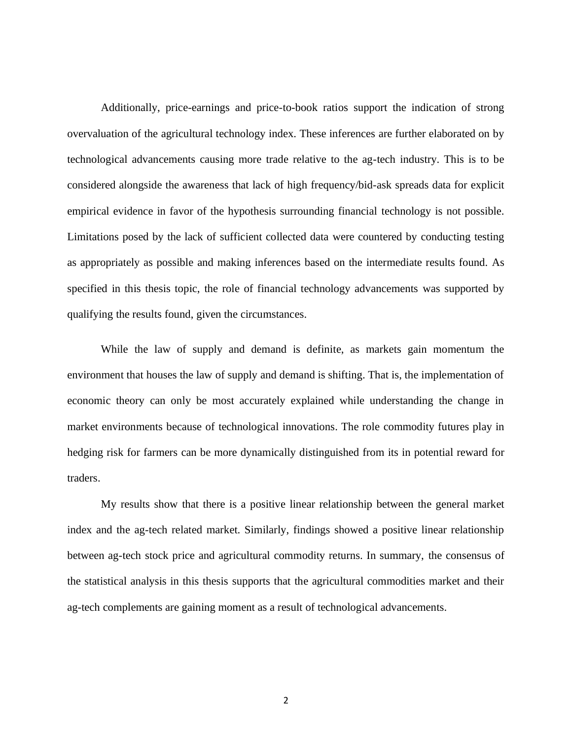Additionally, price-earnings and price-to-book ratios support the indication of strong overvaluation of the agricultural technology index. These inferences are further elaborated on by technological advancements causing more trade relative to the ag-tech industry. This is to be considered alongside the awareness that lack of high frequency/bid-ask spreads data for explicit empirical evidence in favor of the hypothesis surrounding financial technology is not possible. Limitations posed by the lack of sufficient collected data were countered by conducting testing as appropriately as possible and making inferences based on the intermediate results found. As specified in this thesis topic, the role of financial technology advancements was supported by qualifying the results found, given the circumstances.

While the law of supply and demand is definite, as markets gain momentum the environment that houses the law of supply and demand is shifting. That is, the implementation of economic theory can only be most accurately explained while understanding the change in market environments because of technological innovations. The role commodity futures play in hedging risk for farmers can be more dynamically distinguished from its in potential reward for traders.

My results show that there is a positive linear relationship between the general market index and the ag-tech related market. Similarly, findings showed a positive linear relationship between ag-tech stock price and agricultural commodity returns. In summary, the consensus of the statistical analysis in this thesis supports that the agricultural commodities market and their ag-tech complements are gaining moment as a result of technological advancements.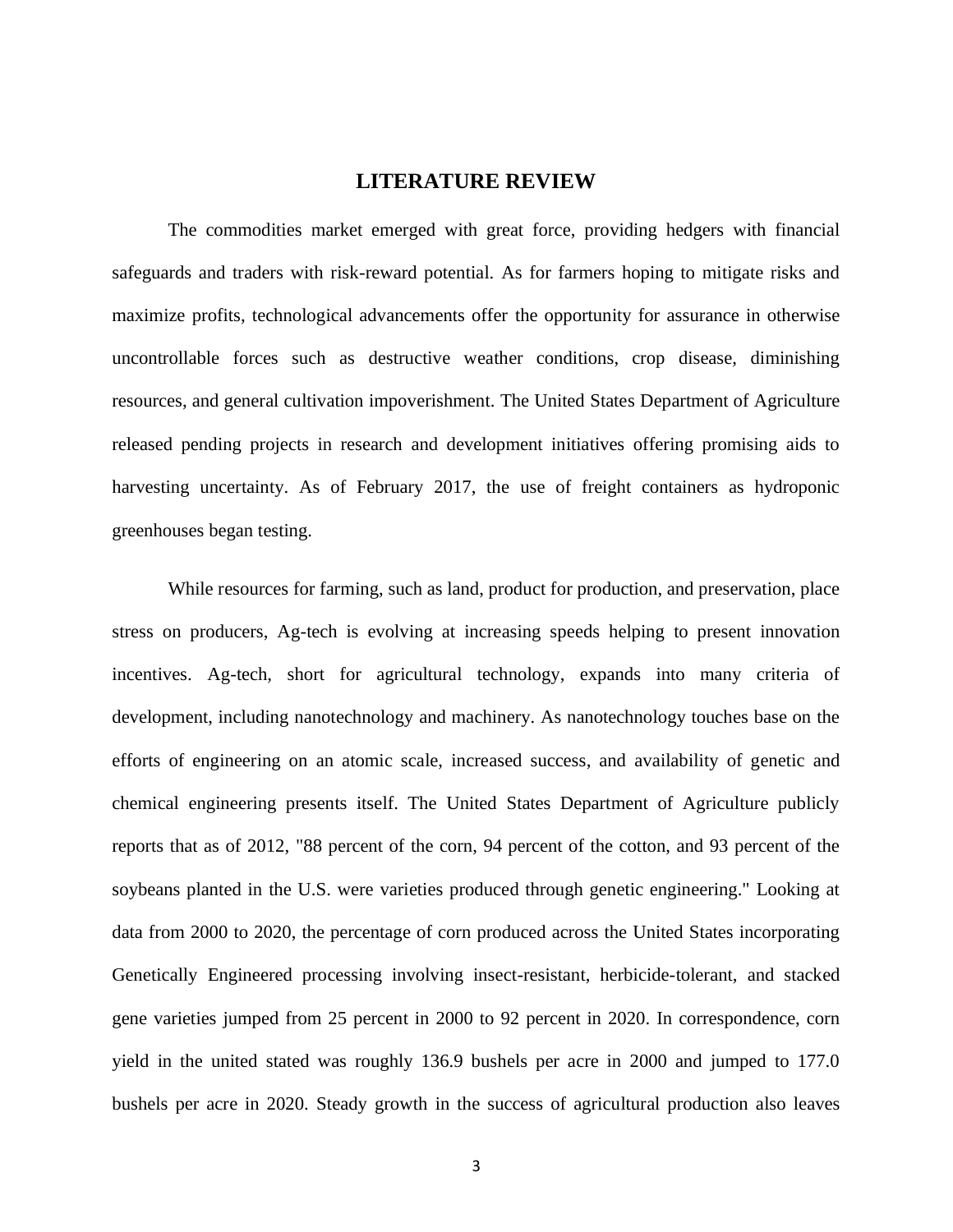# LITERATURE REVIEW

The commodities market emerged with great force, providing hedgers with financial safeguards and traders with risk-reward potential. As for farmers hoping to mitigate risks and maximize profits, technological advancements offer the opportunity for assurance in otherwise uncontrollable forces such as destructive weather conditions, crop disease, diminishing resources, and general cultivation impoverishment. The United States Department of Agriculture released pending projects in research and development initiatives offering promising aids to harvesting uncertainty. As of February 2017, the use of freight containers as hydroponic greenhouses began testing.

While resources for farming, such as land, product for production, and preservation, place stress on producers, Ag-tech is evolving at increasing speeds helping to present innovation incentives. Ag-tech, short for agricultural technology, expands into many criteria of development, including nanotechnology and machinery. As nanotechnology touches base on the efforts of engineering on an atomic scale, increased success, and availability of genetic and chemical engineering presents itself. The United States Department of Agriculture publicly reports that as of 2012, "88 percent of the corn, 94 percent of the cotton, and 93 percent of the soybeans planted in the U.S. were varieties produced through genetic engineering." Looking at data from 2000 to 2020, the percentage of corn produced across the United States incorporating Genetically Engineered processing involving insect-resistant, herbicide-tolerant, and stacked gene varieties jumped from 25 percent in 2000 to 92 percent in 2020. In correspondence, corn yield in the united stated was roughly 136.9 bushels per acre in 2000 and jumped to 177.0 bushels per acre in 2020. Steady growth in the success of agricultural production also leaves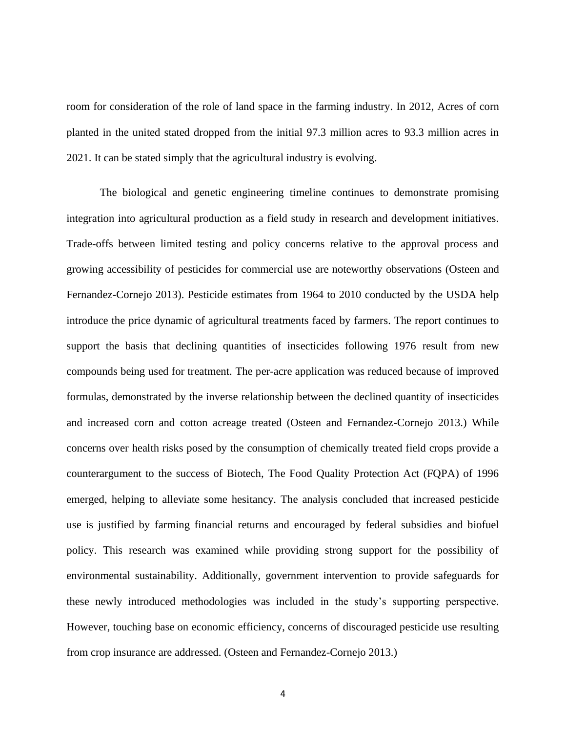room for consideration of the role of land space in the farming industry. In 2012, Acres of corn planted in the united stated dropped from the initial 97.3 million acres to 93.3 million acres in 2021. It can be stated simply that the agricultural industry is evolving.

The biological and genetic engineering timeline continues to demonstrate promising integration into agricultural production as a field study in research and development initiatives. Trade-offs between limited testing and policy concerns relative to the approval process and growing accessibility of pesticides for commercial use are noteworthy observations (Osteen and Fernandez-Cornejo 2013). Pesticide estimates from 1964 to 2010 conducted by the USDA help introduce the price dynamic of agricultural treatments faced by farmers. The report continues to support the basis that declining quantities of insecticides following 1976 result from new compounds being used for treatment. The per-acre application was reduced because of improved formulas, demonstrated by the inverse relationship between the declined quantity of insecticides and increased corn and cotton acreage treated (Osteen and Fernandez-Cornejo 2013.) While concerns over health risks posed by the consumption of chemically treated field crops provide a counterargument to the success of Biotech, The Food Quality Protection Act (FQPA) of 1996 emerged, helping to alleviate some hesitancy. The analysis concluded that increased pesticide use is justified by farming financial returns and encouraged by federal subsidies and biofuel policy. This research was examined while providing strong support for the possibility of environmental sustainability. Additionally, government intervention to provide safeguards for these newly introduced methodologies was included in the study's supporting perspective. However, touching base on economic efficiency, concerns of discouraged pesticide use resulting from crop insurance are addressed. (Osteen and Fernandez-Cornejo 2013.)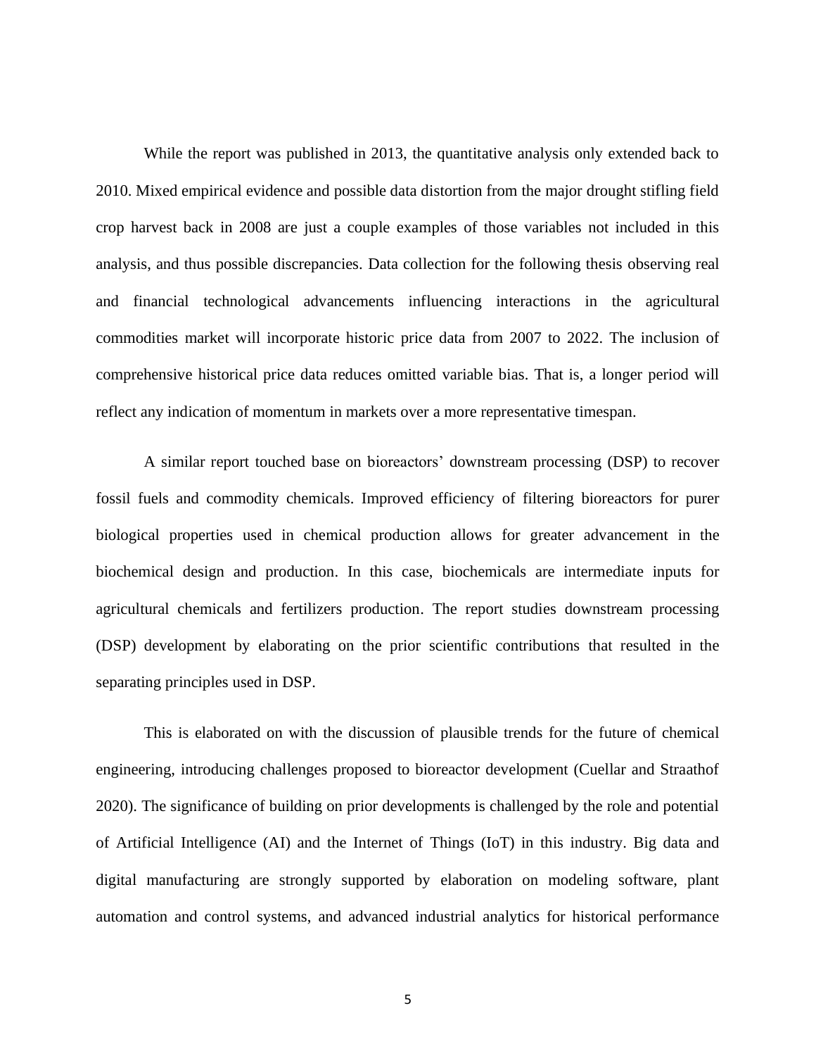While the report was published in 2013, the quantitative analysis only extended back to 2010. Mixed empirical evidence and possible data distortion from the major drought stifling field crop harvest back in 2008 are just a couple examples of those variables not included in this analysis, and thus possible discrepancies. Data collection for the following thesis observing real and financial technological advancements influencing interactions in the agricultural commodities market will incorporate historic price data from 2007 to 2022. The inclusion of comprehensive historical price data reduces omitted variable bias. That is, a longer period will reflect any indication of momentum in markets over a more representative timespan.

A similar report touched base on bioreactors' downstream processing (DSP) to recover fossil fuels and commodity chemicals. Improved efficiency of filtering bioreactors for purer biological properties used in chemical production allows for greater advancement in the biochemical design and production. In this case, biochemicals are intermediate inputs for agricultural chemicals and fertilizers production. The report studies downstream processing (DSP) development by elaborating on the prior scientific contributions that resulted in the separating principles used in DSP.

This is elaborated on with the discussion of plausible trends for the future of chemical engineering, introducing challenges proposed to bioreactor development (Cuellar and Straathof 2020). The significance of building on prior developments is challenged by the role and potential of Artificial Intelligence (AI) and the Internet of Things (IoT) in this industry. Big data and digital manufacturing are strongly supported by elaboration on modeling software, plant automation and control systems, and advanced industrial analytics for historical performance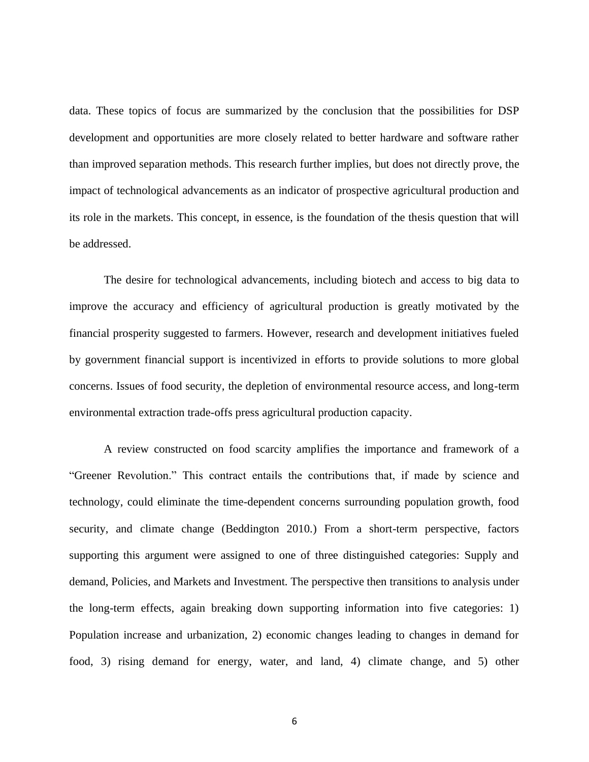data. These topics of focus are summarized by the conclusion that the possibilities for DSP development and opportunities are more closely related to better hardware and software rather than improved separation methods. This research further implies, but does not directly prove, the impact of technological advancements as an indicator of prospective agricultural production and its role in the markets. This concept, in essence, is the foundation of the thesis question that will be addressed.

The desire for technological advancements, including biotech and access to big data to improve the accuracy and efficiency of agricultural production is greatly motivated by the financial prosperity suggested to farmers. However, research and development initiatives fueled by government financial support is incentivized in efforts to provide solutions to more global concerns. Issues of food security, the depletion of environmental resource access, and long-term environmental extraction trade-offs press agricultural production capacity.

A review constructed on food scarcity amplifies the importance and framework of a "Greener Revolution." This contract entails the contributions that, if made by science and technology, could eliminate the time-dependent concerns surrounding population growth, food security, and climate change (Beddington 2010.) From a short-term perspective, factors supporting this argument were assigned to one of three distinguished categories: Supply and demand, Policies, and Markets and Investment. The perspective then transitions to analysis under the long-term effects, again breaking down supporting information into five categories: 1) Population increase and urbanization, 2) economic changes leading to changes in demand for food, 3) rising demand for energy, water, and land, 4) climate change, and 5) other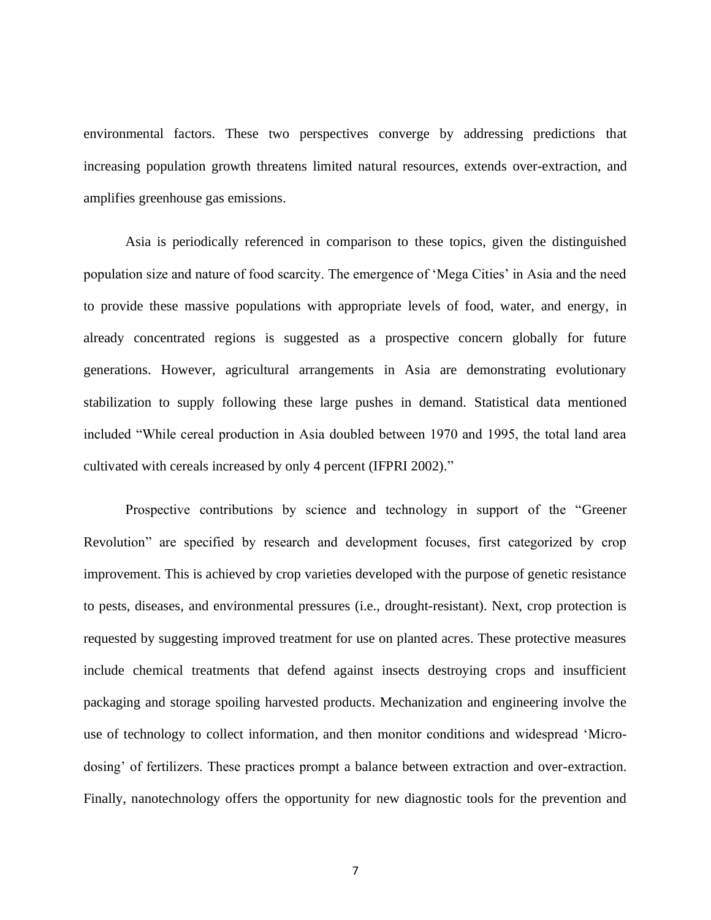environmental factors. These two perspectives converge by addressing predictions that increasing population growth threatens limited natural resources, extends over-extraction, and amplifies greenhouse gas emissions.

Asia is periodically referenced in comparison to these topics, given the distinguished population size and nature of food scarcity. The emergence of 'Mega Cities' in Asia and the need to provide these massive populations with appropriate levels of food, water, and energy, in already concentrated regions is suggested as a prospective concern globally for future generations. However, agricultural arrangements in Asia are demonstrating evolutionary stabilization to supply following these large pushes in demand. Statistical data mentioned included "While cereal production in Asia doubled between 1970 and 1995, the total land area cultivated with cereals increased by only 4 percent (IFPRI 2002)."

Prospective contributions by science and technology in support of the "Greener Revolution" are specified by research and development focuses, first categorized by crop improvement. This is achieved by crop varieties developed with the purpose of genetic resistance to pests, diseases, and environmental pressures (i.e., drought-resistant). Next, crop protection is requested by suggesting improved treatment for use on planted acres. These protective measures include chemical treatments that defend against insects destroying crops and insufficient packaging and storage spoiling harvested products. Mechanization and engineering involve the use of technology to collect information, and then monitor conditions and widespread 'Micro-dosing' of fertilizers. These practices prompt a balance between extraction and over-extraction. Finally, nanotechnology offers the opportunity for new diagnostic tools for the prevention and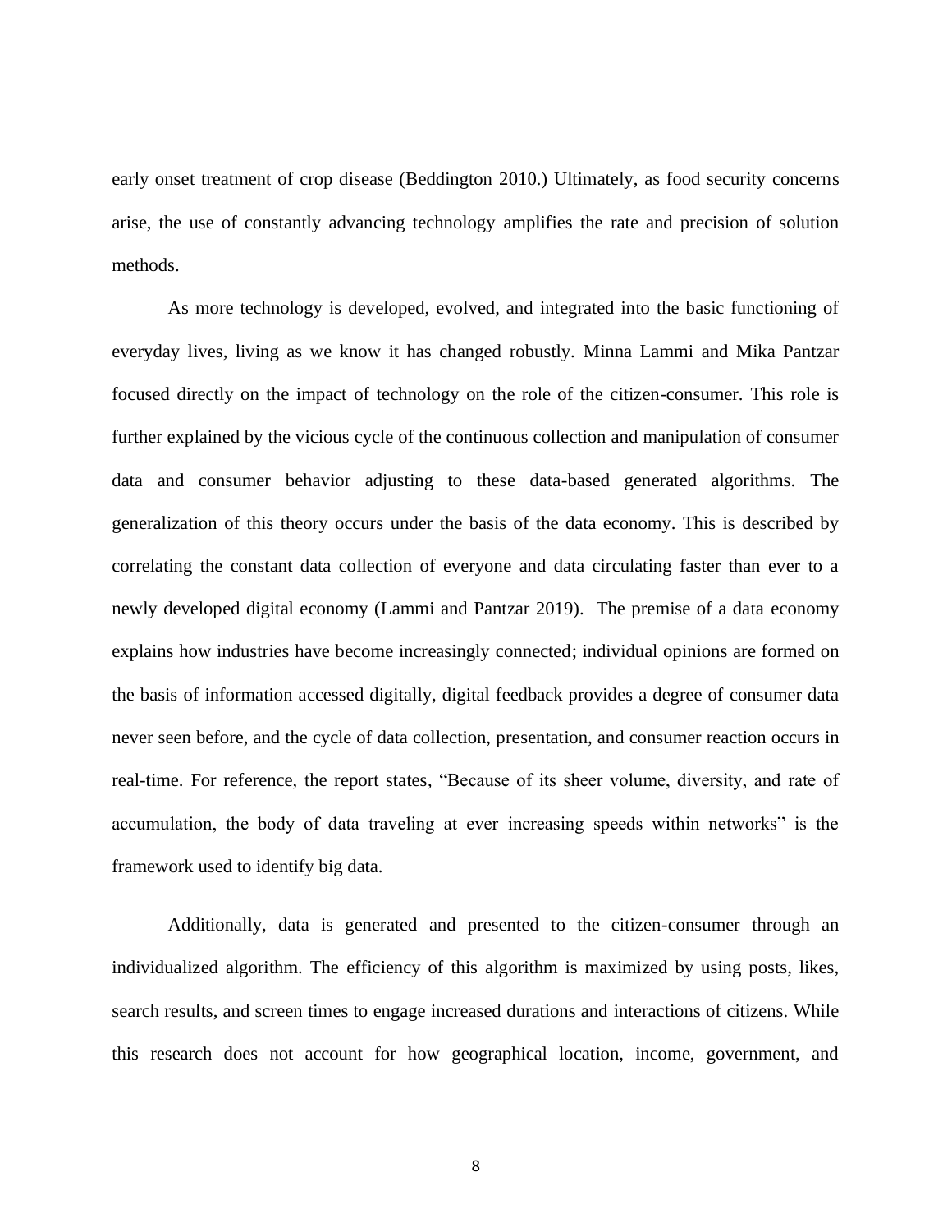early onset treatment of crop disease (Beddington 2010.) Ultimately, as food security concerns arise, the use of constantly advancing technology amplifies the rate and precision of solution methods.

As more technology is developed, evolved, and integrated into the basic functioning of everyday lives, living as we know it has changed robustly. Minna Lammi and Mika Pantzar focused directly on the impact of technology on the role of the citizen-consumer. This role is further explained by the vicious cycle of the continuous collection and manipulation of consumer data and consumer behavior adjusting to these data-based generated algorithms. The generalization of this theory occurs under the basis of the data economy. This is described by correlating the constant data collection of everyone and data circulating faster than ever to a newly developed digital economy (Lammi and Pantzar 2019). The premise of a data economy explains how industries have become increasingly connected; individual opinions are formed on the basis of information accessed digitally, digital feedback provides a degree of consumer data never seen before, and the cycle of data collection, presentation, and consumer reaction occurs in real-time. For reference, the report states, "Because of its sheer volume, diversity, and rate of accumulation, the body of data traveling at ever increasing speeds within networks" is the framework used to identify big data.

Additionally, data is generated and presented to the citizen-consumer through an individualized algorithm. The efficiency of this algorithm is maximized by using posts, likes, search results, and screen times to engage increased durations and interactions of citizens. While this research does not account for how geographical location, income, government, and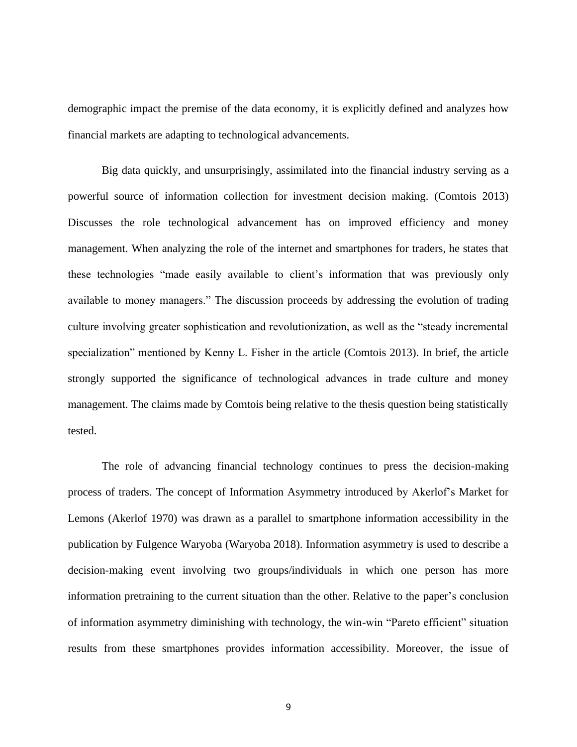demographic impact the premise of the data economy, it is explicitly defined and analyzes how financial markets are adapting to technological advancements.

Big data quickly, and unsurprisingly, assimilated into the financial industry serving as a powerful source of information collection for investment decision making. (Comtois 2013) Discusses the role technological advancement has on improved efficiency and money management. When analyzing the role of the internet and smartphones for traders, he states that these technologies "made easily available to client's information that was previously only available to money managers." The discussion proceeds by addressing the evolution of trading culture involving greater sophistication and revolutionization, as well as the "steady incremental specialization" mentioned by Kenny L. Fisher in the article (Comtois 2013). In brief, the article strongly supported the significance of technological advances in trade culture and money management. The claims made by Comtois being relative to the thesis question being statistically tested.

The role of advancing financial technology continues to press the decision-making process of traders. The concept of Information Asymmetry introduced by Akerlof's Market for Lemons (Akerlof 1970) was drawn as a parallel to smartphone information accessibility in the publication by Fulgence Waryoba (Waryoba 2018). Information asymmetry is used to describe a decision-making event involving two groups/individuals in which one person has more information pretraining to the current situation than the other. Relative to the paper's conclusion of information asymmetry diminishing with technology, the win-win "Pareto efficient" situation results from these smartphones provides information accessibility. Moreover, the issue of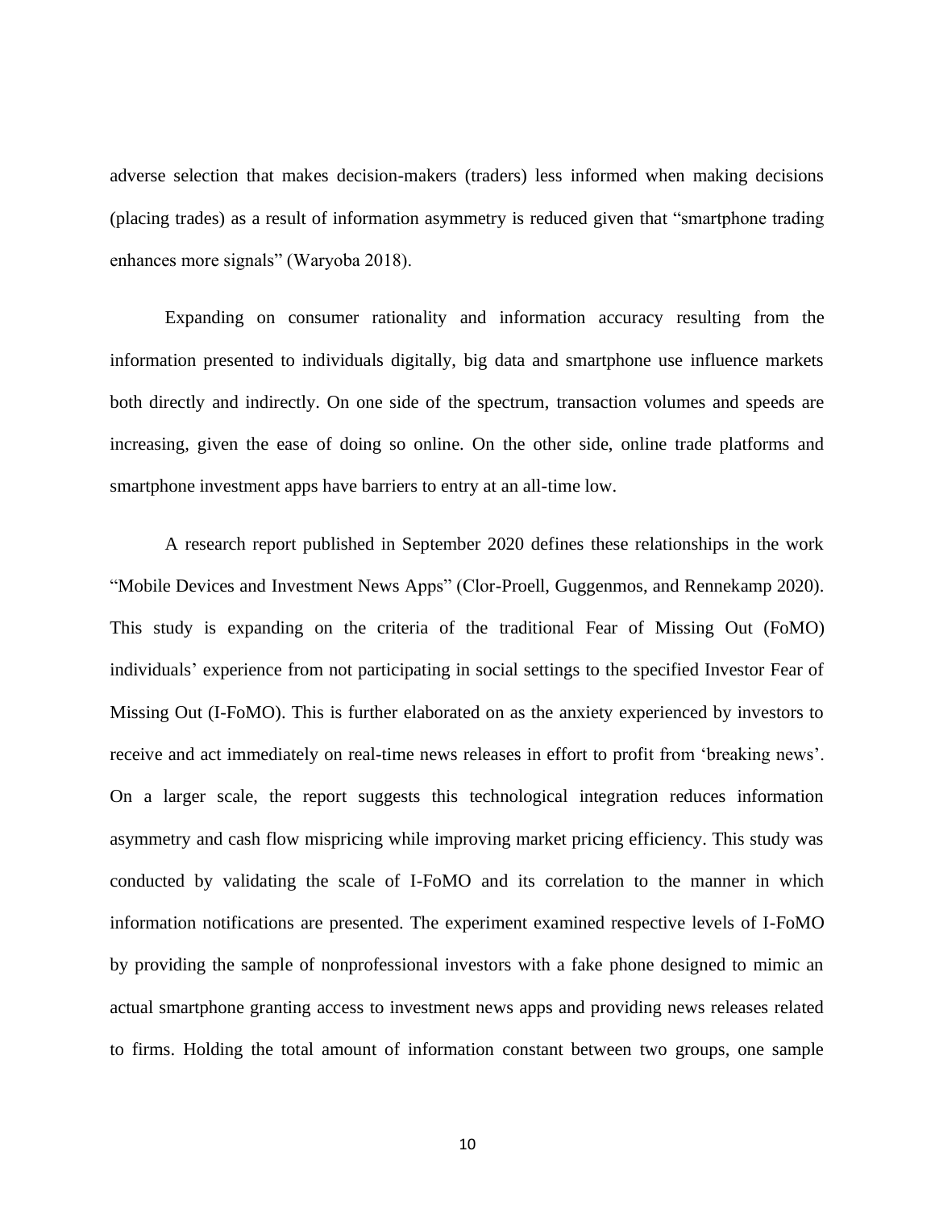adverse selection that makes decision-makers (traders) less informed when making decisions (placing trades) as a result of information asymmetry is reduced given that "smartphone trading enhances more signals" (Waryoba 2018).

Expanding on consumer rationality and information accuracy resulting from the information presented to individuals digitally, big data and smartphone use influence markets both directly and indirectly. On one side of the spectrum, transaction volumes and speeds are increasing, given the ease of doing so online. On the other side, online trade platforms and smartphone investment apps have barriers to entry at an all-time low.

A research report published in September 2020 defines these relationships in the work "Mobile Devices and Investment News Apps" (Clor-Proell, Guggenmos, and Rennekamp 2020). This study is expanding on the criteria of the traditional Fear of Missing Out (FoMO) individuals' experience from not participating in social settings to the specified Investor Fear of Missing Out (I-FoMO). This is further elaborated on as the anxiety experienced by investors to receive and act immediately on real-time news releases in effort to profit from 'breaking news'. On a larger scale, the report suggests this technological integration reduces information asymmetry and cash flow mispricing while improving market pricing efficiency. This study was conducted by validating the scale of I-FoMO and its correlation to the manner in which information notifications are presented. The experiment examined respective levels of I-FoMO by providing the sample of nonprofessional investors with a fake phone designed to mimic an actual smartphone granting access to investment news apps and providing news releases related to firms. Holding the total amount of information constant between two groups, one sample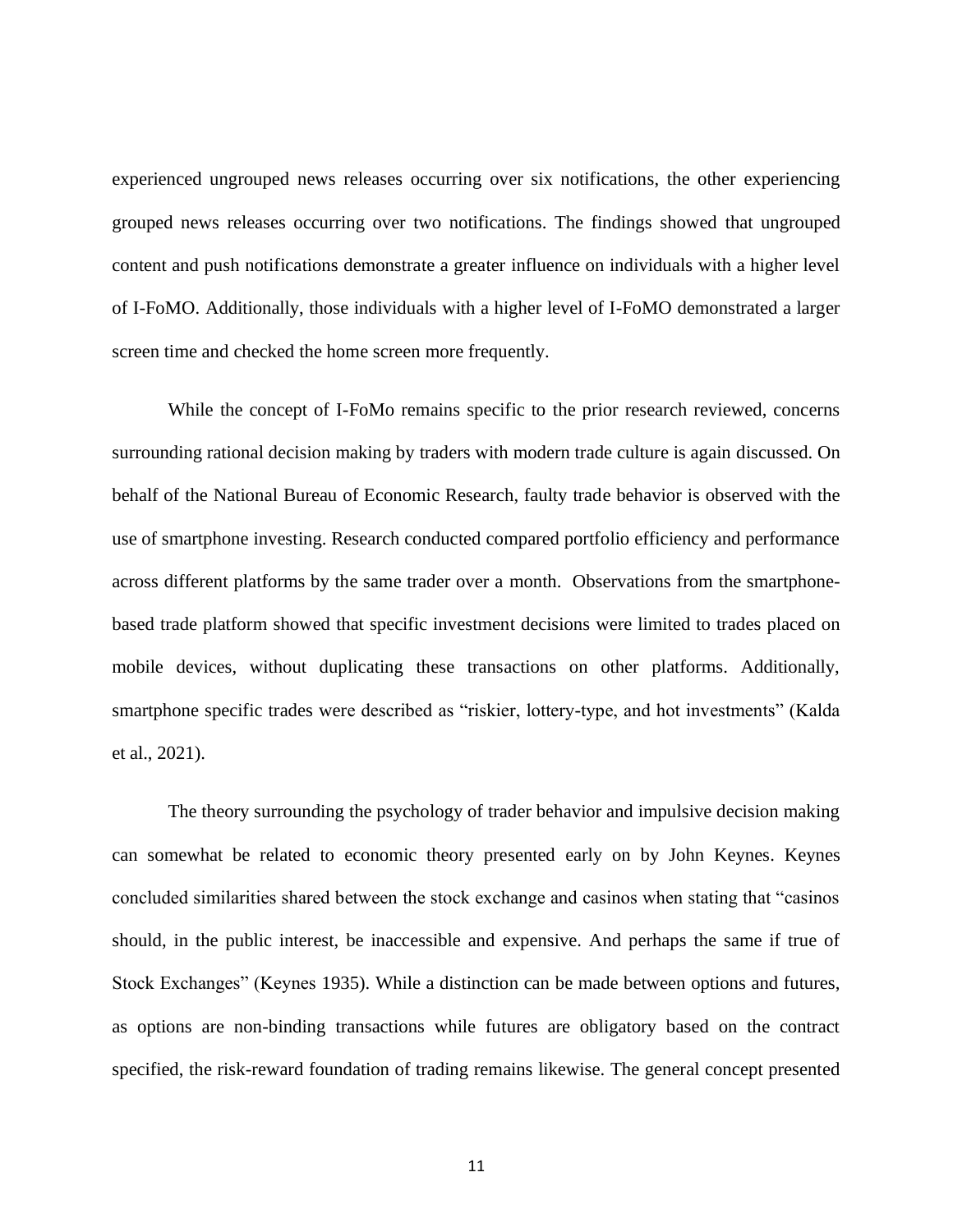experienced ungrouped news releases occurring over six notifications, the other experiencing grouped news releases occurring over two notifications. The findings showed that ungrouped content and push notifications demonstrate a greater influence on individuals with a higher level of I-FoMO. Additionally, those individuals with a higher level of I-FoMO demonstrated a larger screen time and checked the home screen more frequently.

While the concept of I-FoMo remains specific to the prior research reviewed, concerns surrounding rational decision making by traders with modern trade culture is again discussed. On behalf of the National Bureau of Economic Research, faulty trade behavior is observed with the use of smartphone investing. Research conducted compared portfolio efficiency and performance across different platforms by the same trader over a month. Observations from the smartphone-based trade platform showed that specific investment decisions were limited to trades placed on mobile devices, without duplicating these transactions on other platforms. Additionally, smartphone specific trades were described as "riskier, lottery-type, and hot investments" (Kalda et al., 2021).

The theory surrounding the psychology of trader behavior and impulsive decision making can somewhat be related to economic theory presented early on by John Keynes. Keynes concluded similarities shared between the stock exchange and casinos when stating that "casinos should, in the public interest, be inaccessible and expensive. And perhaps the same if true of Stock Exchanges" (Keynes 1935). While a distinction can be made between options and futures, as options are non-binding transactions while futures are obligatory based on the contract specified, the risk-reward foundation of trading remains likewise. The general concept presented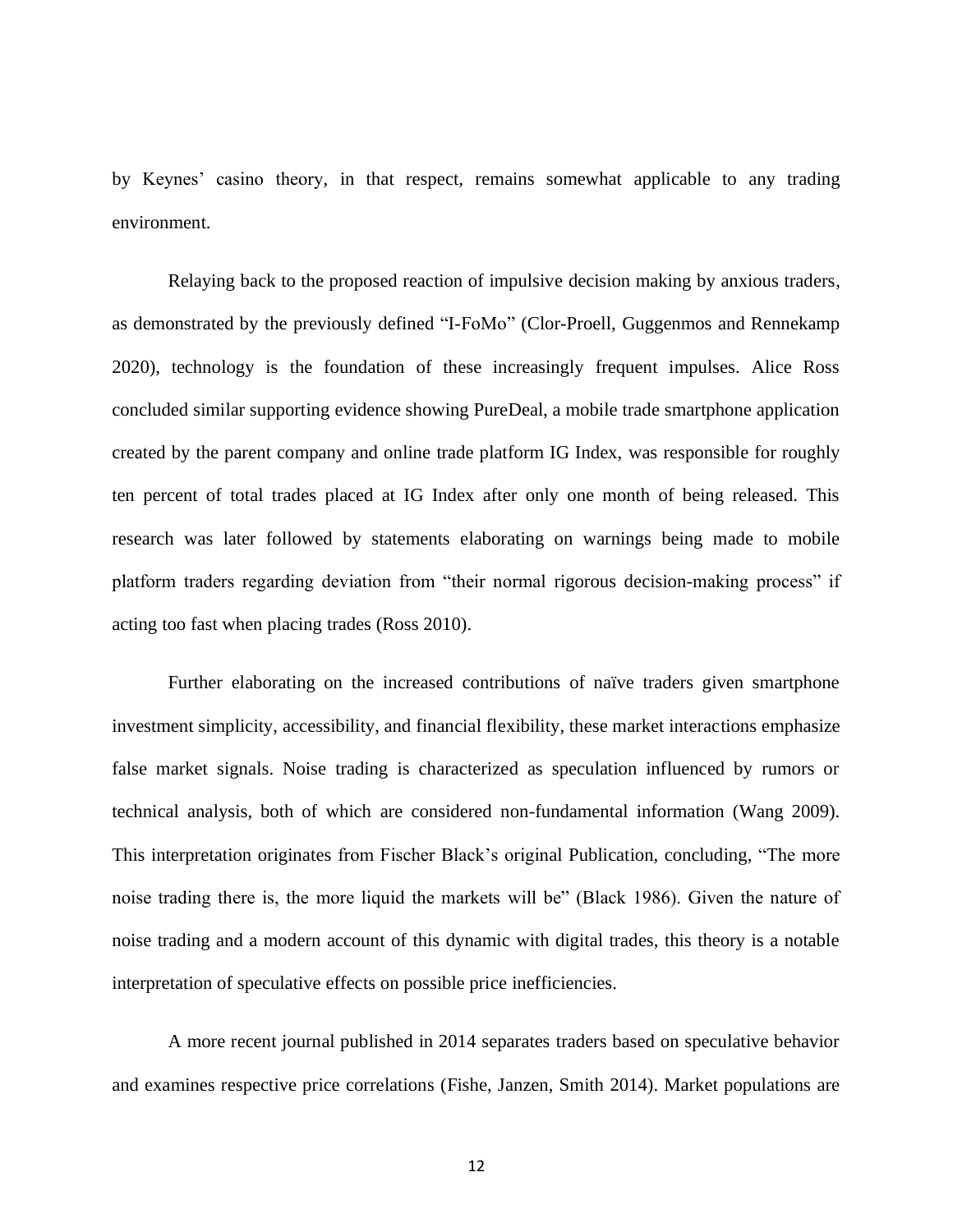by Keynes' casino theory, in that respect, remains somewhat applicable to any trading environment.

Relaying back to the proposed reaction of impulsive decision making by anxious traders, as demonstrated by the previously defined "I-FoMo" (Clor-Proell, Guggenmos and Rennekamp 2020), technology is the foundation of these increasingly frequent impulses. Alice Ross concluded similar supporting evidence showing PureDeal, a mobile trade smartphone application created by the parent company and online trade platform IG Index, was responsible for roughly ten percent of total trades placed at IG Index after only one month of being released. This research was later followed by statements elaborating on warnings being made to mobile platform traders regarding deviation from "their normal rigorous decision-making process" if acting too fast when placing trades (Ross 2010).

Further elaborating on the increased contributions of naïve traders given smartphone investment simplicity, accessibility, and financial flexibility, these market interactions emphasize false market signals. Noise trading is characterized as speculation influenced by rumors or technical analysis, both of which are considered non-fundamental information (Wang 2009). This interpretation originates from Fischer Black's original Publication, concluding, "The more noise trading there is, the more liquid the markets will be" (Black 1986). Given the nature of noise trading and a modern account of this dynamic with digital trades, this theory is a notable interpretation of speculative effects on possible price inefficiencies.

A more recent journal published in 2014 separates traders based on speculative behavior and examines respective price correlations (Fishe, Janzen, Smith 2014). Market populations are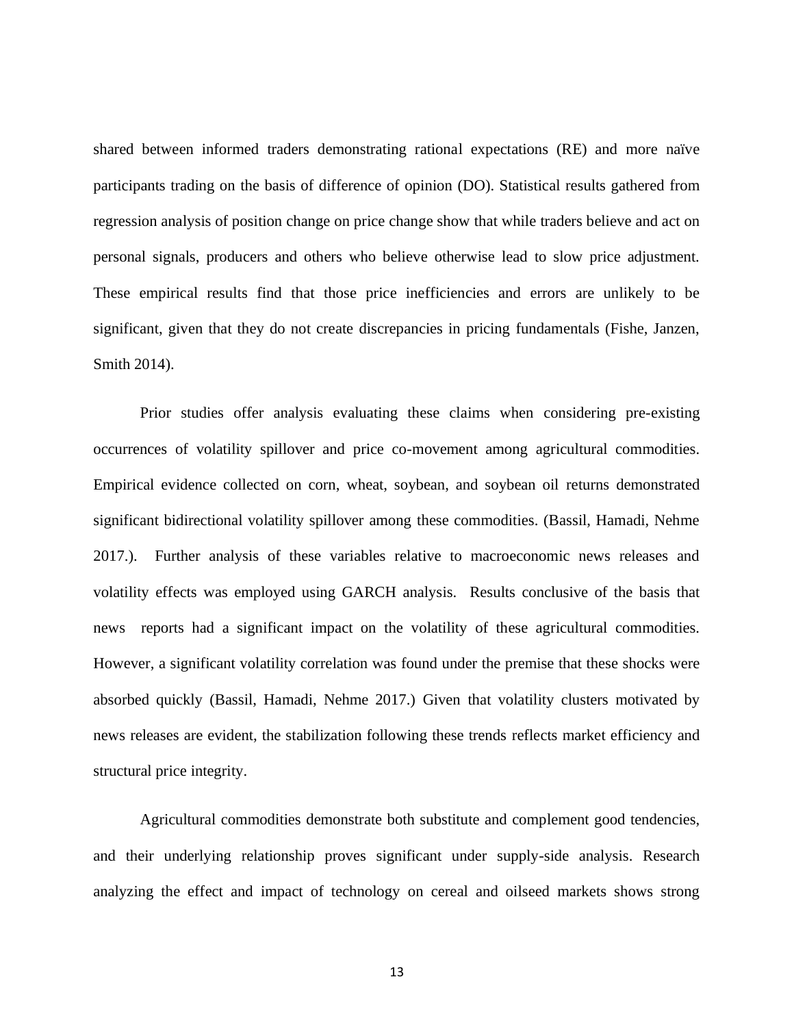shared between informed traders demonstrating rational expectations (RE) and more naïve participants trading on the basis of difference of opinion (DO). Statistical results gathered from regression analysis of position change on price change show that while traders believe and act on personal signals, producers and others who believe otherwise lead to slow price adjustment. These empirical results find that those price inefficiencies and errors are unlikely to be significant, given that they do not create discrepancies in pricing fundamentals (Fishe, Janzen, Smith 2014).

Prior studies offer analysis evaluating these claims when considering pre-existing occurrences of volatility spillover and price co-movement among agricultural commodities. Empirical evidence collected on corn, wheat, soybean, and soybean oil returns demonstrated significant bidirectional volatility spillover among these commodities. (Bassil, Hamadi, Nehme 2017.). Further analysis of these variables relative to macroeconomic news releases and volatility effects was employed using GARCH analysis. Results conclusive of the basis that news reports had a significant impact on the volatility of these agricultural commodities. However, a significant volatility correlation was found under the premise that these shocks were absorbed quickly (Bassil, Hamadi, Nehme 2017.) Given that volatility clusters motivated by news releases are evident, the stabilization following these trends reflects market efficiency and structural price integrity.

Agricultural commodities demonstrate both substitute and complement good tendencies, and their underlying relationship proves significant under supply-side analysis. Research analyzing the effect and impact of technology on cereal and oilseed markets shows strong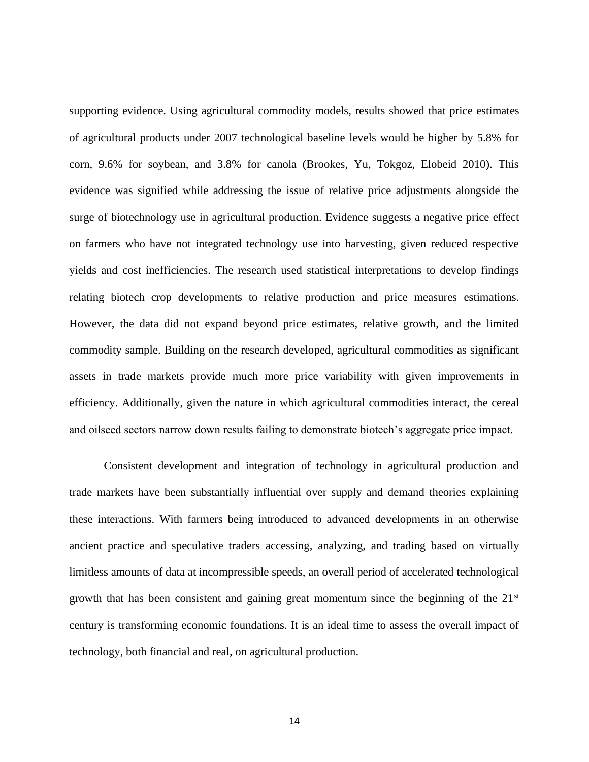supporting evidence. Using agricultural commodity models, results showed that price estimates of agricultural products under 2007 technological baseline levels would be higher by 5.8% for corn, 9.6% for soybean, and 3.8% for canola (Brookes, Yu, Tokgoz, Elobeid 2010). This evidence was signified while addressing the issue of relative price adjustments alongside the surge of biotechnology use in agricultural production. Evidence suggests a negative price effect on farmers who have not integrated technology use into harvesting, given reduced respective yields and cost inefficiencies. The research used statistical interpretations to develop findings relating biotech crop developments to relative production and price measures estimations. However, the data did not expand beyond price estimates, relative growth, and the limited commodity sample. Building on the research developed, agricultural commodities as significant assets in trade markets provide much more price variability with given improvements in efficiency. Additionally, given the nature in which agricultural commodities interact, the cereal and oilseed sectors narrow down results failing to demonstrate biotech's aggregate price impact.

Consistent development and integration of technology in agricultural production and trade markets have been substantially influential over supply and demand theories explaining these interactions. With farmers being introduced to advanced developments in an otherwise ancient practice and speculative traders accessing, analyzing, and trading based on virtually limitless amounts of data at incompressible speeds, an overall period of accelerated technological growth that has been consistent and gaining great momentum since the beginning of the 21st century is transforming economic foundations. It is an ideal time to assess the overall impact of technology, both financial and real, on agricultural production.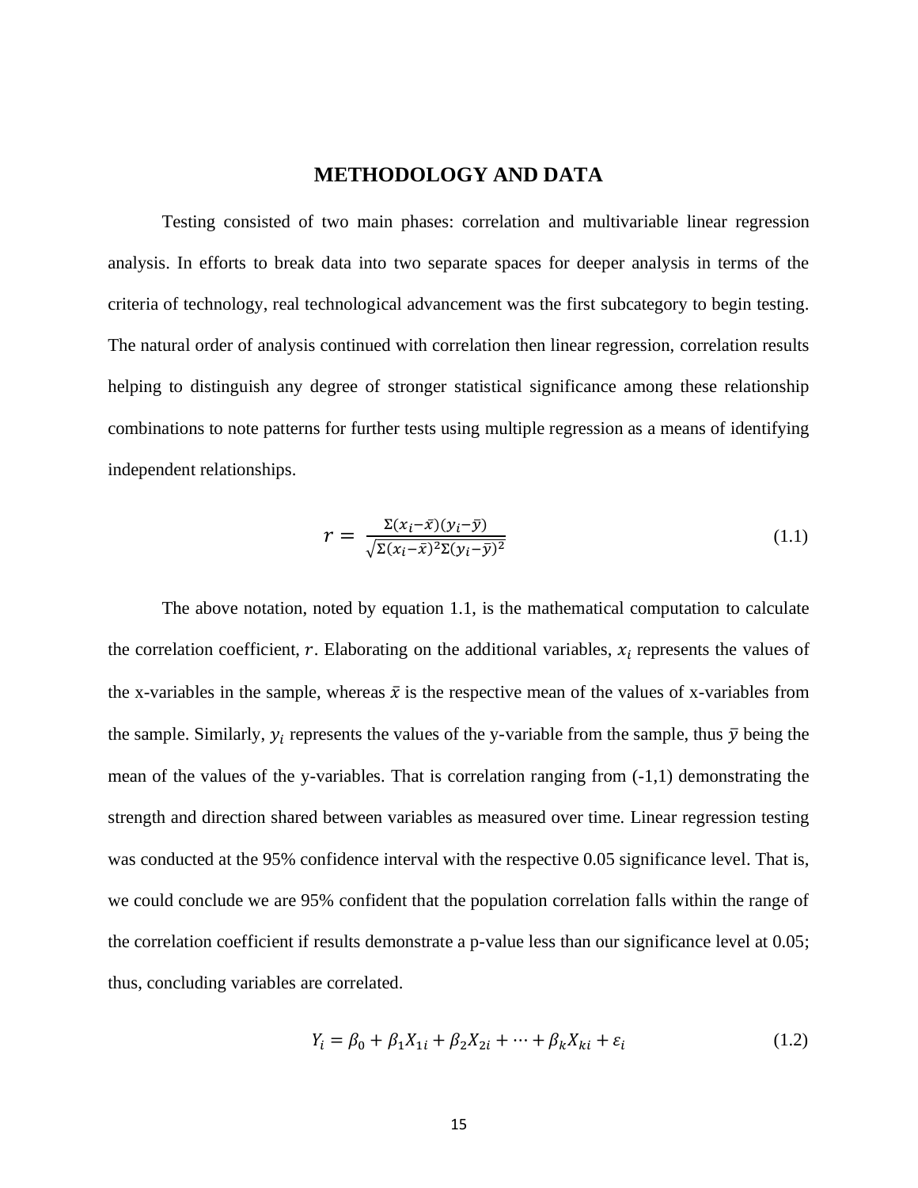# METHODOLOGY AND DATA

Testing consisted of two main phases: correlation and multivariable linear regression analysis. In efforts to break data into two separate spaces for deeper analysis in terms of the criteria of technology, real technological advancement was the first subcategory to begin testing. The natural order of analysis continued with correlation then linear regression, correlation results helping to distinguish any degree of stronger statistical significance among these relationship combinations to note patterns for further tests using multiple regression as a means of identifying independent relationships.

$$r = \frac{\Sigma(x_i - \bar{x})(y_i - \bar{y})}{\sqrt{\Sigma(x_i - \bar{x})^2 \Sigma(y_i - \bar{y})^2}} \tag{1.1}$$

The above notation, noted by equation 1.1, is the mathematical computation to calculate the correlation coefficient, $r$. Elaborating on the additional variables, $x_i$ represents the values of the x-variables in the sample, whereas $\bar{x}$ is the respective mean of the values of x-variables from the sample. Similarly, $y_i$ represents the values of the y-variable from the sample, thus $\bar{y}$ being the mean of the values of the y-variables. That is correlation ranging from (-1,1) demonstrating the strength and direction shared between variables as measured over time. Linear regression testing was conducted at the 95% confidence interval with the respective 0.05 significance level. That is, we could conclude we are 95% confident that the population correlation falls within the range of the correlation coefficient if results demonstrate a p-value less than our significance level at 0.05; thus, concluding variables are correlated.

$$Y_i = \beta_0 + \beta_1 X_{1i} + \beta_2 X_{2i} + \cdots + \beta_k X_{ki} + \varepsilon_i \tag{1.2}$$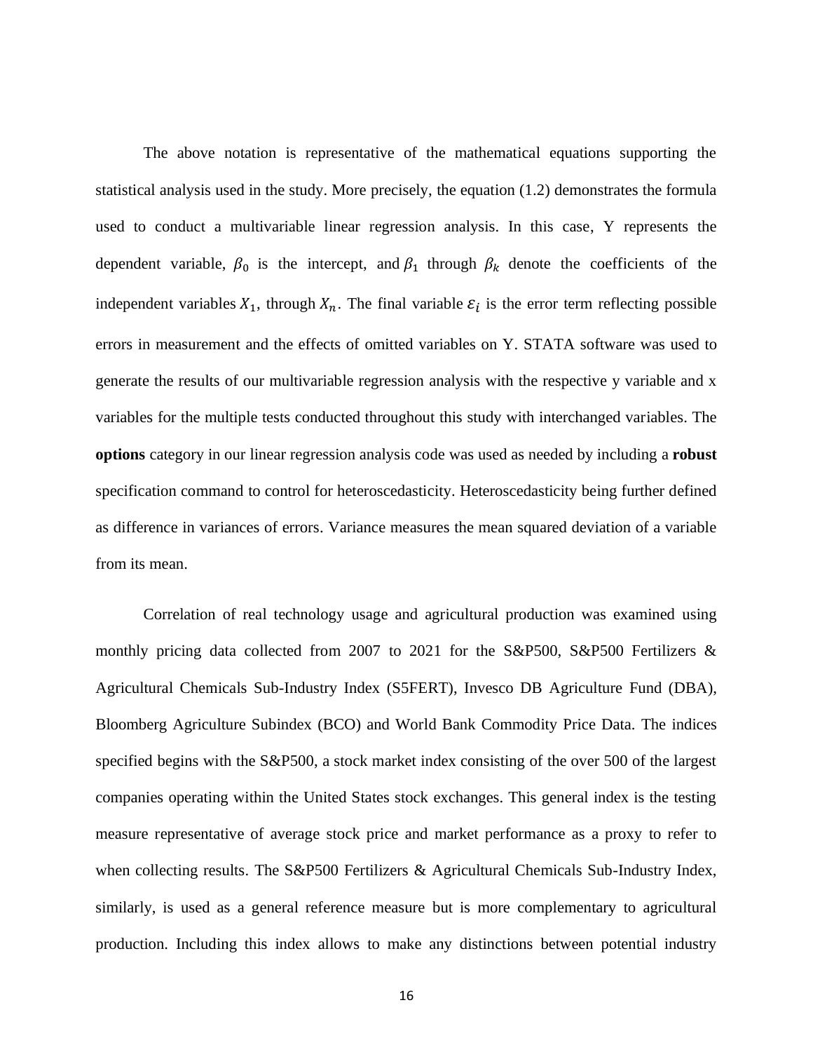The above notation is representative of the mathematical equations supporting the statistical analysis used in the study. More precisely, the equation (1.2) demonstrates the formula used to conduct a multivariable linear regression analysis. In this case, Y represents the dependent variable, $\beta_0$ is the intercept, and $\beta_1$ through $\beta_k$ denote the coefficients of the independent variables $X_1$, through $X_n$. The final variable $\varepsilon_i$ is the error term reflecting possible errors in measurement and the effects of omitted variables on Y. STATA software was used to generate the results of our multivariable regression analysis with the respective y variable and x variables for the multiple tests conducted throughout this study with interchanged variables. The **options** category in our linear regression analysis code was used as needed by including a **robust** specification command to control for heteroscedasticity. Heteroscedasticity being further defined as difference in variances of errors. Variance measures the mean squared deviation of a variable from its mean.

Correlation of real technology usage and agricultural production was examined using monthly pricing data collected from 2007 to 2021 for the S&P500, S&P500 Fertilizers & Agricultural Chemicals Sub-Industry Index (S5FERT), Invesco DB Agriculture Fund (DBA), Bloomberg Agriculture Subindex (BCO) and World Bank Commodity Price Data. The indices specified begins with the S&P500, a stock market index consisting of the over 500 of the largest companies operating within the United States stock exchanges. This general index is the testing measure representative of average stock price and market performance as a proxy to refer to when collecting results. The S&P500 Fertilizers & Agricultural Chemicals Sub-Industry Index, similarly, is used as a general reference measure but is more complementary to agricultural production. Including this index allows to make any distinctions between potential industry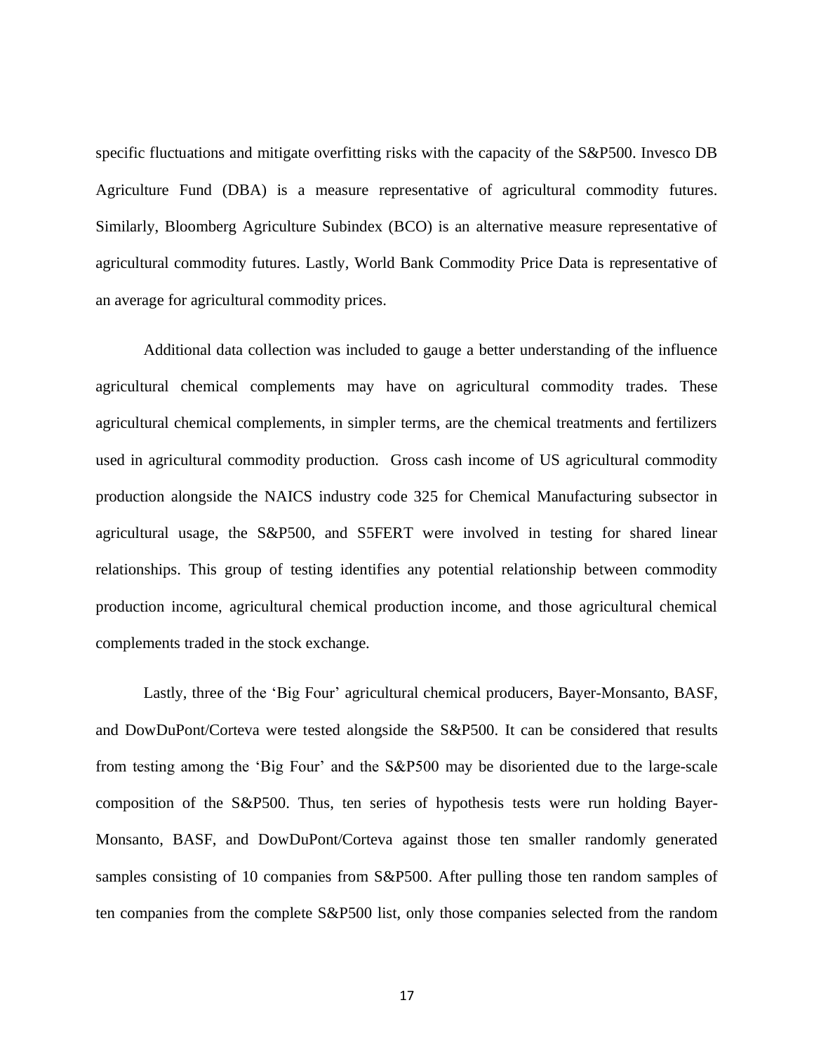specific fluctuations and mitigate overfitting risks with the capacity of the S&P500. Invesco DB Agriculture Fund (DBA) is a measure representative of agricultural commodity futures. Similarly, Bloomberg Agriculture Subindex (BCO) is an alternative measure representative of agricultural commodity futures. Lastly, World Bank Commodity Price Data is representative of an average for agricultural commodity prices.

Additional data collection was included to gauge a better understanding of the influence agricultural chemical complements may have on agricultural commodity trades. These agricultural chemical complements, in simpler terms, are the chemical treatments and fertilizers used in agricultural commodity production. Gross cash income of US agricultural commodity production alongside the NAICS industry code 325 for Chemical Manufacturing subsector in agricultural usage, the S&P500, and S5FERT were involved in testing for shared linear relationships. This group of testing identifies any potential relationship between commodity production income, agricultural chemical production income, and those agricultural chemical complements traded in the stock exchange.

Lastly, three of the 'Big Four' agricultural chemical producers, Bayer-Monsanto, BASF, and DowDuPont/Corteva were tested alongside the S&P500. It can be considered that results from testing among the 'Big Four' and the S&P500 may be disoriented due to the large-scale composition of the S&P500. Thus, ten series of hypothesis tests were run holding Bayer-Monsanto, BASF, and DowDuPont/Corteva against those ten smaller randomly generated samples consisting of 10 companies from S&P500. After pulling those ten random samples of ten companies from the complete S&P500 list, only those companies selected from the random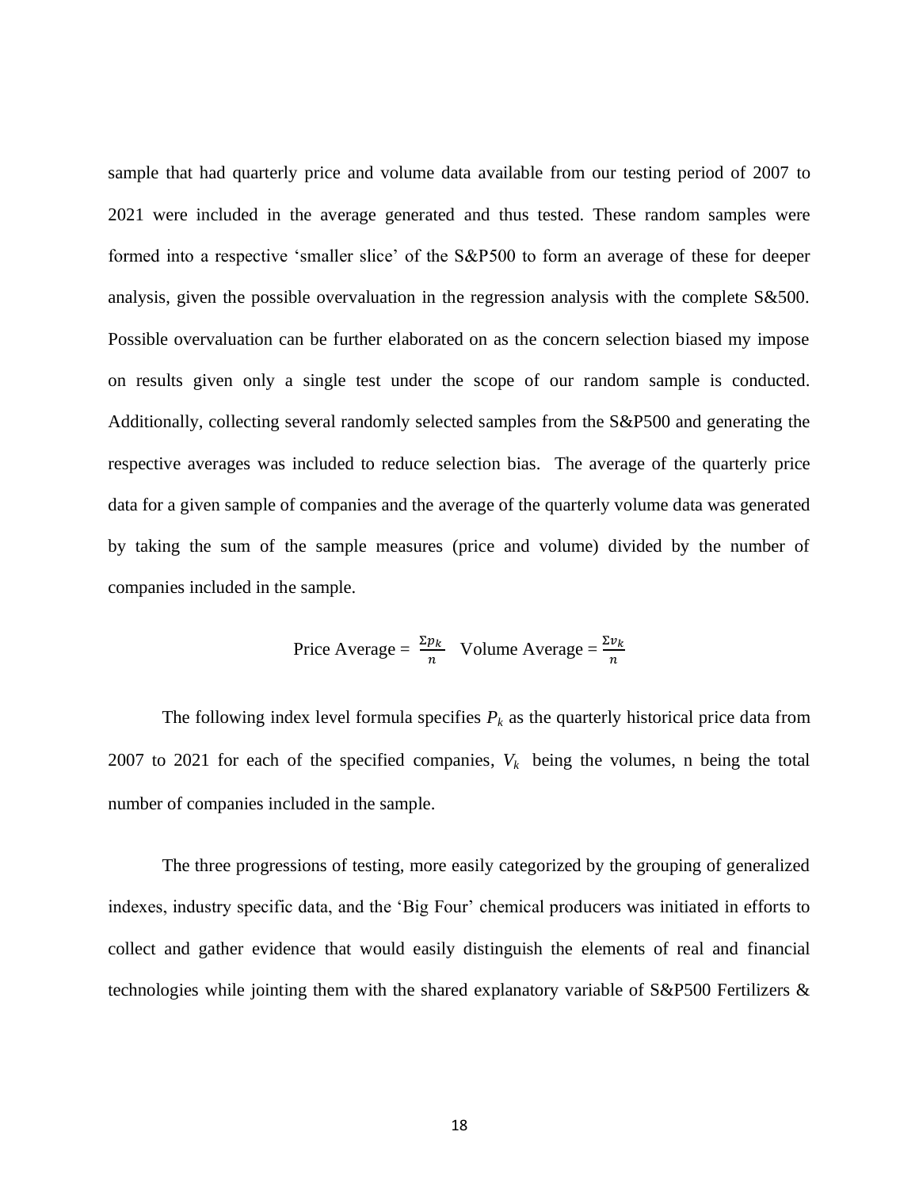sample that had quarterly price and volume data available from our testing period of 2007 to 2021 were included in the average generated and thus tested. These random samples were formed into a respective 'smaller slice' of the S&P500 to form an average of these for deeper analysis, given the possible overvaluation in the regression analysis with the complete S&500. Possible overvaluation can be further elaborated on as the concern selection biased my impose on results given only a single test under the scope of our random sample is conducted. Additionally, collecting several randomly selected samples from the S&P500 and generating the respective averages was included to reduce selection bias. The average of the quarterly price data for a given sample of companies and the average of the quarterly volume data was generated by taking the sum of the sample measures (price and volume) divided by the number of companies included in the sample.

$$\text{Price Average} = \frac{\Sigma p_k}{n} \quad \text{Volume Average} = \frac{\Sigma v_k}{n}$$

The following index level formula specifies $P_k$ as the quarterly historical price data from 2007 to 2021 for each of the specified companies, $V_k$ being the volumes, n being the total number of companies included in the sample.

The three progressions of testing, more easily categorized by the grouping of generalized indexes, industry specific data, and the 'Big Four' chemical producers was initiated in efforts to collect and gather evidence that would easily distinguish the elements of real and financial technologies while jointing them with the shared explanatory variable of S&P500 Fertilizers &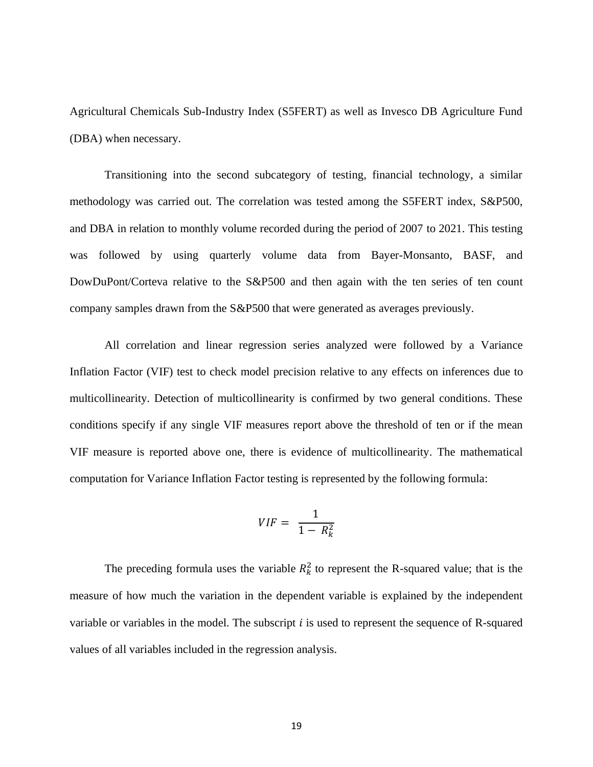Agricultural Chemicals Sub-Industry Index (S5FERT) as well as Invesco DB Agriculture Fund (DBA) when necessary.

Transitioning into the second subcategory of testing, financial technology, a similar methodology was carried out. The correlation was tested among the S5FERT index, S&P500, and DBA in relation to monthly volume recorded during the period of 2007 to 2021. This testing was followed by using quarterly volume data from Bayer-Monsanto, BASF, and DowDuPont/Corteva relative to the S&P500 and then again with the ten series of ten count company samples drawn from the S&P500 that were generated as averages previously.

All correlation and linear regression series analyzed were followed by a Variance Inflation Factor (VIF) test to check model precision relative to any effects on inferences due to multicollinearity. Detection of multicollinearity is confirmed by two general conditions. These conditions specify if any single VIF measures report above the threshold of ten or if the mean VIF measure is reported above one, there is evidence of multicollinearity. The mathematical computation for Variance Inflation Factor testing is represented by the following formula:

$$VIF = \frac{1}{1 - R_k^2}$$

The preceding formula uses the variable $R_k^2$ to represent the R-squared value; that is the measure of how much the variation in the dependent variable is explained by the independent variable or variables in the model. The subscript $i$ is used to represent the sequence of R-squared values of all variables included in the regression analysis.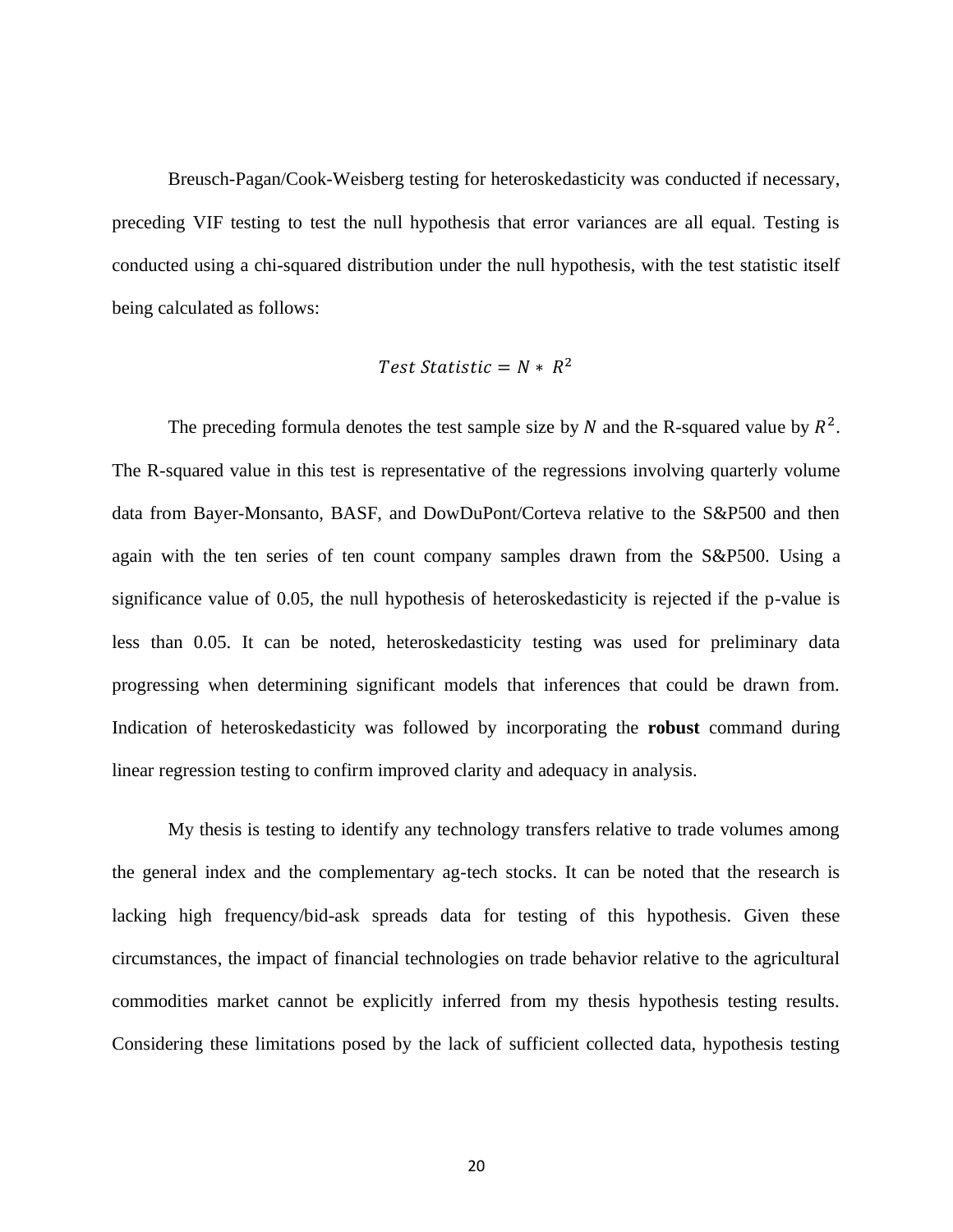Breusch-Pagan/Cook-Weisberg testing for heteroskedasticity was conducted if necessary, preceding VIF testing to test the null hypothesis that error variances are all equal. Testing is conducted using a chi-squared distribution under the null hypothesis, with the test statistic itself being calculated as follows:

$$Test\ Statistic = N * \ R^2$$

The preceding formula denotes the test sample size by $N$ and the R-squared value by $R^2$. The R-squared value in this test is representative of the regressions involving quarterly volume data from Bayer-Monsanto, BASF, and DowDuPont/Corteva relative to the S&P500 and then again with the ten series of ten count company samples drawn from the S&P500. Using a significance value of 0.05, the null hypothesis of heteroskedasticity is rejected if the p-value is less than 0.05. It can be noted, heteroskedasticity testing was used for preliminary data progressing when determining significant models that inferences that could be drawn from. Indication of heteroskedasticity was followed by incorporating the **robust** command during linear regression testing to confirm improved clarity and adequacy in analysis.

My thesis is testing to identify any technology transfers relative to trade volumes among the general index and the complementary ag-tech stocks. It can be noted that the research is lacking high frequency/bid-ask spreads data for testing of this hypothesis. Given these circumstances, the impact of financial technologies on trade behavior relative to the agricultural commodities market cannot be explicitly inferred from my thesis hypothesis testing results. Considering these limitations posed by the lack of sufficient collected data, hypothesis testing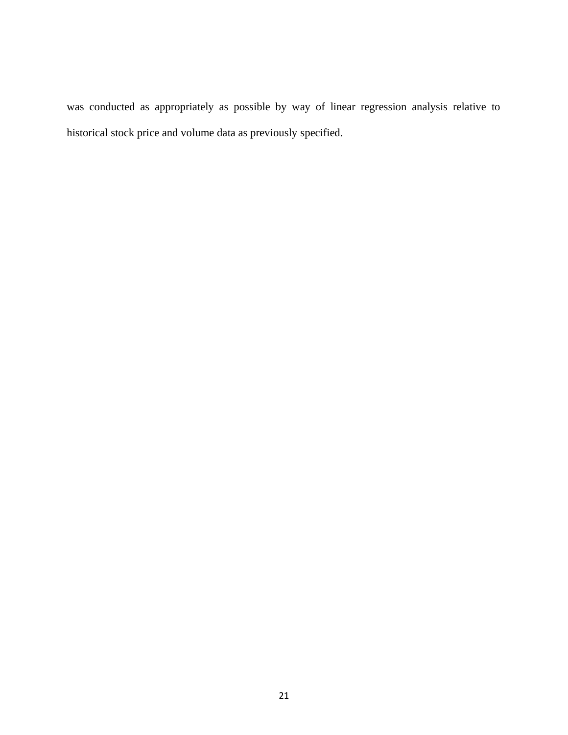was conducted as appropriately as possible by way of linear regression analysis relative to historical stock price and volume data as previously specified.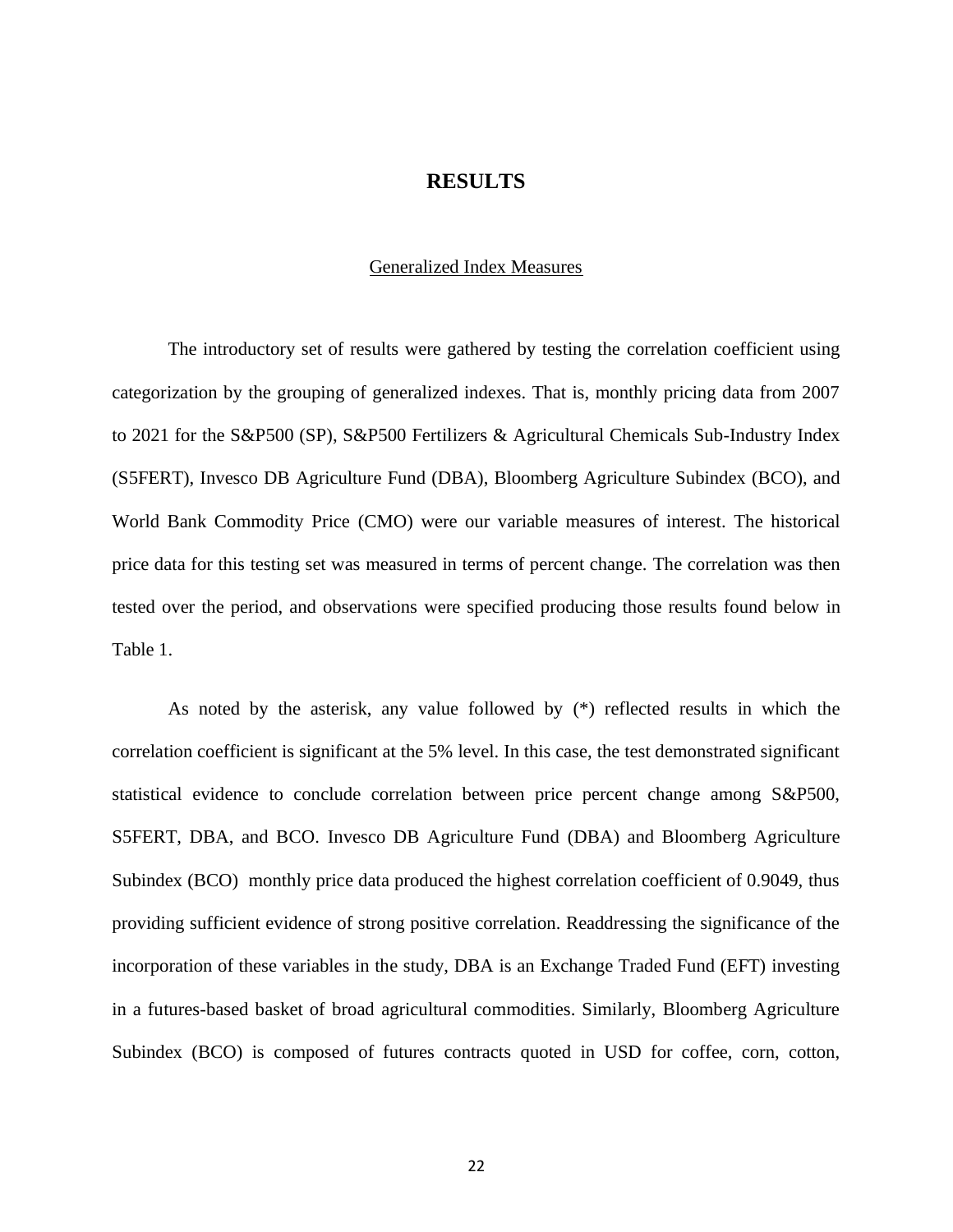# RESULTS

## Generalized Index Measures

The introductory set of results were gathered by testing the correlation coefficient using categorization by the grouping of generalized indexes. That is, monthly pricing data from 2007 to 2021 for the S&P500 (SP), S&P500 Fertilizers & Agricultural Chemicals Sub-Industry Index (S5FERT), Invesco DB Agriculture Fund (DBA), Bloomberg Agriculture Subindex (BCO), and World Bank Commodity Price (CMO) were our variable measures of interest. The historical price data for this testing set was measured in terms of percent change. The correlation was then tested over the period, and observations were specified producing those results found below in Table 1.

As noted by the asterisk, any value followed by (*) reflected results in which the correlation coefficient is significant at the 5% level. In this case, the test demonstrated significant statistical evidence to conclude correlation between price percent change among S&P500, S5FERT, DBA, and BCO. Invesco DB Agriculture Fund (DBA) and Bloomberg Agriculture Subindex (BCO) monthly price data produced the highest correlation coefficient of 0.9049, thus providing sufficient evidence of strong positive correlation. Readdressing the significance of the incorporation of these variables in the study, DBA is an Exchange Traded Fund (EFT) investing in a futures-based basket of broad agricultural commodities. Similarly, Bloomberg Agriculture Subindex (BCO) is composed of futures contracts quoted in USD for coffee, corn, cotton,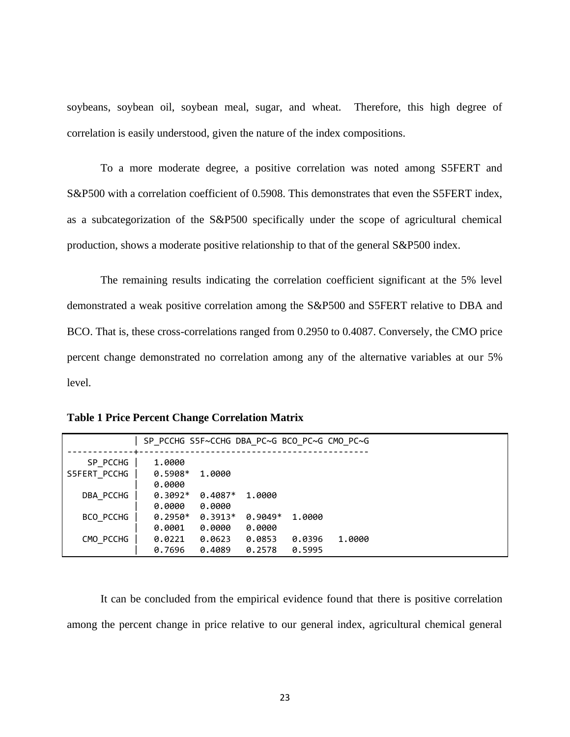soybeans, soybean oil, soybean meal, sugar, and wheat. Therefore, this high degree of correlation is easily understood, given the nature of the index compositions.

To a more moderate degree, a positive correlation was noted among S5FERT and S&P500 with a correlation coefficient of 0.5908. This demonstrates that even the S5FERT index, as a subcategorization of the S&P500 specifically under the scope of agricultural chemical production, shows a moderate positive relationship to that of the general S&P500 index.

The remaining results indicating the correlation coefficient significant at the 5% level demonstrated a weak positive correlation among the S&P500 and S5FERT relative to DBA and BCO. That is, these cross-correlations ranged from 0.2950 to 0.4087. Conversely, the CMO price percent change demonstrated no correlation among any of the alternative variables at our 5% level.

**Table 1 Price Percent Change Correlation Matrix**

| | SP_PCCHG | S5F~CCHG | DBA_PC~G | BCO_PC~G | CMO_PC~G |
|---|---|---|---|---|---|
| SP_PCCHG | 1.0000 | | | | |
| S5FERT_PCCHG | 0.5908* | 1.0000 | | | |
| | 0.0000 | | | | |
| DBA_PCCHG | 0.3092* | 0.4087* | 1.0000 | | |
| | 0.0000 | 0.0000 | | | |
| BCO_PCCHG | 0.2950* | 0.3913* | 0.9049* | 1.0000 | |
| | 0.0001 | 0.0000 | 0.0000 | | |
| CMO_PCCHG | 0.0221 | 0.0623 | 0.0853 | 0.0396 | 1.0000 |
| | 0.7696 | 0.4089 | 0.2578 | 0.5995 | |

It can be concluded from the empirical evidence found that there is positive correlation among the percent change in price relative to our general index, agricultural chemical general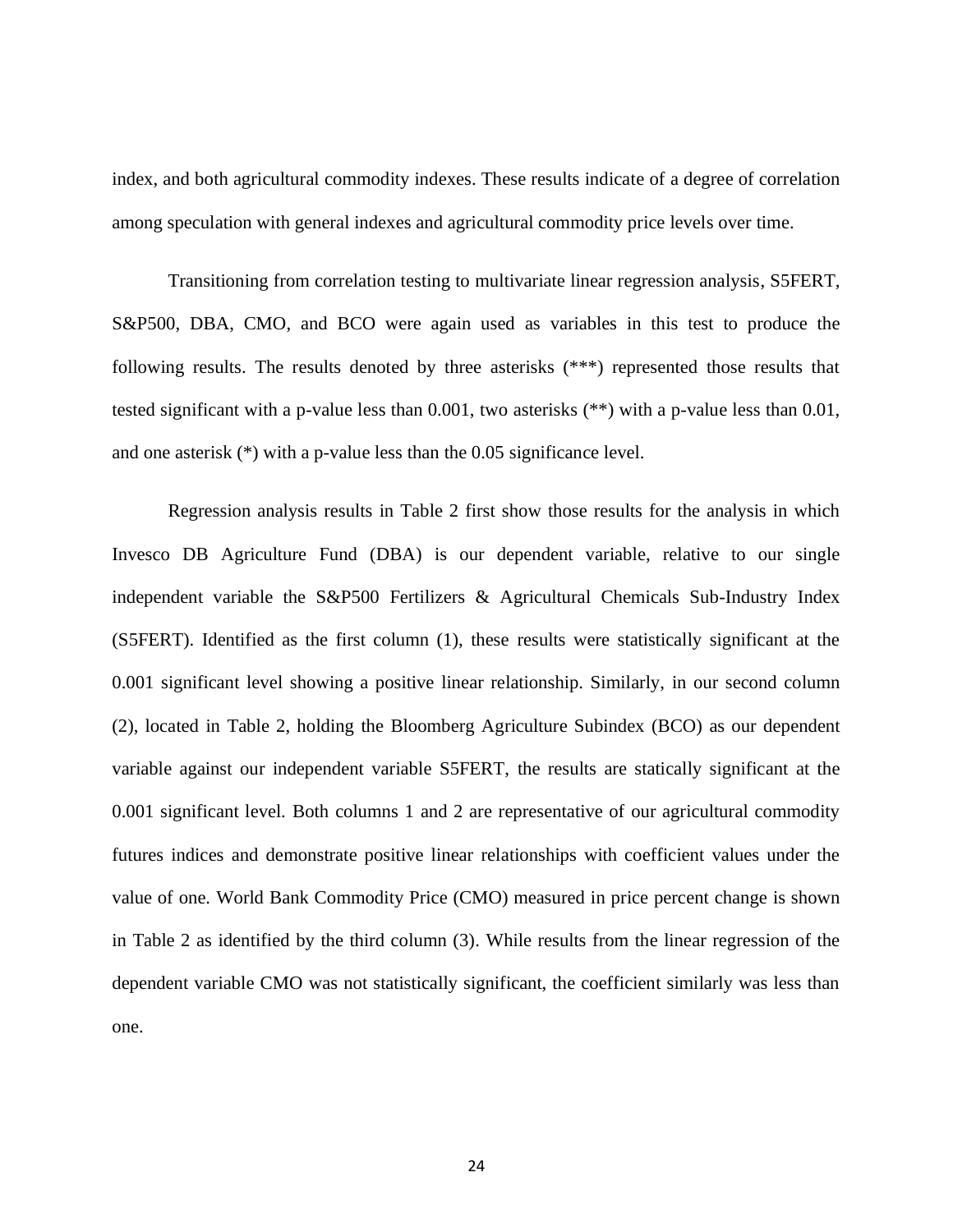index, and both agricultural commodity indexes. These results indicate of a degree of correlation among speculation with general indexes and agricultural commodity price levels over time.

Transitioning from correlation testing to multivariate linear regression analysis, S5FERT, S&P500, DBA, CMO, and BCO were again used as variables in this test to produce the following results. The results denoted by three asterisks (***) represented those results that tested significant with a p-value less than 0.001, two asterisks (**) with a p-value less than 0.01, and one asterisk (*) with a p-value less than the 0.05 significance level.

Regression analysis results in Table 2 first show those results for the analysis in which Invesco DB Agriculture Fund (DBA) is our dependent variable, relative to our single independent variable the S&P500 Fertilizers & Agricultural Chemicals Sub-Industry Index (S5FERT). Identified as the first column (1), these results were statistically significant at the 0.001 significant level showing a positive linear relationship. Similarly, in our second column (2), located in Table 2, holding the Bloomberg Agriculture Subindex (BCO) as our dependent variable against our independent variable S5FERT, the results are statically significant at the 0.001 significant level. Both columns 1 and 2 are representative of our agricultural commodity futures indices and demonstrate positive linear relationships with coefficient values under the value of one. World Bank Commodity Price (CMO) measured in price percent change is shown in Table 2 as identified by the third column (3). While results from the linear regression of the dependent variable CMO was not statistically significant, the coefficient similarly was less than one.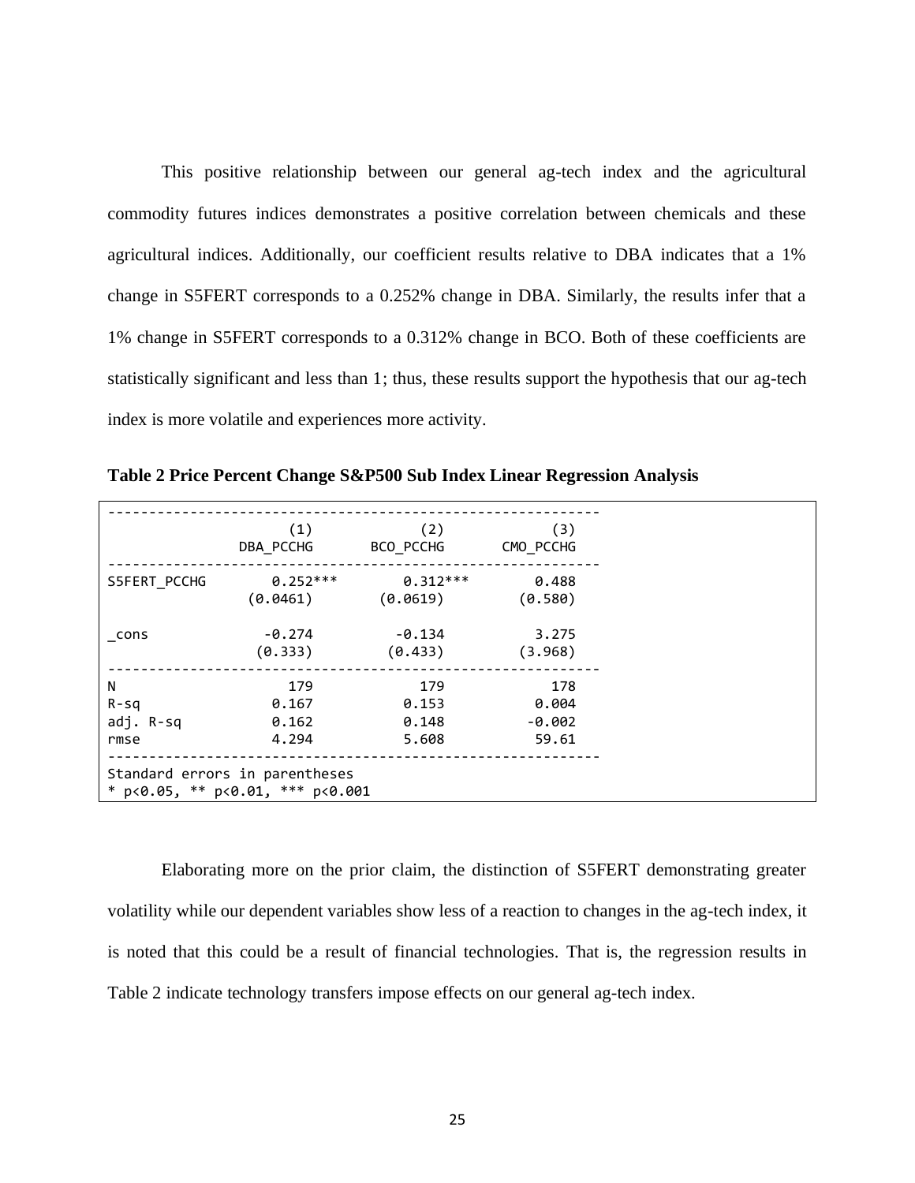This positive relationship between our general ag-tech index and the agricultural commodity futures indices demonstrates a positive correlation between chemicals and these agricultural indices. Additionally, our coefficient results relative to DBA indicates that a 1% change in S5FERT corresponds to a 0.252% change in DBA. Similarly, the results infer that a 1% change in S5FERT corresponds to a 0.312% change in BCO. Both of these coefficients are statistically significant and less than 1; thus, these results support the hypothesis that our ag-tech index is more volatile and experiences more activity.

**Table 2 Price Percent Change S&P500 Sub Index Linear Regression Analysis**

| | (1) DBA_PCCHG | (2) BCO_PCCHG | (3) CMO_PCCHG |
|---|---|---|---|
| S5FERT_PCCHG | 0.252*** | 0.312*** | 0.488 |
| | (0.0461) | (0.0619) | (0.580) |
| _cons | -0.274 | -0.134 | 3.275 |
| | (0.333) | (0.433) | (3.968) |
| N | 179 | 179 | 178 |
| R-sq | 0.167 | 0.153 | 0.004 |
| adj. R-sq | 0.162 | 0.148 | -0.002 |
| rmse | 4.294 | 5.608 | 59.61 |

Standard errors in parentheses
* p<0.05, ** p<0.01, *** p<0.001

Elaborating more on the prior claim, the distinction of S5FERT demonstrating greater volatility while our dependent variables show less of a reaction to changes in the ag-tech index, it is noted that this could be a result of financial technologies. That is, the regression results in Table 2 indicate technology transfers impose effects on our general ag-tech index.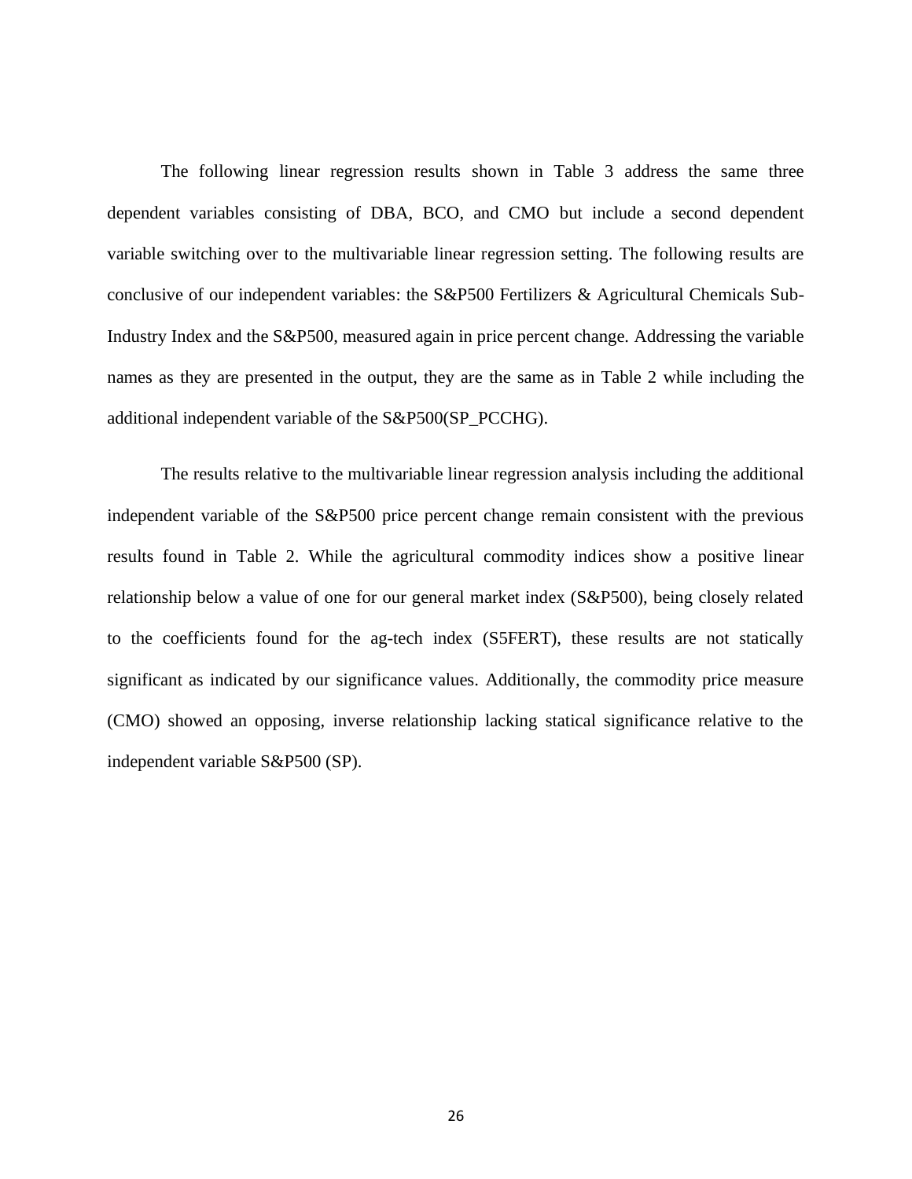The following linear regression results shown in Table 3 address the same three dependent variables consisting of DBA, BCO, and CMO but include a second dependent variable switching over to the multivariable linear regression setting. The following results are conclusive of our independent variables: the S&P500 Fertilizers & Agricultural Chemicals Sub-Industry Index and the S&P500, measured again in price percent change. Addressing the variable names as they are presented in the output, they are the same as in Table 2 while including the additional independent variable of the S&P500(SP_PCCHG).

The results relative to the multivariable linear regression analysis including the additional independent variable of the S&P500 price percent change remain consistent with the previous results found in Table 2. While the agricultural commodity indices show a positive linear relationship below a value of one for our general market index (S&P500), being closely related to the coefficients found for the ag-tech index (S5FERT), these results are not statically significant as indicated by our significance values. Additionally, the commodity price measure (CMO) showed an opposing, inverse relationship lacking statical significance relative to the independent variable S&P500 (SP).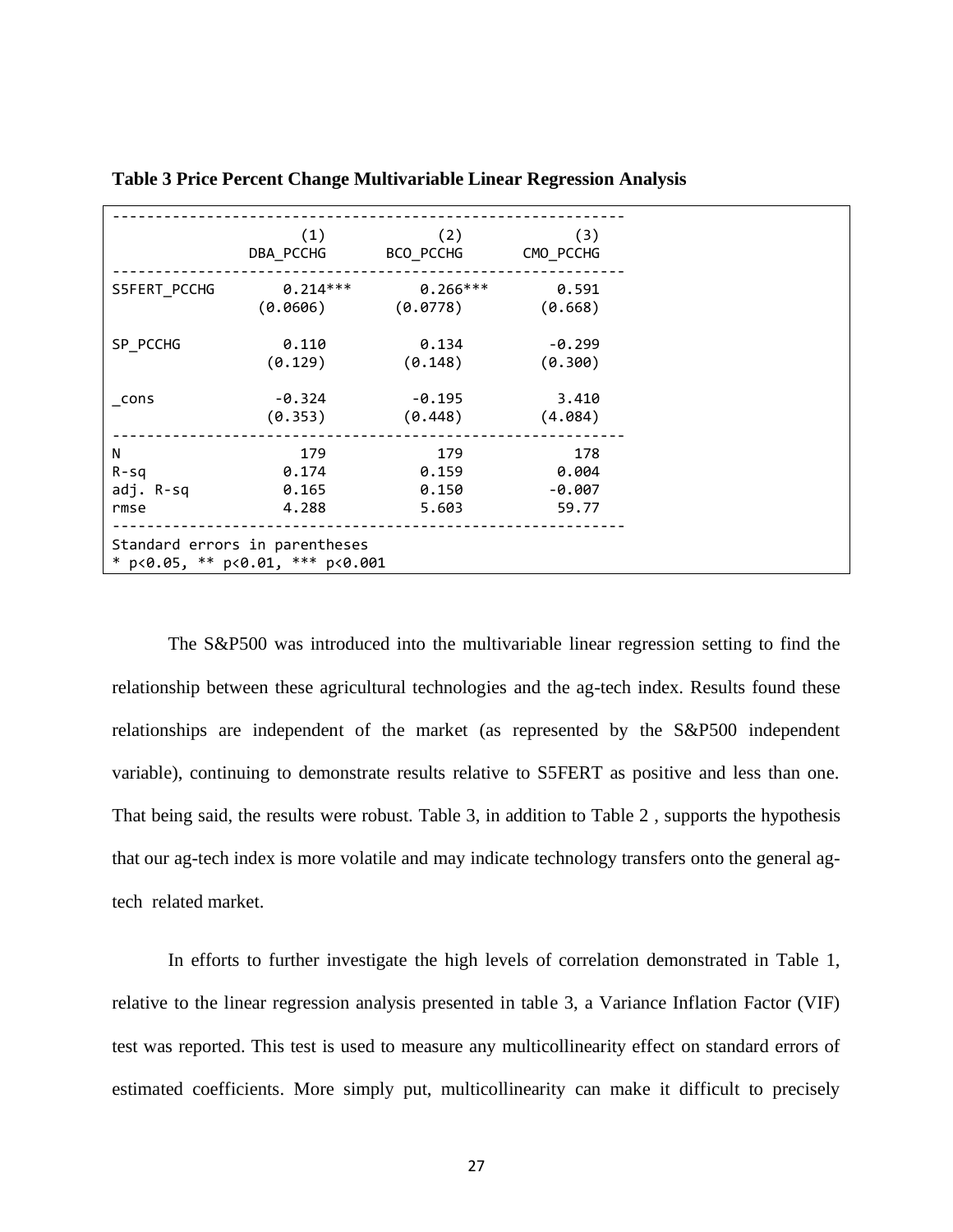**Table 3 Price Percent Change Multivariable Linear Regression Analysis**

| | (1) DBA_PCCHG | (2) BCO_PCCHG | (3) CMO_PCCHG |
|---|---|---|---|
| S5FERT_PCCHG | 0.214*** | 0.266*** | 0.591 |
| | (0.0606) | (0.0778) | (0.668) |
| SP_PCCHG | 0.110 | 0.134 | -0.299 |
| | (0.129) | (0.148) | (0.300) |
| _cons | -0.324 | -0.195 | 3.410 |
| | (0.353) | (0.448) | (4.084) |
| N | 179 | 179 | 178 |
| R-sq | 0.174 | 0.159 | 0.004 |
| adj. R-sq | 0.165 | 0.150 | -0.007 |
| rmse | 4.288 | 5.603 | 59.77 |

Standard errors in parentheses
* p<0.05, ** p<0.01, *** p<0.001

The S&P500 was introduced into the multivariable linear regression setting to find the relationship between these agricultural technologies and the ag-tech index. Results found these relationships are independent of the market (as represented by the S&P500 independent variable), continuing to demonstrate results relative to S5FERT as positive and less than one. That being said, the results were robust. Table 3, in addition to Table 2 , supports the hypothesis that our ag-tech index is more volatile and may indicate technology transfers onto the general ag-tech related market.

In efforts to further investigate the high levels of correlation demonstrated in Table 1, relative to the linear regression analysis presented in table 3, a Variance Inflation Factor (VIF) test was reported. This test is used to measure any multicollinearity effect on standard errors of estimated coefficients. More simply put, multicollinearity can make it difficult to precisely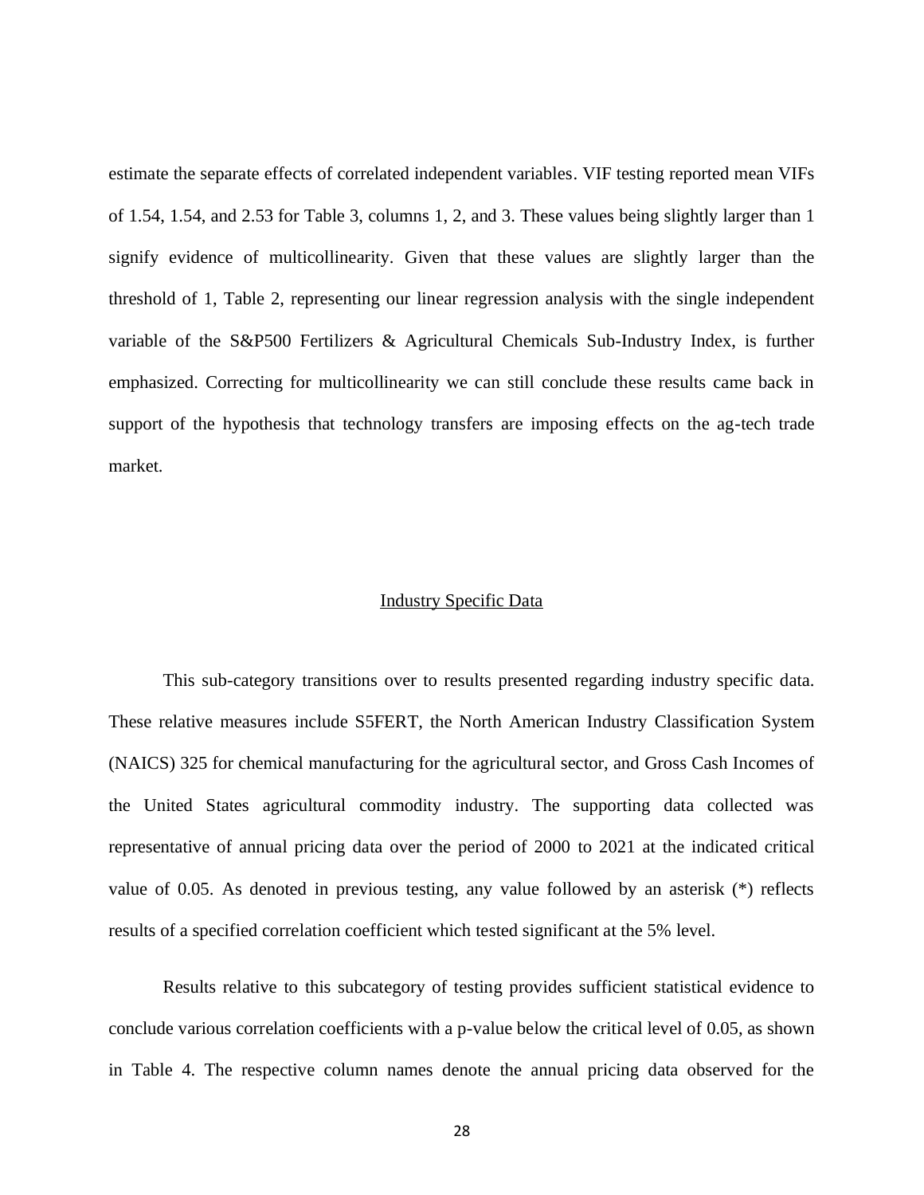estimate the separate effects of correlated independent variables. VIF testing reported mean VIFs of 1.54, 1.54, and 2.53 for Table 3, columns 1, 2, and 3. These values being slightly larger than 1 signify evidence of multicollinearity. Given that these values are slightly larger than the threshold of 1, Table 2, representing our linear regression analysis with the single independent variable of the S&P500 Fertilizers & Agricultural Chemicals Sub-Industry Index, is further emphasized. Correcting for multicollinearity we can still conclude these results came back in support of the hypothesis that technology transfers are imposing effects on the ag-tech trade market.

## Industry Specific Data

This sub-category transitions over to results presented regarding industry specific data. These relative measures include S5FERT, the North American Industry Classification System (NAICS) 325 for chemical manufacturing for the agricultural sector, and Gross Cash Incomes of the United States agricultural commodity industry. The supporting data collected was representative of annual pricing data over the period of 2000 to 2021 at the indicated critical value of 0.05. As denoted in previous testing, any value followed by an asterisk (*) reflects results of a specified correlation coefficient which tested significant at the 5% level.

Results relative to this subcategory of testing provides sufficient statistical evidence to conclude various correlation coefficients with a p-value below the critical level of 0.05, as shown in Table 4. The respective column names denote the annual pricing data observed for the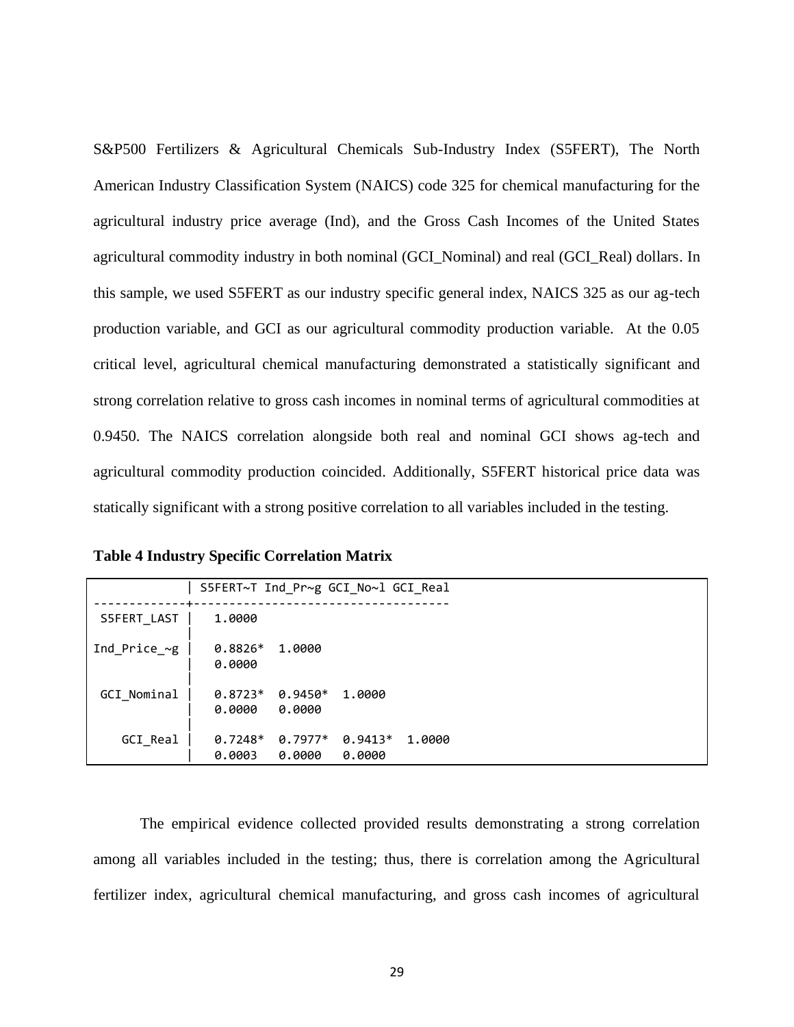S&P500 Fertilizers & Agricultural Chemicals Sub-Industry Index (S5FERT), The North American Industry Classification System (NAICS) code 325 for chemical manufacturing for the agricultural industry price average (Ind), and the Gross Cash Incomes of the United States agricultural commodity industry in both nominal (GCI_Nominal) and real (GCI_Real) dollars. In this sample, we used S5FERT as our industry specific general index, NAICS 325 as our ag-tech production variable, and GCI as our agricultural commodity production variable. At the 0.05 critical level, agricultural chemical manufacturing demonstrated a statistically significant and strong correlation relative to gross cash incomes in nominal terms of agricultural commodities at 0.9450. The NAICS correlation alongside both real and nominal GCI shows ag-tech and agricultural commodity production coincided. Additionally, S5FERT historical price data was statically significant with a strong positive correlation to all variables included in the testing.

**Table 4 Industry Specific Correlation Matrix**

```
             | S5FERT~T Ind_Pr~g GCI_No~l GCI_Real
-------------+------------------------------------
 S5FERT_LAST |   1.0000 
             |
Ind_Price_~g |   0.8826*  1.0000 
             |   0.0000
             |
 GCI_Nominal |   0.8723*  0.9450*  1.0000 
             |   0.0000   0.0000
             |
    GCI_Real |   0.7248*  0.7977*  0.9413*  1.0000 
             |   0.0003   0.0000   0.0000
```

The empirical evidence collected provided results demonstrating a strong correlation among all variables included in the testing; thus, there is correlation among the Agricultural fertilizer index, agricultural chemical manufacturing, and gross cash incomes of agricultural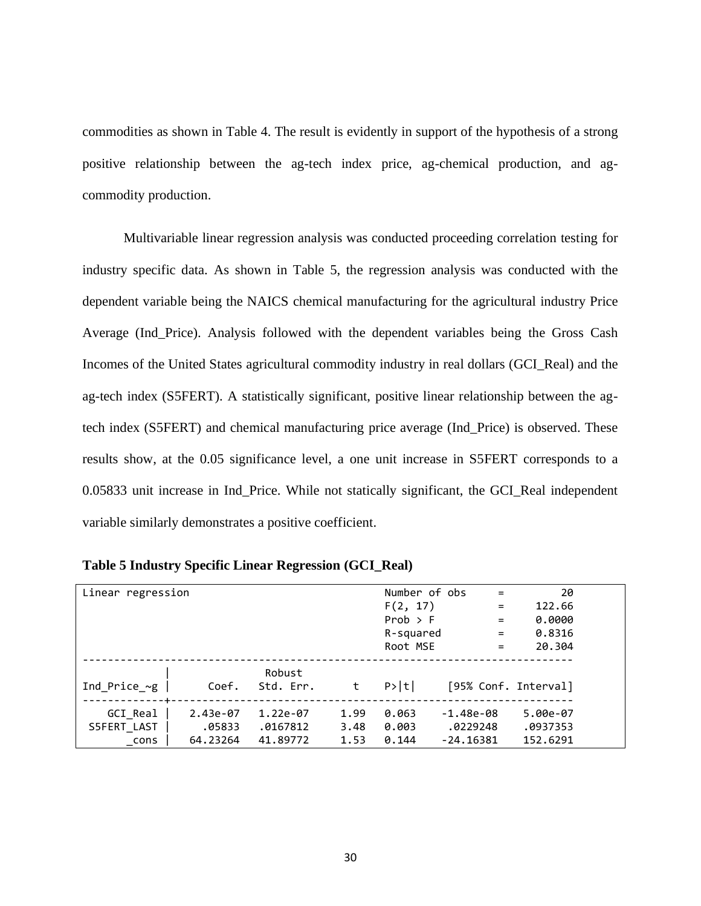commodities as shown in Table 4. The result is evidently in support of the hypothesis of a strong positive relationship between the ag-tech index price, ag-chemical production, and ag-commodity production.

Multivariable linear regression analysis was conducted proceeding correlation testing for industry specific data. As shown in Table 5, the regression analysis was conducted with the dependent variable being the NAICS chemical manufacturing for the agricultural industry Price Average (Ind_Price). Analysis followed with the dependent variables being the Gross Cash Incomes of the United States agricultural commodity industry in real dollars (GCI_Real) and the ag-tech index (S5FERT). A statistically significant, positive linear relationship between the ag-tech index (S5FERT) and chemical manufacturing price average (Ind_Price) is observed. These results show, at the 0.05 significance level, a one unit increase in S5FERT corresponds to a 0.05833 unit increase in Ind_Price. While not statically significant, the GCI_Real independent variable similarly demonstrates a positive coefficient.

**Table 5 Industry Specific Linear Regression (GCI_Real)**

```
Linear regression                               Number of obs     =         20
                                                F(2, 17)          =     122.66
                                                Prob > F          =     0.0000
                                                R-squared         =     0.8316
                                                Root MSE          =     20.304

------------------------------------------------------------------------------
             |               Robust
Ind_Price_~g |      Coef.   Std. Err.      t    P>|t|     [95% Conf. Interval]
-------------+----------------------------------------------------------------
    GCI_Real |   2.43e-07   1.22e-07     1.99   0.063    -1.48e-08    5.00e-07
 S5FERT_LAST |     .05833   .0167812     3.48   0.003     .0229248    .0937353
       _cons |   64.23264   41.89772     1.53   0.144    -24.16381    152.6291
```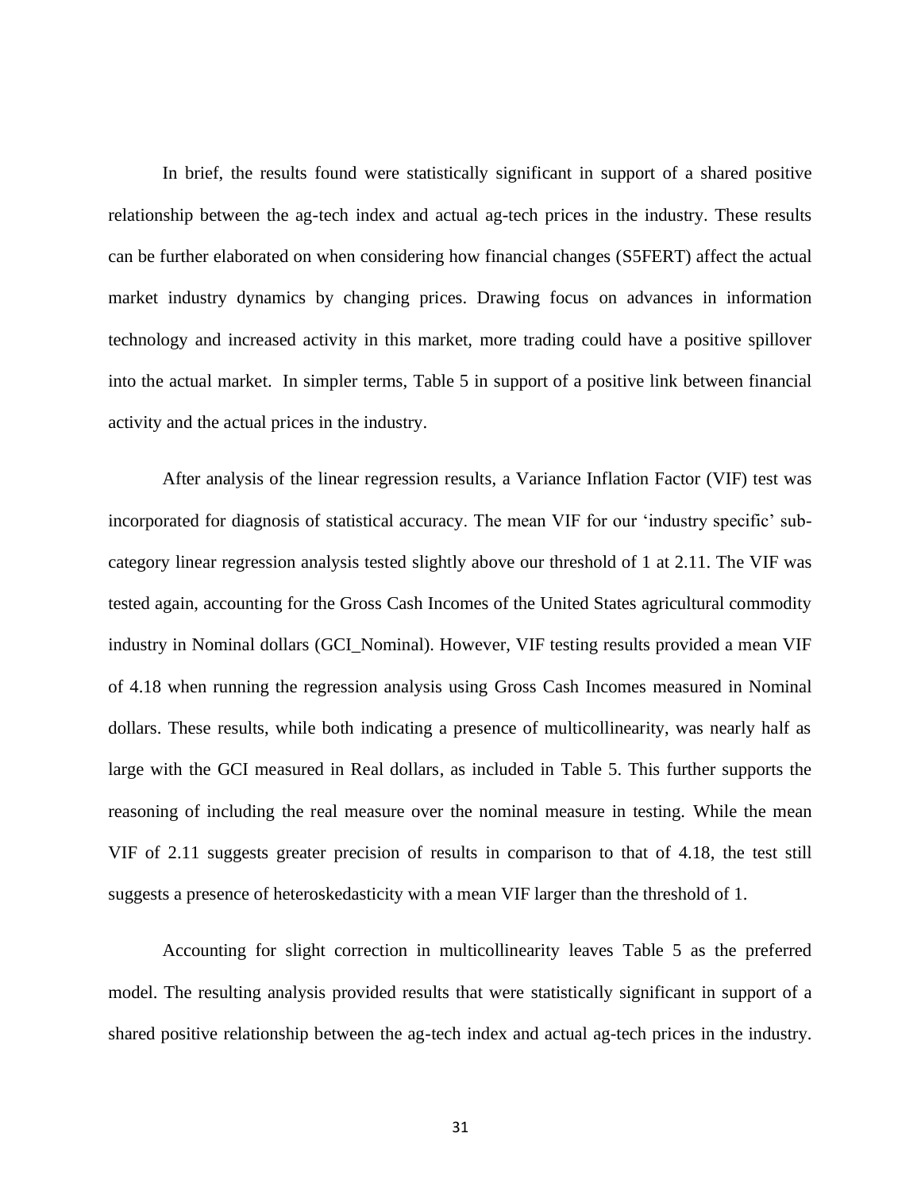In brief, the results found were statistically significant in support of a shared positive relationship between the ag-tech index and actual ag-tech prices in the industry. These results can be further elaborated on when considering how financial changes (S5FERT) affect the actual market industry dynamics by changing prices. Drawing focus on advances in information technology and increased activity in this market, more trading could have a positive spillover into the actual market. In simpler terms, Table 5 in support of a positive link between financial activity and the actual prices in the industry.

After analysis of the linear regression results, a Variance Inflation Factor (VIF) test was incorporated for diagnosis of statistical accuracy. The mean VIF for our 'industry specific' sub-category linear regression analysis tested slightly above our threshold of 1 at 2.11. The VIF was tested again, accounting for the Gross Cash Incomes of the United States agricultural commodity industry in Nominal dollars (GCI_Nominal). However, VIF testing results provided a mean VIF of 4.18 when running the regression analysis using Gross Cash Incomes measured in Nominal dollars. These results, while both indicating a presence of multicollinearity, was nearly half as large with the GCI measured in Real dollars, as included in Table 5. This further supports the reasoning of including the real measure over the nominal measure in testing. While the mean VIF of 2.11 suggests greater precision of results in comparison to that of 4.18, the test still suggests a presence of heteroskedasticity with a mean VIF larger than the threshold of 1.

Accounting for slight correction in multicollinearity leaves Table 5 as the preferred model. The resulting analysis provided results that were statistically significant in support of a shared positive relationship between the ag-tech index and actual ag-tech prices in the industry.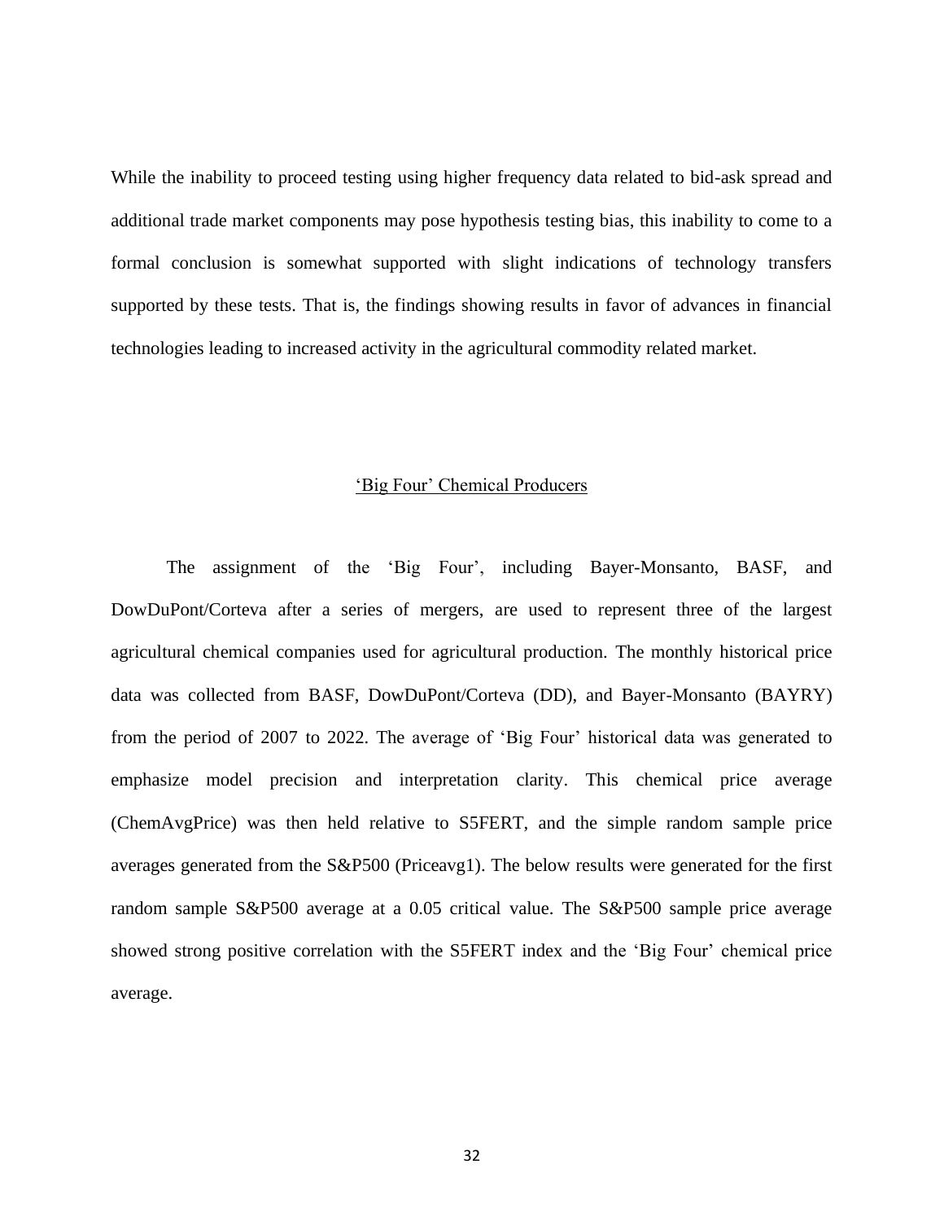While the inability to proceed testing using higher frequency data related to bid-ask spread and additional trade market components may pose hypothesis testing bias, this inability to come to a formal conclusion is somewhat supported with slight indications of technology transfers supported by these tests. That is, the findings showing results in favor of advances in financial technologies leading to increased activity in the agricultural commodity related market.

## 'Big Four' Chemical Producers

The assignment of the 'Big Four', including Bayer-Monsanto, BASF, and DowDuPont/Corteva after a series of mergers, are used to represent three of the largest agricultural chemical companies used for agricultural production. The monthly historical price data was collected from BASF, DowDuPont/Corteva (DD), and Bayer-Monsanto (BAYRY) from the period of 2007 to 2022. The average of 'Big Four' historical data was generated to emphasize model precision and interpretation clarity. This chemical price average (ChemAvgPrice) was then held relative to S5FERT, and the simple random sample price averages generated from the S&P500 (Priceavg1). The below results were generated for the first random sample S&P500 average at a 0.05 critical value. The S&P500 sample price average showed strong positive correlation with the S5FERT index and the 'Big Four' chemical price average.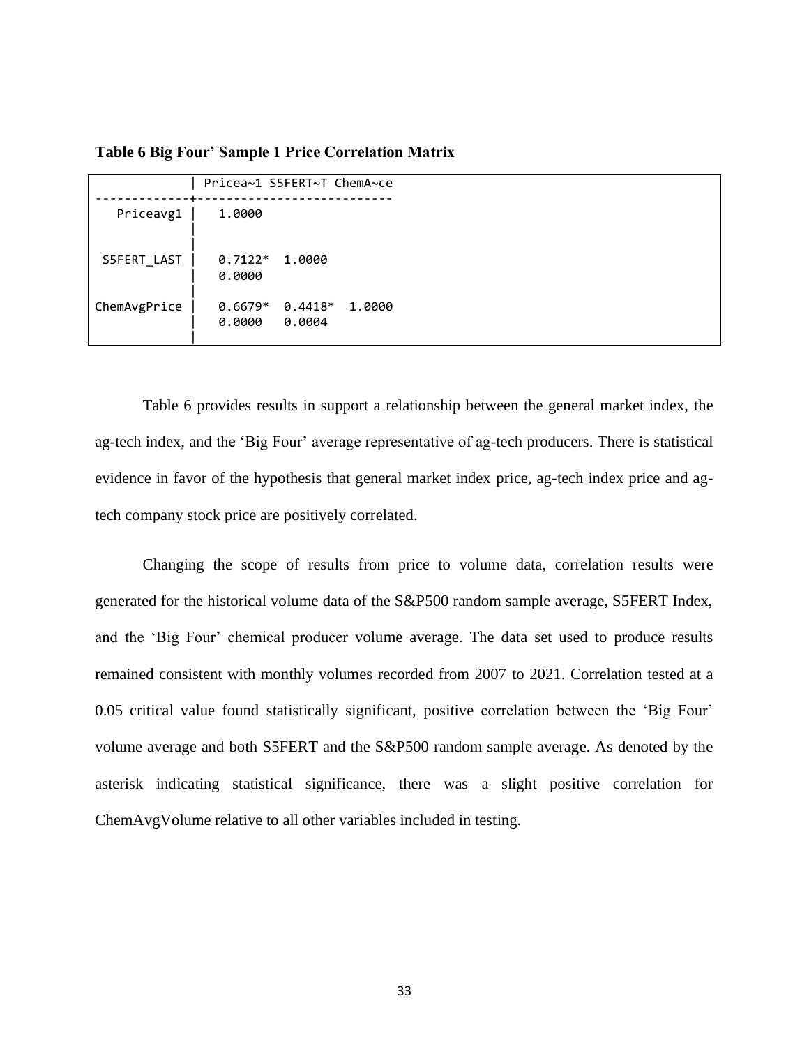**Table 6 Big Four' Sample 1 Price Correlation Matrix**

| | Pricea~1 | S5FERT~T | ChemA~ce |
|---|---|---|---|
| Priceavg1 | 1.0000 | | |
| S5FERT_LAST | 0.7122* | 1.0000 | |
| | 0.0000 | | |
| ChemAvgPrice | 0.6679* | 0.4418* | 1.0000 |
| | 0.0000 | 0.0004 | |

Table 6 provides results in support a relationship between the general market index, the ag-tech index, and the 'Big Four' average representative of ag-tech producers. There is statistical evidence in favor of the hypothesis that general market index price, ag-tech index price and ag-tech company stock price are positively correlated.

Changing the scope of results from price to volume data, correlation results were generated for the historical volume data of the S&P500 random sample average, S5FERT Index, and the 'Big Four' chemical producer volume average. The data set used to produce results remained consistent with monthly volumes recorded from 2007 to 2021. Correlation tested at a 0.05 critical value found statistically significant, positive correlation between the 'Big Four' volume average and both S5FERT and the S&P500 random sample average. As denoted by the asterisk indicating statistical significance, there was a slight positive correlation for ChemAvgVolume relative to all other variables included in testing.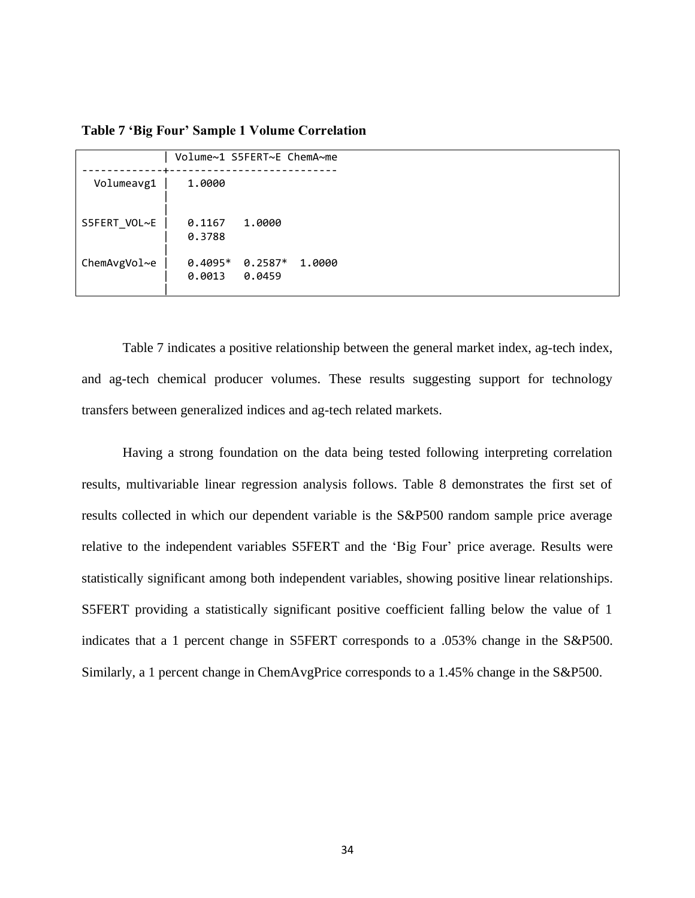**Table 7 'Big Four' Sample 1 Volume Correlation**

| | Volume~1 | S5FERT~E | ChemA~me |
|---|---|---|---|
| Volumeavg1 | 1.0000 | | |
| S5FERT_VOL~E | 0.1167 | 1.0000 | |
| | 0.3788 | | |
| ChemAvgVol~e | 0.4095* | 0.2587* | 1.0000 |
| | 0.0013 | 0.0459 | |

Table 7 indicates a positive relationship between the general market index, ag-tech index, and ag-tech chemical producer volumes. These results suggesting support for technology transfers between generalized indices and ag-tech related markets.

Having a strong foundation on the data being tested following interpreting correlation results, multivariable linear regression analysis follows. Table 8 demonstrates the first set of results collected in which our dependent variable is the S&P500 random sample price average relative to the independent variables S5FERT and the 'Big Four' price average. Results were statistically significant among both independent variables, showing positive linear relationships. S5FERT providing a statistically significant positive coefficient falling below the value of 1 indicates that a 1 percent change in S5FERT corresponds to a .053% change in the S&P500. Similarly, a 1 percent change in ChemAvgPrice corresponds to a 1.45% change in the S&P500.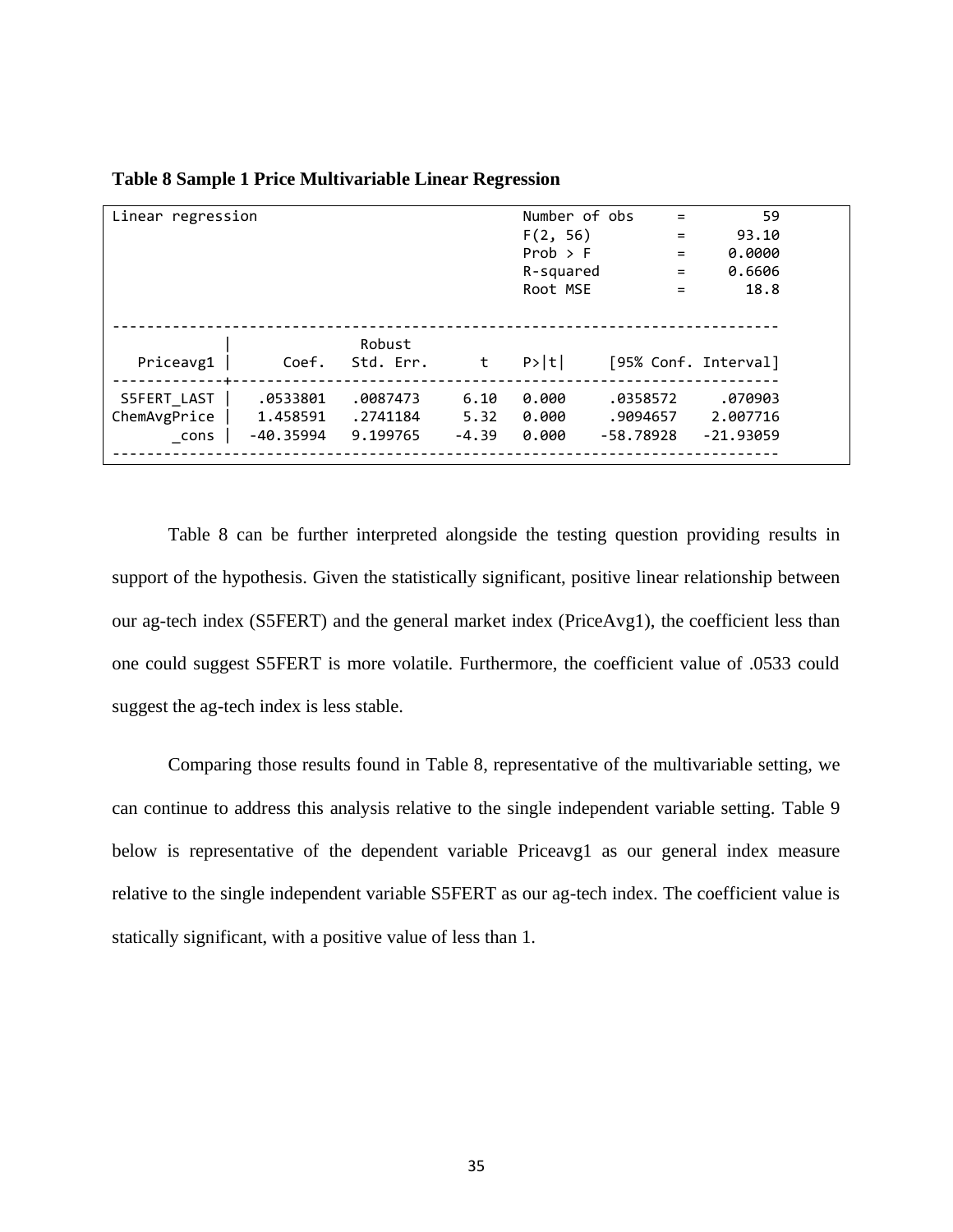**Table 8 Sample 1 Price Multivariable Linear Regression**

```
Linear regression                               Number of obs     =         59
                                                F(2, 56)          =      93.10
                                                Prob > F          =     0.0000
                                                R-squared         =     0.6606
                                                Root MSE          =       18.8

------------------------------------------------------------------------------
             |               Robust
   Priceavg1 |      Coef.   Std. Err.      t    P>|t|     [95% Conf. Interval]
-------------+----------------------------------------------------------------
 S5FERT_LAST |   .0533801    .0087473     6.10   0.000     .0358572     .070903
ChemAvgPrice |   1.458591    .2741184     5.32   0.000     .9094657    2.007716
       _cons |  -40.35994    9.199765    -4.39   0.000    -58.78928   -21.93059
------------------------------------------------------------------------------
```

Table 8 can be further interpreted alongside the testing question providing results in support of the hypothesis. Given the statistically significant, positive linear relationship between our ag-tech index (S5FERT) and the general market index (PriceAvg1), the coefficient less than one could suggest S5FERT is more volatile. Furthermore, the coefficient value of .0533 could suggest the ag-tech index is less stable.

Comparing those results found in Table 8, representative of the multivariable setting, we can continue to address this analysis relative to the single independent variable setting. Table 9 below is representative of the dependent variable Priceavg1 as our general index measure relative to the single independent variable S5FERT as our ag-tech index. The coefficient value is statically significant, with a positive value of less than 1.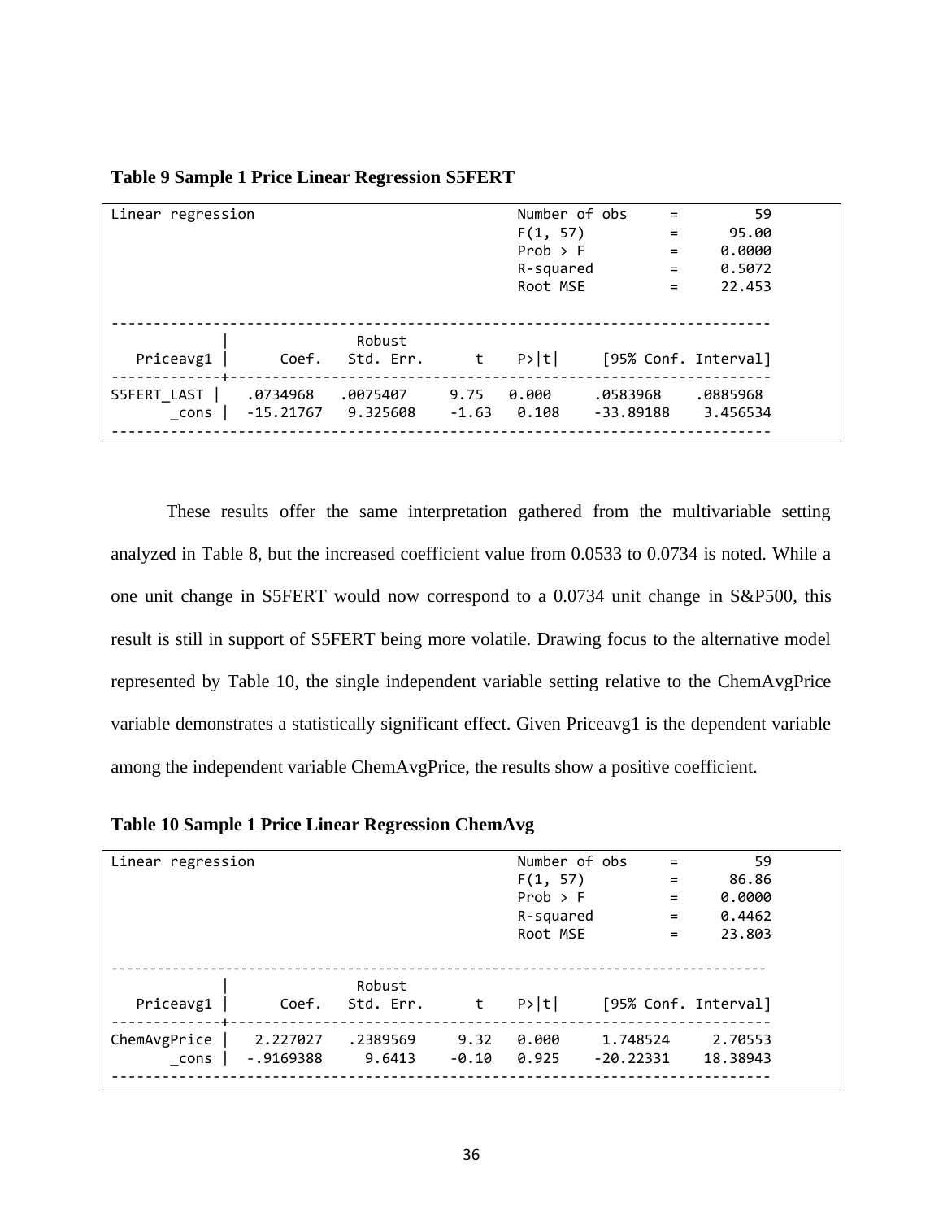**Table 9 Sample 1 Price Linear Regression S5FERT**

```
Linear regression                               Number of obs     =         59
                                                F(1, 57)          =      95.00
                                                Prob > F          =     0.0000
                                                R-squared         =     0.5072
                                                Root MSE          =     22.453

------------------------------------------------------------------------------
             |               Robust
   Priceavg1 |      Coef.   Std. Err.      t    P>|t|     [95% Conf. Interval]
-------------+----------------------------------------------------------------
 S5FERT_LAST |   .0734968   .0075407     9.75   0.000     .0583968    .0885968
       _cons |  -15.21767   9.325608    -1.63   0.108    -33.89188    3.456534
------------------------------------------------------------------------------
```

These results offer the same interpretation gathered from the multivariable setting analyzed in Table 8, but the increased coefficient value from 0.0533 to 0.0734 is noted. While a one unit change in S5FERT would now correspond to a 0.0734 unit change in S&P500, this result is still in support of S5FERT being more volatile. Drawing focus to the alternative model represented by Table 10, the single independent variable setting relative to the ChemAvgPrice variable demonstrates a statistically significant effect. Given Priceavg1 is the dependent variable among the independent variable ChemAvgPrice, the results show a positive coefficient.

**Table 10 Sample 1 Price Linear Regression ChemAvg**

```
Linear regression                               Number of obs     =         59
                                                F(1, 57)          =      86.86
                                                Prob > F          =     0.0000
                                                R-squared         =     0.4462
                                                Root MSE          =     23.803

------------------------------------------------------------------------------
             |               Robust
   Priceavg1 |      Coef.   Std. Err.      t    P>|t|     [95% Conf. Interval]
-------------+----------------------------------------------------------------
ChemAvgPrice |   2.227027   .2389569     9.32   0.000     1.748524     2.70553
       _cons |  -.9169388     9.6413    -0.10   0.925    -20.22331    18.38943
------------------------------------------------------------------------------
```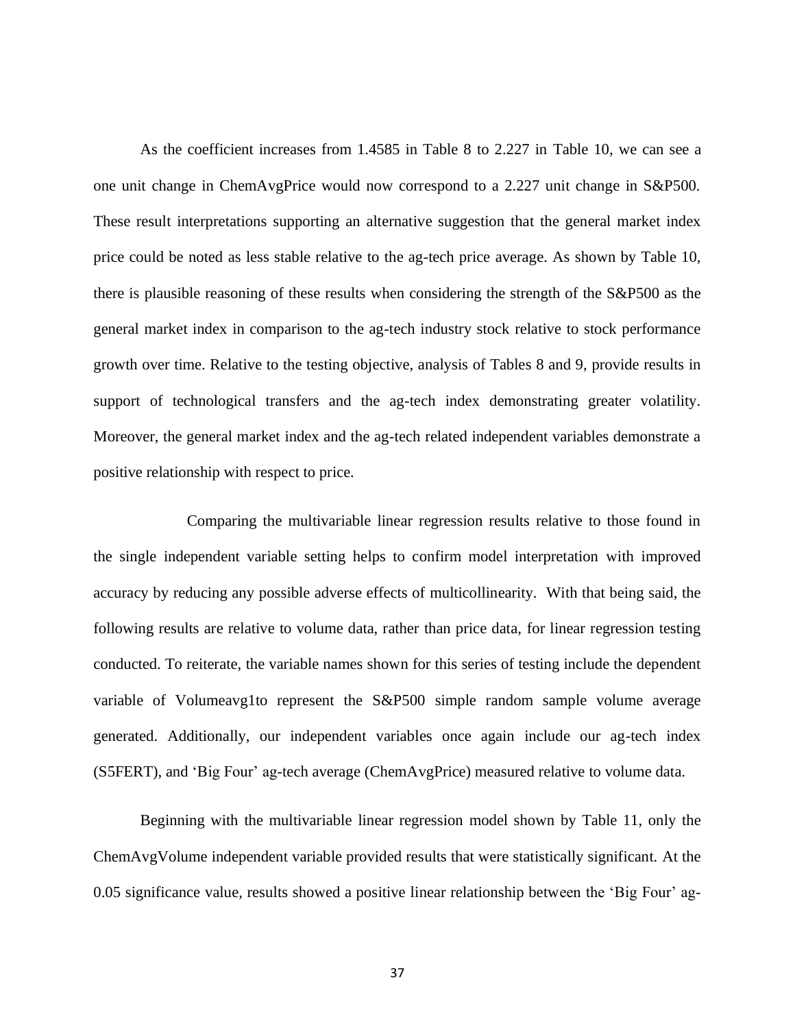As the coefficient increases from 1.4585 in Table 8 to 2.227 in Table 10, we can see a one unit change in ChemAvgPrice would now correspond to a 2.227 unit change in S&P500. These result interpretations supporting an alternative suggestion that the general market index price could be noted as less stable relative to the ag-tech price average. As shown by Table 10, there is plausible reasoning of these results when considering the strength of the S&P500 as the general market index in comparison to the ag-tech industry stock relative to stock performance growth over time. Relative to the testing objective, analysis of Tables 8 and 9, provide results in support of technological transfers and the ag-tech index demonstrating greater volatility. Moreover, the general market index and the ag-tech related independent variables demonstrate a positive relationship with respect to price.

Comparing the multivariable linear regression results relative to those found in the single independent variable setting helps to confirm model interpretation with improved accuracy by reducing any possible adverse effects of multicollinearity. With that being said, the following results are relative to volume data, rather than price data, for linear regression testing conducted. To reiterate, the variable names shown for this series of testing include the dependent variable of Volumeavg1to represent the S&P500 simple random sample volume average generated. Additionally, our independent variables once again include our ag-tech index (S5FERT), and 'Big Four' ag-tech average (ChemAvgPrice) measured relative to volume data.

Beginning with the multivariable linear regression model shown by Table 11, only the ChemAvgVolume independent variable provided results that were statistically significant. At the 0.05 significance value, results showed a positive linear relationship between the 'Big Four' ag-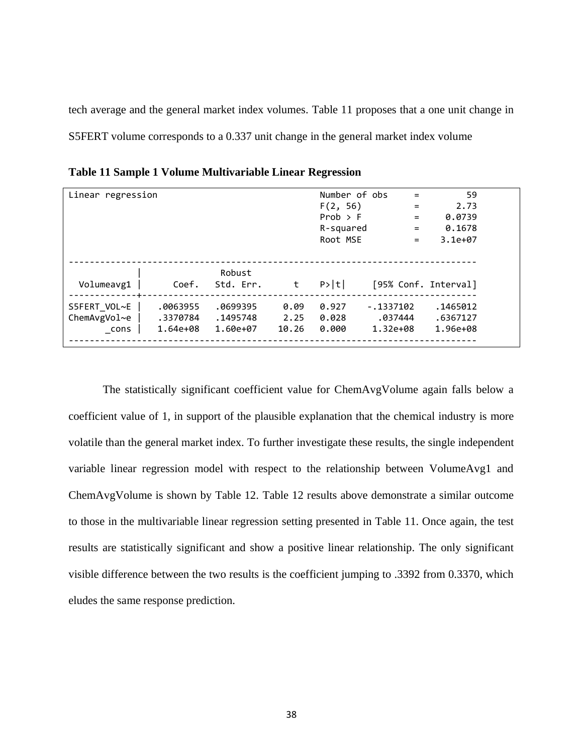tech average and the general market index volumes. Table 11 proposes that a one unit change in S5FERT volume corresponds to a 0.337 unit change in the general market index volume

**Table 11 Sample 1 Volume Multivariable Linear Regression**

```
Linear regression                               Number of obs     =         59
                                                F(2, 56)          =       2.73
                                                Prob > F          =     0.0739
                                                R-squared         =     0.1678
                                                Root MSE          =    3.1e+07

------------------------------------------------------------------------------
             |               Robust
  Volumeavg1 |      Coef.   Std. Err.      t    P>|t|     [95% Conf. Interval]
-------------+----------------------------------------------------------------
S5FERT_VOL~E |   .0063955   .0699395     0.09   0.927    -.1337102    .1465012
ChemAvgVol~e |   .3370784   .1495748     2.25   0.028      .037444    .6367127
       _cons |   1.64e+08   1.60e+07    10.26   0.000     1.32e+08    1.96e+08
------------------------------------------------------------------------------
```

The statistically significant coefficient value for ChemAvgVolume again falls below a coefficient value of 1, in support of the plausible explanation that the chemical industry is more volatile than the general market index. To further investigate these results, the single independent variable linear regression model with respect to the relationship between VolumeAvg1 and ChemAvgVolume is shown by Table 12. Table 12 results above demonstrate a similar outcome to those in the multivariable linear regression setting presented in Table 11. Once again, the test results are statistically significant and show a positive linear relationship. The only significant visible difference between the two results is the coefficient jumping to .3392 from 0.3370, which eludes the same response prediction.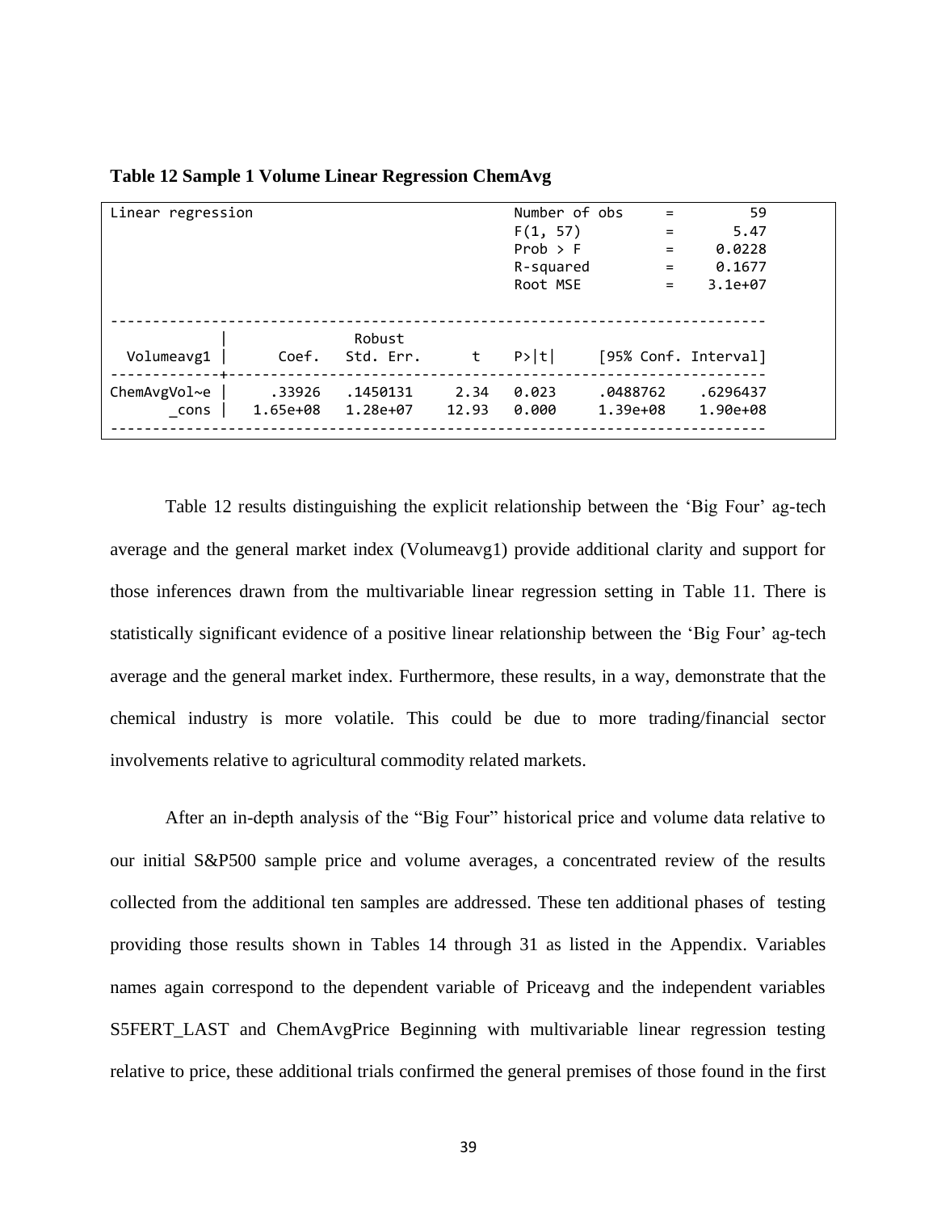**Table 12 Sample 1 Volume Linear Regression ChemAvg**

```
Linear regression                               Number of obs     =         59
                                                F(1, 57)          =       5.47
                                                Prob > F          =     0.0228
                                                R-squared         =     0.1677
                                                Root MSE          =    3.1e+07

------------------------------------------------------------------------------
             |               Robust
  Volumeavg1 |      Coef.   Std. Err.      t    P>|t|     [95% Conf. Interval]
-------------+----------------------------------------------------------------
ChemAvgVol~e |     .33926   .1450131     2.34   0.023     .0488762    .6296437
       _cons |   1.65e+08   1.28e+07    12.93   0.000     1.39e+08    1.90e+08
------------------------------------------------------------------------------
```

Table 12 results distinguishing the explicit relationship between the 'Big Four' ag-tech average and the general market index (Volumeavg1) provide additional clarity and support for those inferences drawn from the multivariable linear regression setting in Table 11. There is statistically significant evidence of a positive linear relationship between the 'Big Four' ag-tech average and the general market index. Furthermore, these results, in a way, demonstrate that the chemical industry is more volatile. This could be due to more trading/financial sector involvements relative to agricultural commodity related markets.

After an in-depth analysis of the "Big Four" historical price and volume data relative to our initial S&P500 sample price and volume averages, a concentrated review of the results collected from the additional ten samples are addressed. These ten additional phases of testing providing those results shown in Tables 14 through 31 as listed in the Appendix. Variables names again correspond to the dependent variable of Priceavg and the independent variables S5FERT_LAST and ChemAvgPrice Beginning with multivariable linear regression testing relative to price, these additional trials confirmed the general premises of those found in the first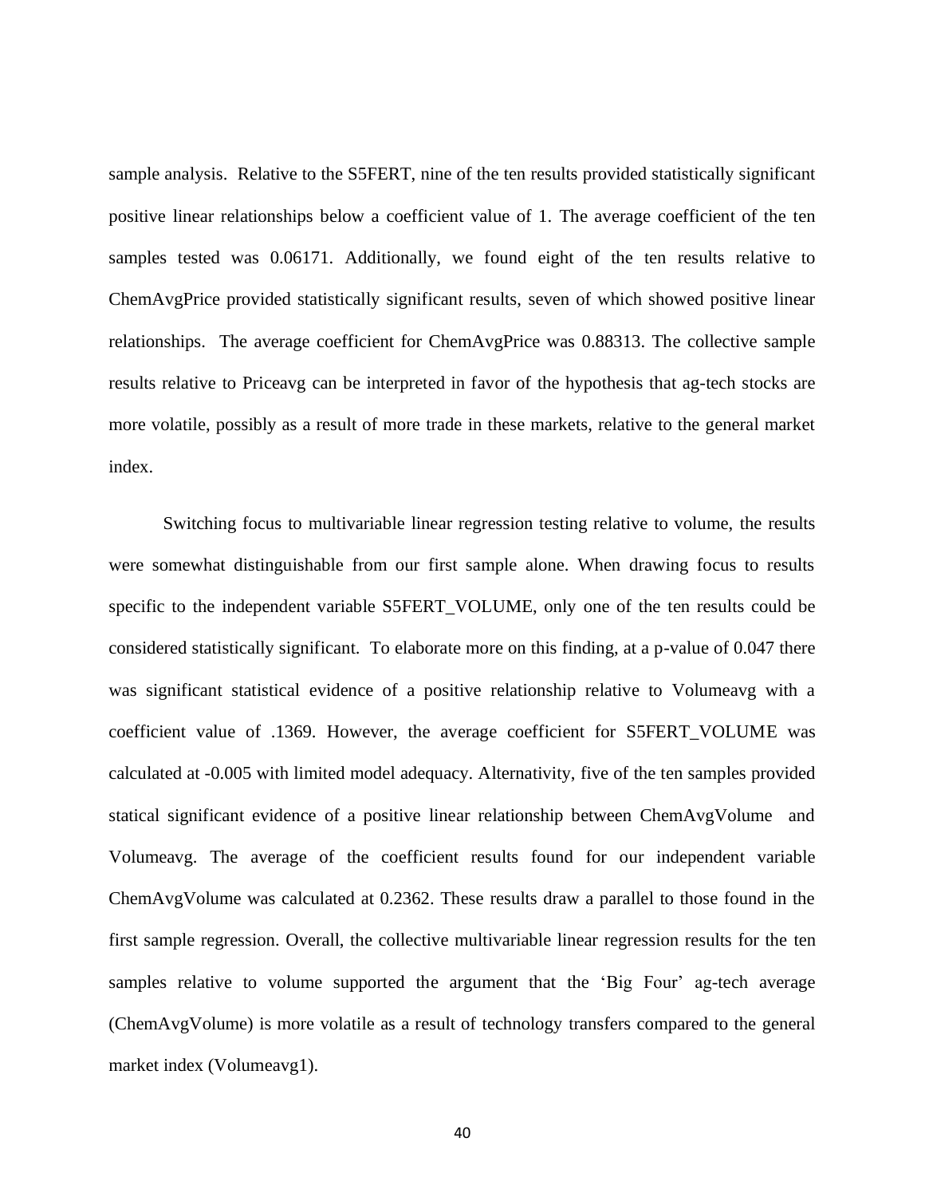sample analysis. Relative to the S5FERT, nine of the ten results provided statistically significant positive linear relationships below a coefficient value of 1. The average coefficient of the ten samples tested was 0.06171. Additionally, we found eight of the ten results relative to ChemAvgPrice provided statistically significant results, seven of which showed positive linear relationships. The average coefficient for ChemAvgPrice was 0.88313. The collective sample results relative to Priceavg can be interpreted in favor of the hypothesis that ag-tech stocks are more volatile, possibly as a result of more trade in these markets, relative to the general market index.

Switching focus to multivariable linear regression testing relative to volume, the results were somewhat distinguishable from our first sample alone. When drawing focus to results specific to the independent variable S5FERT_VOLUME, only one of the ten results could be considered statistically significant. To elaborate more on this finding, at a p-value of 0.047 there was significant statistical evidence of a positive relationship relative to Volumeavg with a coefficient value of .1369. However, the average coefficient for S5FERT_VOLUME was calculated at -0.005 with limited model adequacy. Alternativity, five of the ten samples provided statical significant evidence of a positive linear relationship between ChemAvgVolume and Volumeavg. The average of the coefficient results found for our independent variable ChemAvgVolume was calculated at 0.2362. These results draw a parallel to those found in the first sample regression. Overall, the collective multivariable linear regression results for the ten samples relative to volume supported the argument that the 'Big Four' ag-tech average (ChemAvgVolume) is more volatile as a result of technology transfers compared to the general market index (Volumeavg1).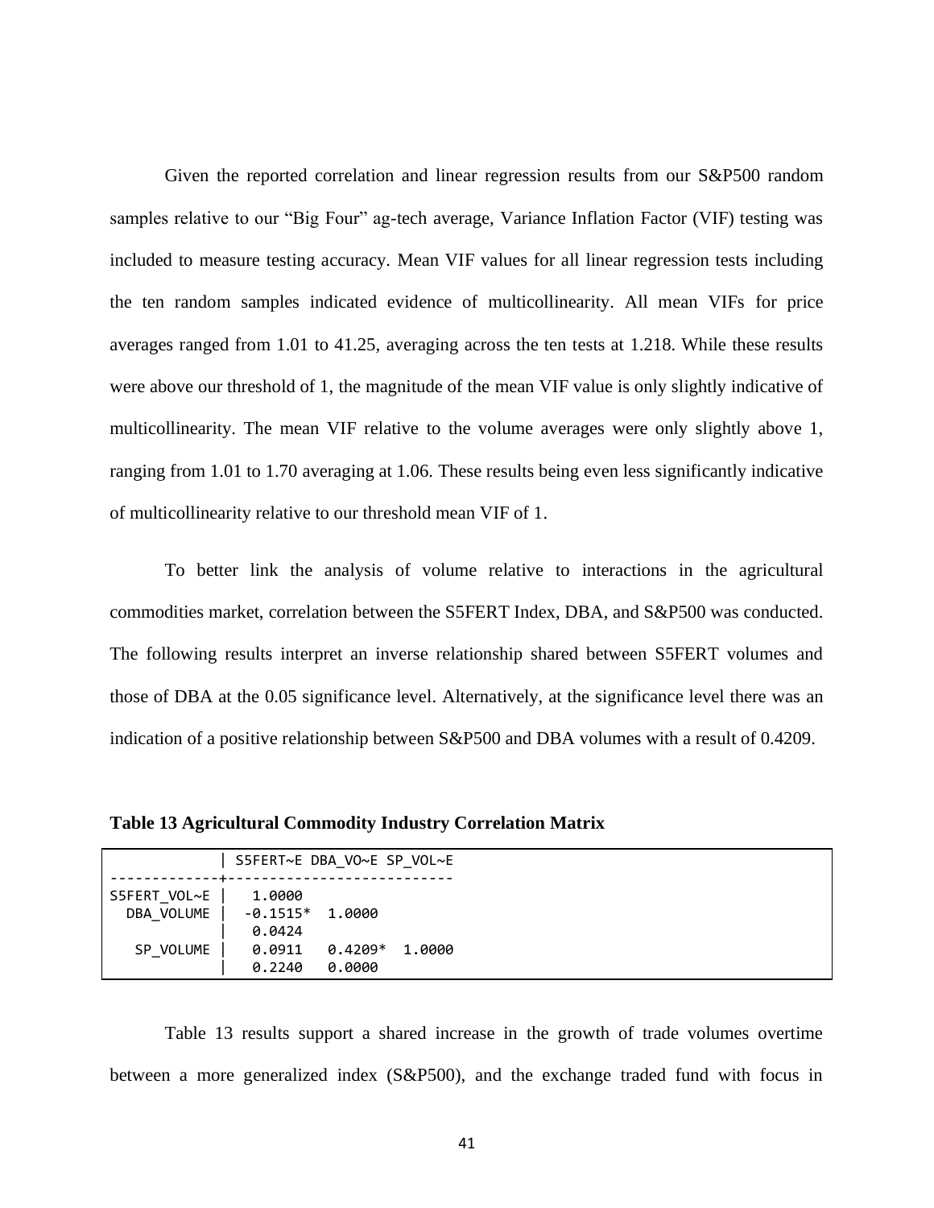Given the reported correlation and linear regression results from our S&P500 random samples relative to our "Big Four" ag-tech average, Variance Inflation Factor (VIF) testing was included to measure testing accuracy. Mean VIF values for all linear regression tests including the ten random samples indicated evidence of multicollinearity. All mean VIFs for price averages ranged from 1.01 to 41.25, averaging across the ten tests at 1.218. While these results were above our threshold of 1, the magnitude of the mean VIF value is only slightly indicative of multicollinearity. The mean VIF relative to the volume averages were only slightly above 1, ranging from 1.01 to 1.70 averaging at 1.06. These results being even less significantly indicative of multicollinearity relative to our threshold mean VIF of 1.

To better link the analysis of volume relative to interactions in the agricultural commodities market, correlation between the S5FERT Index, DBA, and S&P500 was conducted. The following results interpret an inverse relationship shared between S5FERT volumes and those of DBA at the 0.05 significance level. Alternatively, at the significance level there was an indication of a positive relationship between S&P500 and DBA volumes with a result of 0.4209.

**Table 13 Agricultural Commodity Industry Correlation Matrix**

```
             | S5FERT~E DBA_VO~E SP_VOL~E
-------------+---------------------------
S5FERT_VOL~E |   1.0000
  DBA_VOLUME |  -0.1515*  1.0000
             |   0.0424
   SP_VOLUME |   0.0911   0.4209*  1.0000
             |   0.2240   0.0000
```

Table 13 results support a shared increase in the growth of trade volumes overtime between a more generalized index (S&P500), and the exchange traded fund with focus in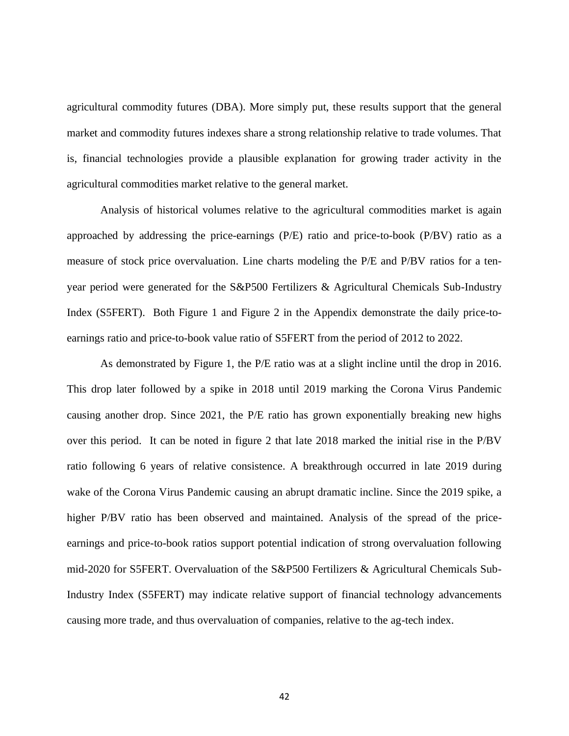agricultural commodity futures (DBA). More simply put, these results support that the general market and commodity futures indexes share a strong relationship relative to trade volumes. That is, financial technologies provide a plausible explanation for growing trader activity in the agricultural commodities market relative to the general market.

Analysis of historical volumes relative to the agricultural commodities market is again approached by addressing the price-earnings (P/E) ratio and price-to-book (P/BV) ratio as a measure of stock price overvaluation. Line charts modeling the P/E and P/BV ratios for a ten-year period were generated for the S&P500 Fertilizers & Agricultural Chemicals Sub-Industry Index (S5FERT). Both Figure 1 and Figure 2 in the Appendix demonstrate the daily price-to-earnings ratio and price-to-book value ratio of S5FERT from the period of 2012 to 2022.

As demonstrated by Figure 1, the P/E ratio was at a slight incline until the drop in 2016. This drop later followed by a spike in 2018 until 2019 marking the Corona Virus Pandemic causing another drop. Since 2021, the P/E ratio has grown exponentially breaking new highs over this period. It can be noted in figure 2 that late 2018 marked the initial rise in the P/BV ratio following 6 years of relative consistence. A breakthrough occurred in late 2019 during wake of the Corona Virus Pandemic causing an abrupt dramatic incline. Since the 2019 spike, a higher P/BV ratio has been observed and maintained. Analysis of the spread of the price-earnings and price-to-book ratios support potential indication of strong overvaluation following mid-2020 for S5FERT. Overvaluation of the S&P500 Fertilizers & Agricultural Chemicals Sub-Industry Index (S5FERT) may indicate relative support of financial technology advancements causing more trade, and thus overvaluation of companies, relative to the ag-tech index.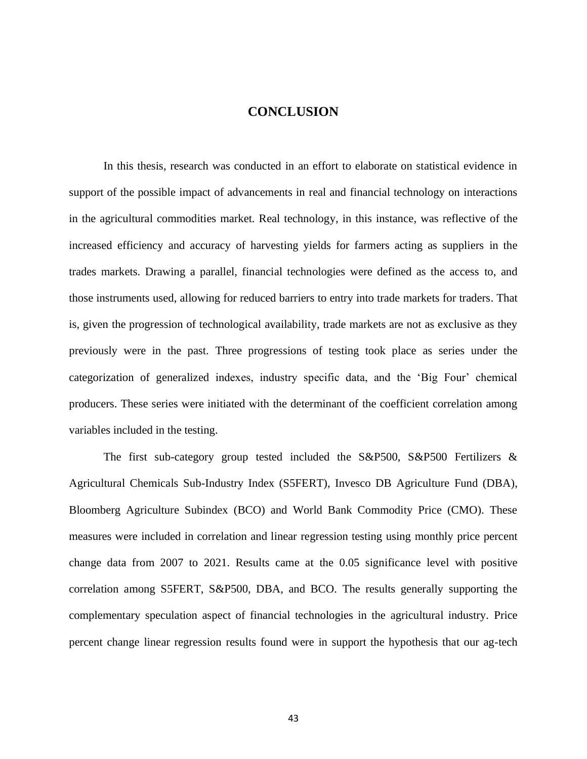# CONCLUSION

In this thesis, research was conducted in an effort to elaborate on statistical evidence in support of the possible impact of advancements in real and financial technology on interactions in the agricultural commodities market. Real technology, in this instance, was reflective of the increased efficiency and accuracy of harvesting yields for farmers acting as suppliers in the trades markets. Drawing a parallel, financial technologies were defined as the access to, and those instruments used, allowing for reduced barriers to entry into trade markets for traders. That is, given the progression of technological availability, trade markets are not as exclusive as they previously were in the past. Three progressions of testing took place as series under the categorization of generalized indexes, industry specific data, and the 'Big Four' chemical producers. These series were initiated with the determinant of the coefficient correlation among variables included in the testing.

The first sub-category group tested included the S&P500, S&P500 Fertilizers & Agricultural Chemicals Sub-Industry Index (S5FERT), Invesco DB Agriculture Fund (DBA), Bloomberg Agriculture Subindex (BCO) and World Bank Commodity Price (CMO). These measures were included in correlation and linear regression testing using monthly price percent change data from 2007 to 2021. Results came at the 0.05 significance level with positive correlation among S5FERT, S&P500, DBA, and BCO. The results generally supporting the complementary speculation aspect of financial technologies in the agricultural industry. Price percent change linear regression results found were in support the hypothesis that our ag-tech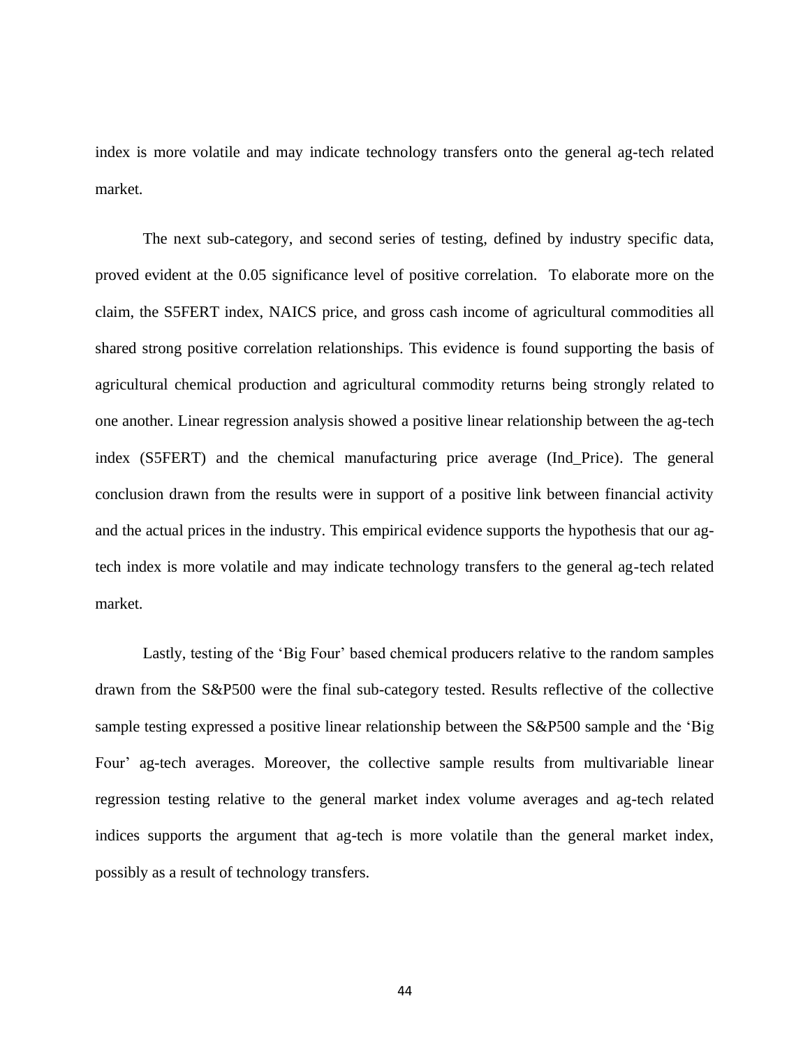index is more volatile and may indicate technology transfers onto the general ag-tech related market.

The next sub-category, and second series of testing, defined by industry specific data, proved evident at the 0.05 significance level of positive correlation. To elaborate more on the claim, the S5FERT index, NAICS price, and gross cash income of agricultural commodities all shared strong positive correlation relationships. This evidence is found supporting the basis of agricultural chemical production and agricultural commodity returns being strongly related to one another. Linear regression analysis showed a positive linear relationship between the ag-tech index (S5FERT) and the chemical manufacturing price average (Ind_Price). The general conclusion drawn from the results were in support of a positive link between financial activity and the actual prices in the industry. This empirical evidence supports the hypothesis that our ag-tech index is more volatile and may indicate technology transfers to the general ag-tech related market.

Lastly, testing of the 'Big Four' based chemical producers relative to the random samples drawn from the S&P500 were the final sub-category tested. Results reflective of the collective sample testing expressed a positive linear relationship between the S&P500 sample and the 'Big Four' ag-tech averages. Moreover, the collective sample results from multivariable linear regression testing relative to the general market index volume averages and ag-tech related indices supports the argument that ag-tech is more volatile than the general market index, possibly as a result of technology transfers.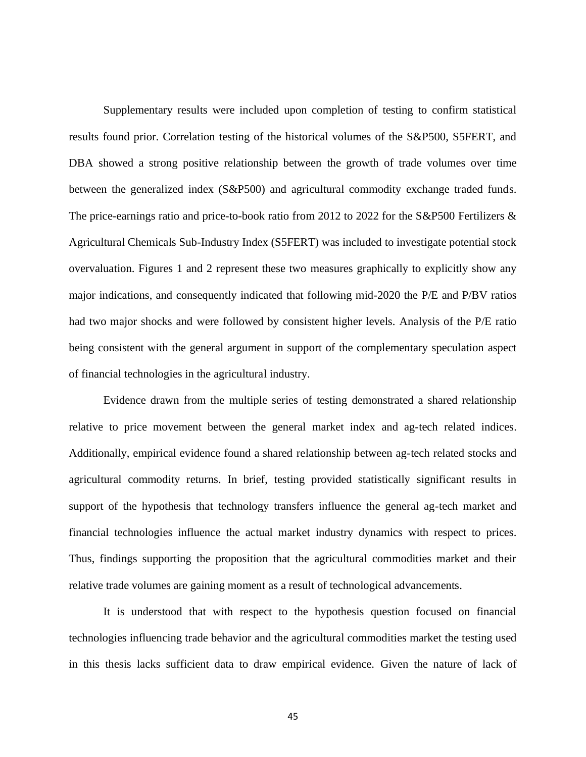Supplementary results were included upon completion of testing to confirm statistical results found prior. Correlation testing of the historical volumes of the S&P500, S5FERT, and DBA showed a strong positive relationship between the growth of trade volumes over time between the generalized index (S&P500) and agricultural commodity exchange traded funds. The price-earnings ratio and price-to-book ratio from 2012 to 2022 for the S&P500 Fertilizers & Agricultural Chemicals Sub-Industry Index (S5FERT) was included to investigate potential stock overvaluation. Figures 1 and 2 represent these two measures graphically to explicitly show any major indications, and consequently indicated that following mid-2020 the P/E and P/BV ratios had two major shocks and were followed by consistent higher levels. Analysis of the P/E ratio being consistent with the general argument in support of the complementary speculation aspect of financial technologies in the agricultural industry.

Evidence drawn from the multiple series of testing demonstrated a shared relationship relative to price movement between the general market index and ag-tech related indices. Additionally, empirical evidence found a shared relationship between ag-tech related stocks and agricultural commodity returns. In brief, testing provided statistically significant results in support of the hypothesis that technology transfers influence the general ag-tech market and financial technologies influence the actual market industry dynamics with respect to prices. Thus, findings supporting the proposition that the agricultural commodities market and their relative trade volumes are gaining moment as a result of technological advancements.

It is understood that with respect to the hypothesis question focused on financial technologies influencing trade behavior and the agricultural commodities market the testing used in this thesis lacks sufficient data to draw empirical evidence. Given the nature of lack of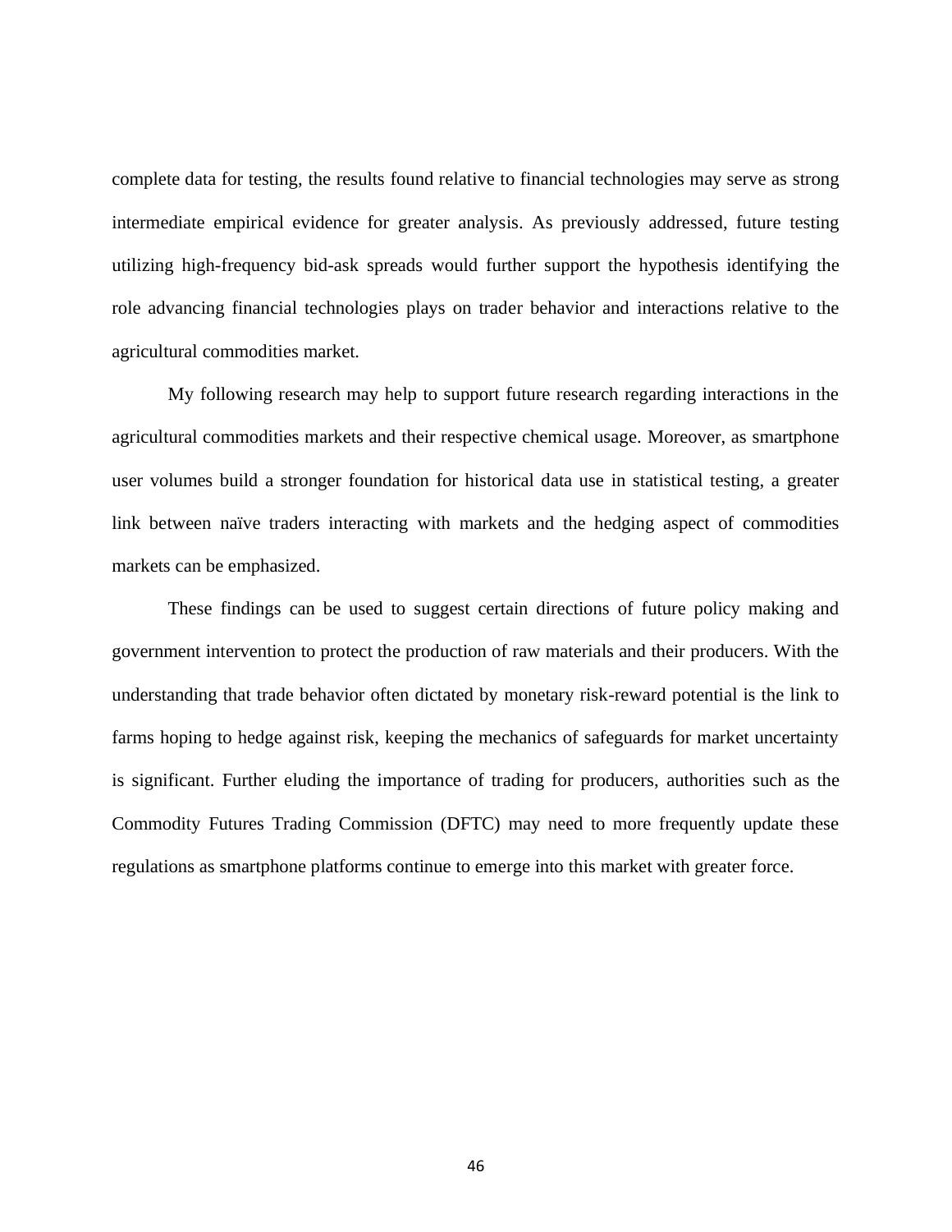complete data for testing, the results found relative to financial technologies may serve as strong intermediate empirical evidence for greater analysis. As previously addressed, future testing utilizing high-frequency bid-ask spreads would further support the hypothesis identifying the role advancing financial technologies plays on trader behavior and interactions relative to the agricultural commodities market.

My following research may help to support future research regarding interactions in the agricultural commodities markets and their respective chemical usage. Moreover, as smartphone user volumes build a stronger foundation for historical data use in statistical testing, a greater link between naïve traders interacting with markets and the hedging aspect of commodities markets can be emphasized.

These findings can be used to suggest certain directions of future policy making and government intervention to protect the production of raw materials and their producers. With the understanding that trade behavior often dictated by monetary risk-reward potential is the link to farms hoping to hedge against risk, keeping the mechanics of safeguards for market uncertainty is significant. Further eluding the importance of trading for producers, authorities such as the Commodity Futures Trading Commission (DFTC) may need to more frequently update these regulations as smartphone platforms continue to emerge into this market with greater force.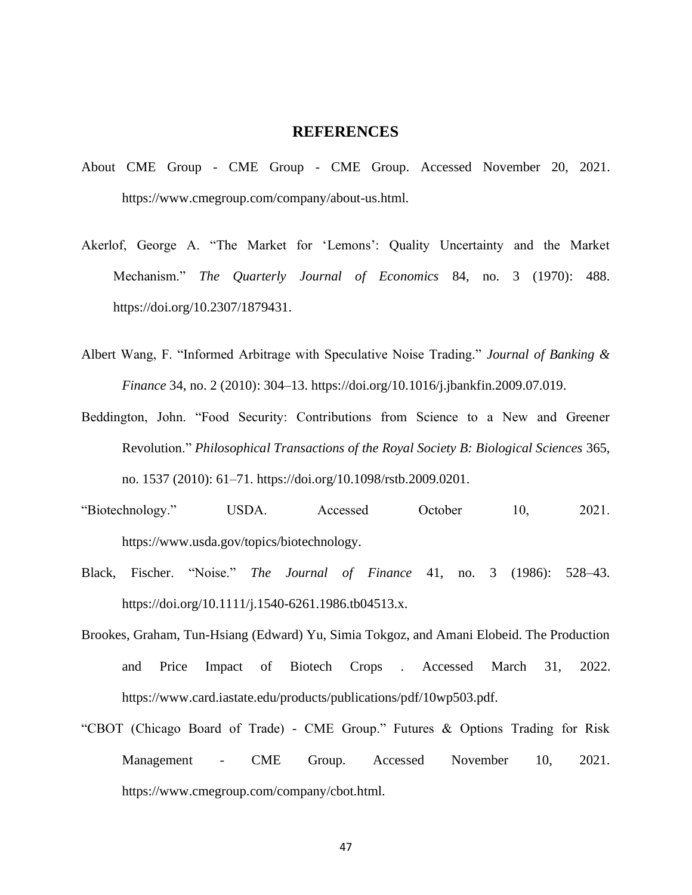# REFERENCES

About CME Group - CME Group - CME Group. Accessed November 20, 2021. https://www.cmegroup.com/company/about-us.html.

Akerlof, George A. "The Market for 'Lemons': Quality Uncertainty and the Market Mechanism." *The Quarterly Journal of Economics* 84, no. 3 (1970): 488. https://doi.org/10.2307/1879431.

Albert Wang, F. "Informed Arbitrage with Speculative Noise Trading." *Journal of Banking & Finance* 34, no. 2 (2010): 304–13. https://doi.org/10.1016/j.jbankfin.2009.07.019.

Beddington, John. "Food Security: Contributions from Science to a New and Greener Revolution." *Philosophical Transactions of the Royal Society B: Biological Sciences* 365, no. 1537 (2010): 61–71. https://doi.org/10.1098/rstb.2009.0201.

"Biotechnology." USDA. Accessed October 10, 2021. https://www.usda.gov/topics/biotechnology.

Black, Fischer. "Noise." *The Journal of Finance* 41, no. 3 (1986): 528–43. https://doi.org/10.1111/j.1540-6261.1986.tb04513.x.

Brookes, Graham, Tun-Hsiang (Edward) Yu, Simia Tokgoz, and Amani Elobeid. The Production and Price Impact of Biotech Crops . Accessed March 31, 2022. https://www.card.iastate.edu/products/publications/pdf/10wp503.pdf.

"CBOT (Chicago Board of Trade) - CME Group." Futures & Options Trading for Risk Management - CME Group. Accessed November 10, 2021. https://www.cmegroup.com/company/cbot.html.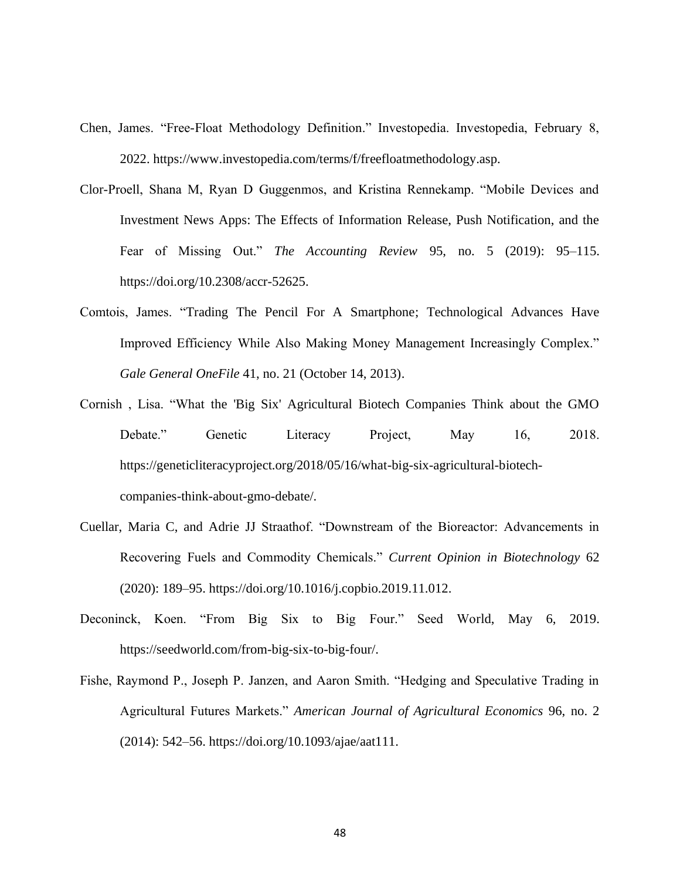Chen, James. "Free-Float Methodology Definition." Investopedia. Investopedia, February 8, 2022. https://www.investopedia.com/terms/f/freefloatmethodology.asp.

Clor-Proell, Shana M, Ryan D Guggenmos, and Kristina Rennekamp. "Mobile Devices and Investment News Apps: The Effects of Information Release, Push Notification, and the Fear of Missing Out." *The Accounting Review* 95, no. 5 (2019): 95–115. https://doi.org/10.2308/accr-52625.

Comtois, James. "Trading The Pencil For A Smartphone; Technological Advances Have Improved Efficiency While Also Making Money Management Increasingly Complex." *Gale General OneFile* 41, no. 21 (October 14, 2013).

Cornish , Lisa. "What the 'Big Six' Agricultural Biotech Companies Think about the GMO Debate." Genetic Literacy Project, May 16, 2018. https://geneticliteracyproject.org/2018/05/16/what-big-six-agricultural-biotech-companies-think-about-gmo-debate/.

Cuellar, Maria C, and Adrie JJ Straathof. "Downstream of the Bioreactor: Advancements in Recovering Fuels and Commodity Chemicals." *Current Opinion in Biotechnology* 62 (2020): 189–95. https://doi.org/10.1016/j.copbio.2019.11.012.

Deconinck, Koen. "From Big Six to Big Four." Seed World, May 6, 2019. https://seedworld.com/from-big-six-to-big-four/.

Fishe, Raymond P., Joseph P. Janzen, and Aaron Smith. "Hedging and Speculative Trading in Agricultural Futures Markets." *American Journal of Agricultural Economics* 96, no. 2 (2014): 542–56. https://doi.org/10.1093/ajae/aat111.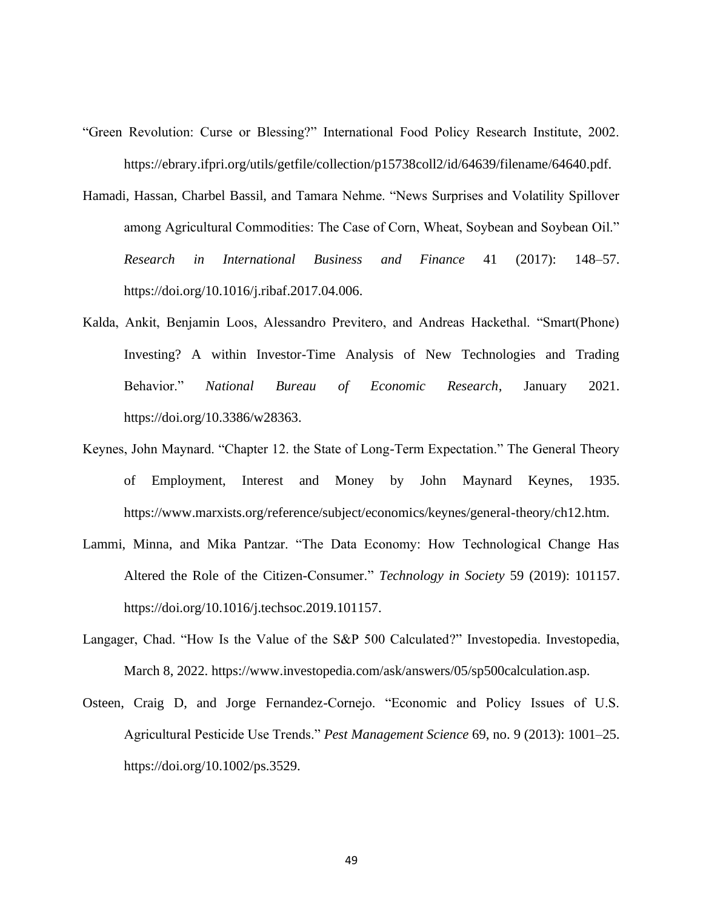"Green Revolution: Curse or Blessing?" International Food Policy Research Institute, 2002. https://ebrary.ifpri.org/utils/getfile/collection/p15738coll2/id/64639/filename/64640.pdf.

Hamadi, Hassan, Charbel Bassil, and Tamara Nehme. "News Surprises and Volatility Spillover among Agricultural Commodities: The Case of Corn, Wheat, Soybean and Soybean Oil." *Research in International Business and Finance* 41 (2017): 148–57. https://doi.org/10.1016/j.ribaf.2017.04.006.

Kalda, Ankit, Benjamin Loos, Alessandro Previtero, and Andreas Hackethal. "Smart(Phone) Investing? A within Investor-Time Analysis of New Technologies and Trading Behavior." *National Bureau of Economic Research*, January 2021. https://doi.org/10.3386/w28363.

Keynes, John Maynard. "Chapter 12. the State of Long-Term Expectation." The General Theory of Employment, Interest and Money by John Maynard Keynes, 1935. https://www.marxists.org/reference/subject/economics/keynes/general-theory/ch12.htm.

Lammi, Minna, and Mika Pantzar. "The Data Economy: How Technological Change Has Altered the Role of the Citizen-Consumer." *Technology in Society* 59 (2019): 101157. https://doi.org/10.1016/j.techsoc.2019.101157.

Langager, Chad. "How Is the Value of the S&P 500 Calculated?" Investopedia. Investopedia, March 8, 2022. https://www.investopedia.com/ask/answers/05/sp500calculation.asp.

Osteen, Craig D, and Jorge Fernandez-Cornejo. "Economic and Policy Issues of U.S. Agricultural Pesticide Use Trends." *Pest Management Science* 69, no. 9 (2013): 1001–25. https://doi.org/10.1002/ps.3529.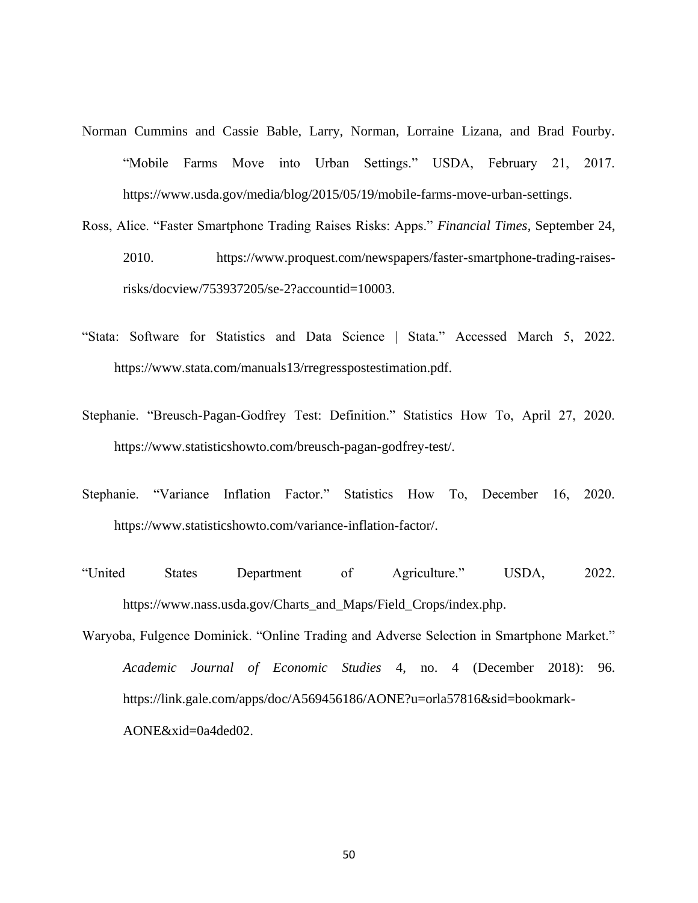Norman Cummins and Cassie Bable, Larry, Norman, Lorraine Lizana, and Brad Fourby. "Mobile Farms Move into Urban Settings." USDA, February 21, 2017. https://www.usda.gov/media/blog/2015/05/19/mobile-farms-move-urban-settings.

Ross, Alice. "Faster Smartphone Trading Raises Risks: Apps." *Financial Times*, September 24, 2010. https://www.proquest.com/newspapers/faster-smartphone-trading-raises-risks/docview/753937205/se-2?accountid=10003.

"Stata: Software for Statistics and Data Science | Stata." Accessed March 5, 2022. https://www.stata.com/manuals13/rregresspostestimation.pdf.

Stephanie. "Breusch-Pagan-Godfrey Test: Definition." Statistics How To, April 27, 2020. https://www.statisticshowto.com/breusch-pagan-godfrey-test/.

Stephanie. "Variance Inflation Factor." Statistics How To, December 16, 2020. https://www.statisticshowto.com/variance-inflation-factor/.

"United States Department of Agriculture." USDA, 2022. https://www.nass.usda.gov/Charts_and_Maps/Field_Crops/index.php.

Waryoba, Fulgence Dominick. "Online Trading and Adverse Selection in Smartphone Market." *Academic Journal of Economic Studies* 4, no. 4 (December 2018): 96. https://link.gale.com/apps/doc/A569456186/AONE?u=orla57816&sid=bookmark-AONE&xid=0a4ded02.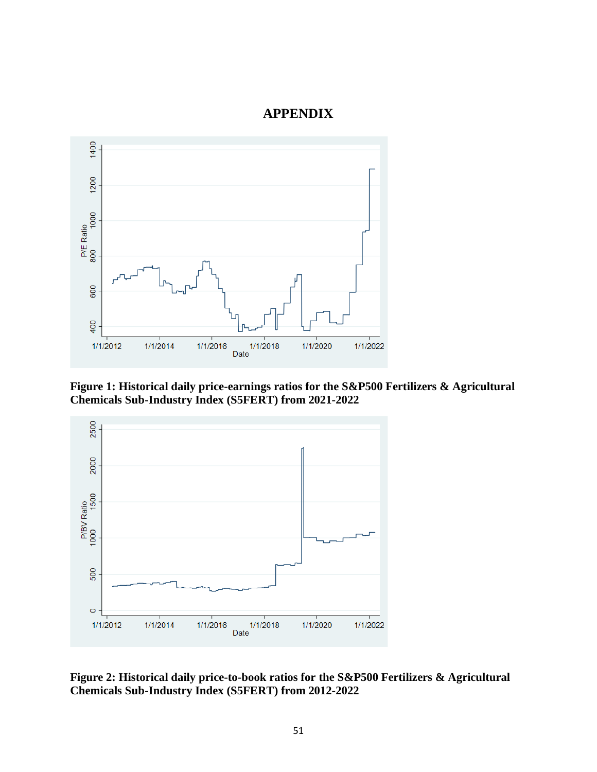# APPENDIX

**Figure 1: Historical daily price-earnings ratios for the S&P500 Fertilizers & Agricultural Chemicals Sub-Industry Index (S5FERT) from 2021-2022**

**Figure 2: Historical daily price-to-book ratios for the S&P500 Fertilizers & Agricultural Chemicals Sub-Industry Index (S5FERT) from 2012-2022**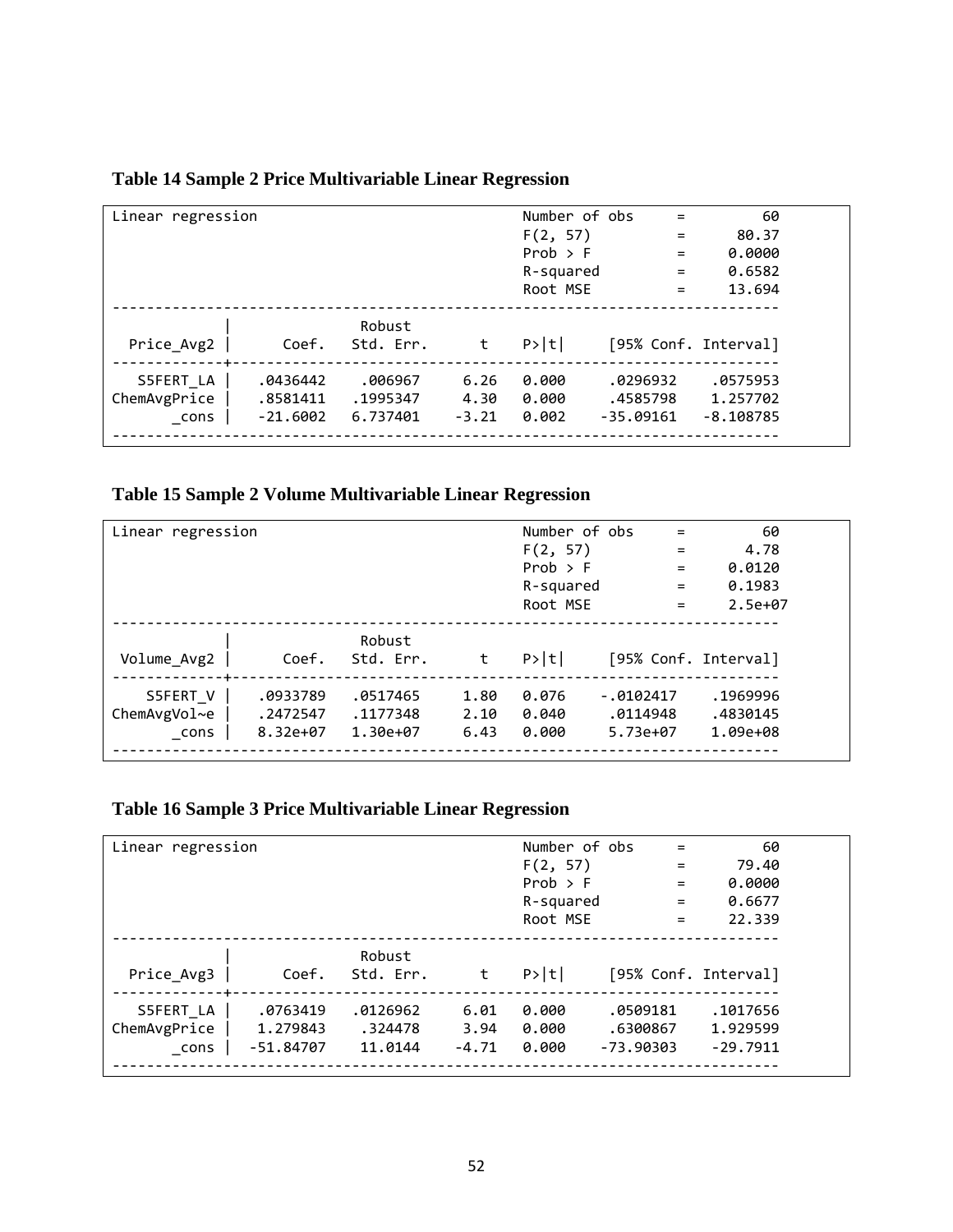**Table 14 Sample 2 Price Multivariable Linear Regression**

```
Linear regression                               Number of obs     =         60
                                                F(2, 57)          =      80.37
                                                Prob > F          =     0.0000
                                                R-squared         =     0.6582
                                                Root MSE          =     13.694

------------------------------------------------------------------------------
             |               Robust
  Price_Avg2 |      Coef.   Std. Err.      t    P>|t|     [95% Conf. Interval]
-------------+----------------------------------------------------------------
   S5FERT_LA |   .0436442    .006967     6.26   0.000     .0296932    .0575953
ChemAvgPrice |   .8581411   .1995347     4.30   0.000     .4585798    1.257702
       _cons |   -21.6002   6.737401    -3.21   0.002    -35.09161   -8.108785
------------------------------------------------------------------------------
```

**Table 15 Sample 2 Volume Multivariable Linear Regression**

```
Linear regression                               Number of obs     =         60
                                                F(2, 57)          =       4.78
                                                Prob > F          =     0.0120
                                                R-squared         =     0.1983
                                                Root MSE          =     2.5e+07

------------------------------------------------------------------------------
             |               Robust
 Volume_Avg2 |      Coef.   Std. Err.      t    P>|t|     [95% Conf. Interval]
-------------+----------------------------------------------------------------
    S5FERT_V |   .0933789   .0517465     1.80   0.076    -.0102417    .1969996
ChemAvgVol~e |   .2472547   .1177348     2.10   0.040     .0114948    .4830145
       _cons |   8.32e+07   1.30e+07     6.43   0.000     5.73e+07    1.09e+08
------------------------------------------------------------------------------
```

**Table 16 Sample 3 Price Multivariable Linear Regression**

```
Linear regression                               Number of obs     =         60
                                                F(2, 57)          =      79.40
                                                Prob > F          =     0.0000
                                                R-squared         =     0.6677
                                                Root MSE          =     22.339

------------------------------------------------------------------------------
             |               Robust
  Price_Avg3 |      Coef.   Std. Err.      t    P>|t|     [95% Conf. Interval]
-------------+----------------------------------------------------------------
   S5FERT_LA |   .0763419   .0126962     6.01   0.000     .0509181    .1017656
ChemAvgPrice |   1.279843    .324478     3.94   0.000     .6300867    1.929599
       _cons |  -51.84707    11.0144    -4.71   0.000    -73.90303    -29.7911
------------------------------------------------------------------------------
```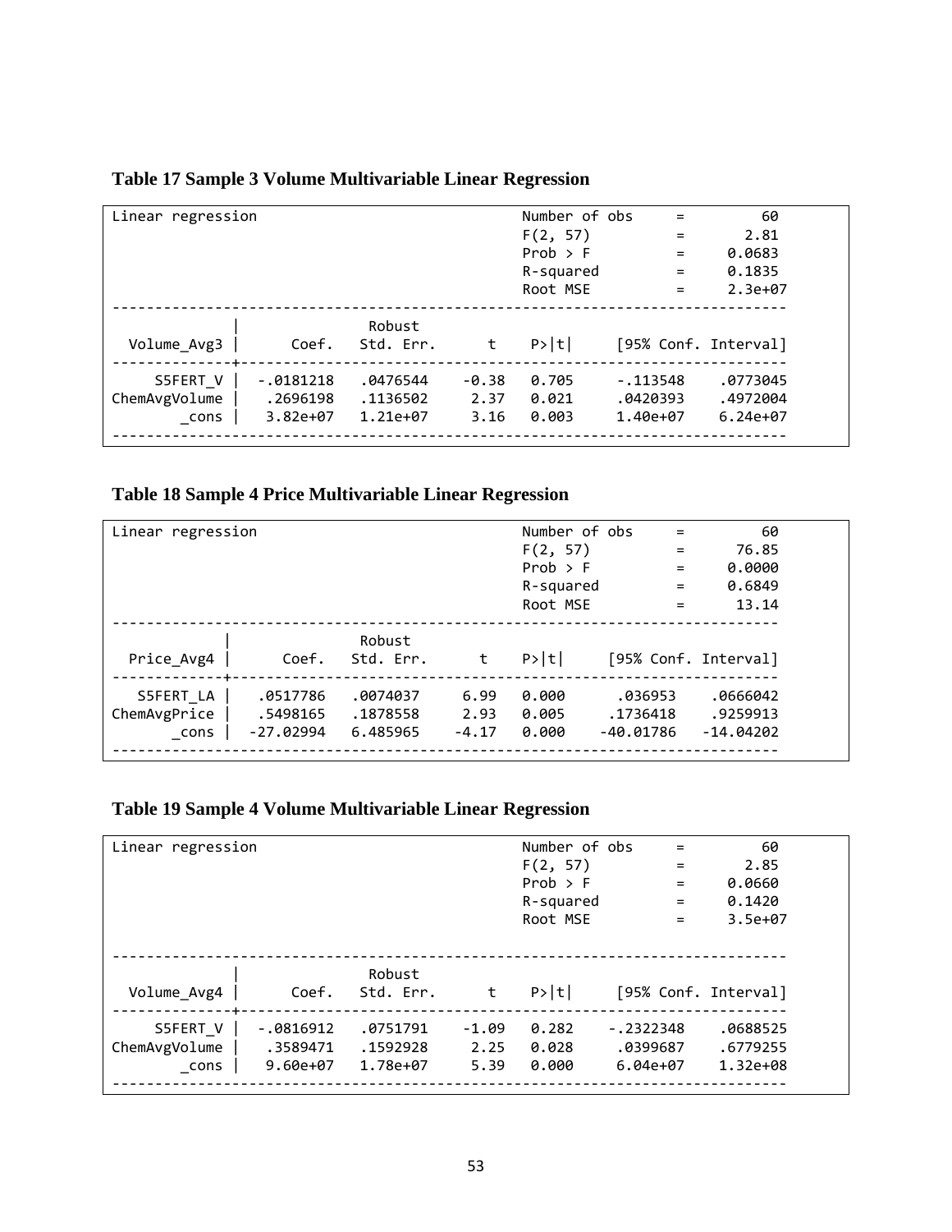**Table 17 Sample 3 Volume Multivariable Linear Regression**

```
Linear regression                               Number of obs     =         60
                                                F(2, 57)          =       2.81
                                                Prob > F          =     0.0683
                                                R-squared         =     0.1835
                                                Root MSE          =     2.3e+07

------------------------------------------------------------------------------
             |               Robust
 Volume_Avg3 |      Coef.   Std. Err.      t    P>|t|     [95% Conf. Interval]
-------------+----------------------------------------------------------------
    S5FERT_V |  -.0181218   .0476544    -0.38   0.705     -.113548    .0773045
ChemAvgVolume|   .2696198   .1136502     2.37   0.021     .0420393    .4972004
       _cons |   3.82e+07   1.21e+07     3.16   0.003     1.40e+07    6.24e+07
------------------------------------------------------------------------------
```

**Table 18 Sample 4 Price Multivariable Linear Regression**

```
Linear regression                               Number of obs     =         60
                                                F(2, 57)          =      76.85
                                                Prob > F          =     0.0000
                                                R-squared         =     0.6849
                                                Root MSE          =      13.14

------------------------------------------------------------------------------
             |               Robust
  Price_Avg4 |      Coef.   Std. Err.      t    P>|t|     [95% Conf. Interval]
-------------+----------------------------------------------------------------
   S5FERT_LA |   .0517786   .0074037     6.99   0.000      .036953    .0666042
ChemAvgPrice |   .5498165   .1878558     2.93   0.005     .1736418    .9259913
       _cons |  -27.02994   6.485965    -4.17   0.000    -40.01786   -14.04202
------------------------------------------------------------------------------
```

**Table 19 Sample 4 Volume Multivariable Linear Regression**

```
Linear regression                               Number of obs     =         60
                                                F(2, 57)          =       2.85
                                                Prob > F          =     0.0660
                                                R-squared         =     0.1420
                                                Root MSE          =     3.5e+07


------------------------------------------------------------------------------
             |               Robust
 Volume_Avg4 |      Coef.   Std. Err.      t    P>|t|     [95% Conf. Interval]
-------------+----------------------------------------------------------------
    S5FERT_V |  -.0816912   .0751791    -1.09   0.282    -.2322348    .0688525
ChemAvgVolume|   .3589471   .1592928     2.25   0.028     .0399687    .6779255
       _cons |   9.60e+07   1.78e+07     5.39   0.000     6.04e+07    1.32e+08
------------------------------------------------------------------------------
```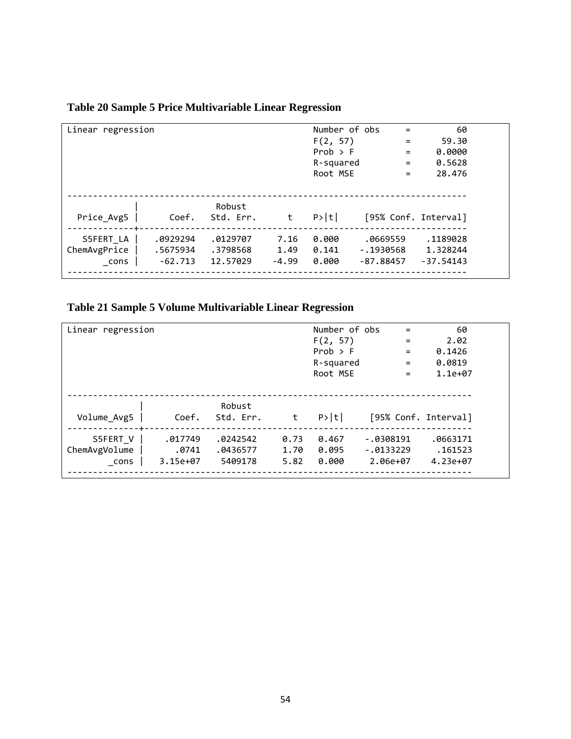**Table 20 Sample 5 Price Multivariable Linear Regression**

```
Linear regression                               Number of obs     =         60
                                                F(2, 57)          =      59.30
                                                Prob > F          =     0.0000
                                                R-squared         =     0.5628
                                                Root MSE          =     28.476

------------------------------------------------------------------------------
             |               Robust
   Price_Avg5 |      Coef.   Std. Err.      t    P>|t|     [95% Conf. Interval]
-------------+----------------------------------------------------------------
   S5FERT_LA |   .0929294   .0129707     7.16   0.000     .0669559    .1189028
ChemAvgPrice |   .5675934   .3798568     1.49   0.141    -.1930568    1.328244
       _cons |    -62.713   12.57029    -4.99   0.000    -87.88457   -37.54143
------------------------------------------------------------------------------
```

**Table 21 Sample 5 Volume Multivariable Linear Regression**

```
Linear regression                               Number of obs     =         60
                                                F(2, 57)          =       2.02
                                                Prob > F          =     0.1426
                                                R-squared         =     0.0819
                                                Root MSE          =    1.1e+07

------------------------------------------------------------------------------
              |               Robust
  Volume_Avg5 |      Coef.   Std. Err.      t    P>|t|     [95% Conf. Interval]
--------------+----------------------------------------------------------------
     S5FERT_V |    .017749   .0242542     0.73   0.467    -.0308191    .0663171
ChemAvgVolume |      .0741   .0436577     1.70   0.095    -.0133229     .161523
        _cons |   3.15e+07    5409178     5.82   0.000     2.06e+07    4.23e+07
------------------------------------------------------------------------------
```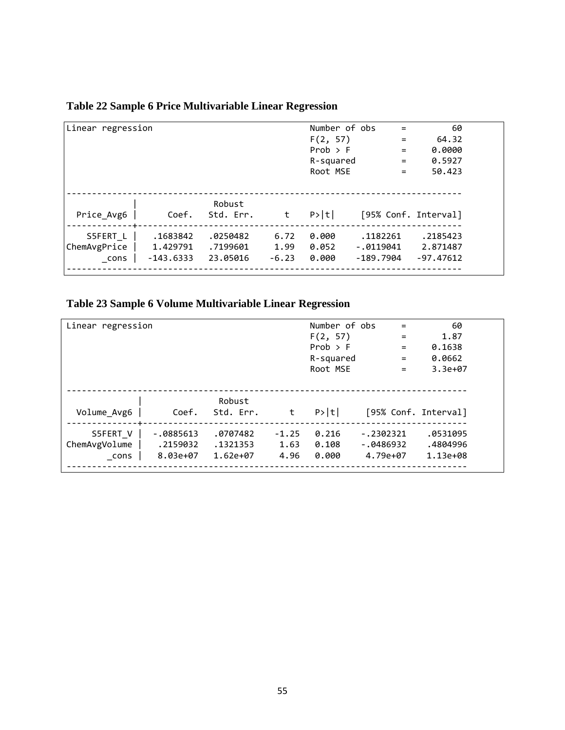**Table 22 Sample 6 Price Multivariable Linear Regression**

```
Linear regression                               Number of obs     =         60
                                                F(2, 57)          =      64.32
                                                Prob > F          =     0.0000
                                                R-squared         =     0.5927
                                                Root MSE          =     50.423

------------------------------------------------------------------------------
             |               Robust
   Price_Avg6 |      Coef.   Std. Err.      t    P>|t|     [95% Conf. Interval]
-------------+----------------------------------------------------------------
    S5FERT_L |   .1683842    .0250482     6.72   0.000     .1182261    .2185423
ChemAvgPrice |   1.429791    .7199601     1.99   0.052    -.0119041    2.871487
       _cons |  -143.6333    23.05016    -6.23   0.000    -189.7904   -97.47612
------------------------------------------------------------------------------
```

**Table 23 Sample 6 Volume Multivariable Linear Regression**

```
Linear regression                               Number of obs     =         60
                                                F(2, 57)          =       1.87
                                                Prob > F          =     0.1638
                                                R-squared         =     0.0662
                                                Root MSE          =    3.3e+07

------------------------------------------------------------------------------
              |               Robust
  Volume_Avg6 |      Coef.   Std. Err.      t    P>|t|     [95% Conf. Interval]
--------------+----------------------------------------------------------------
     S5FERT_V |  -.0885613    .0707482    -1.25   0.216    -.2302321    .0531095
ChemAvgVolume |   .2159032    .1321353     1.63   0.108    -.0486932    .4804996
        _cons |   8.03e+07    1.62e+07     4.96   0.000     4.79e+07    1.13e+08
------------------------------------------------------------------------------
```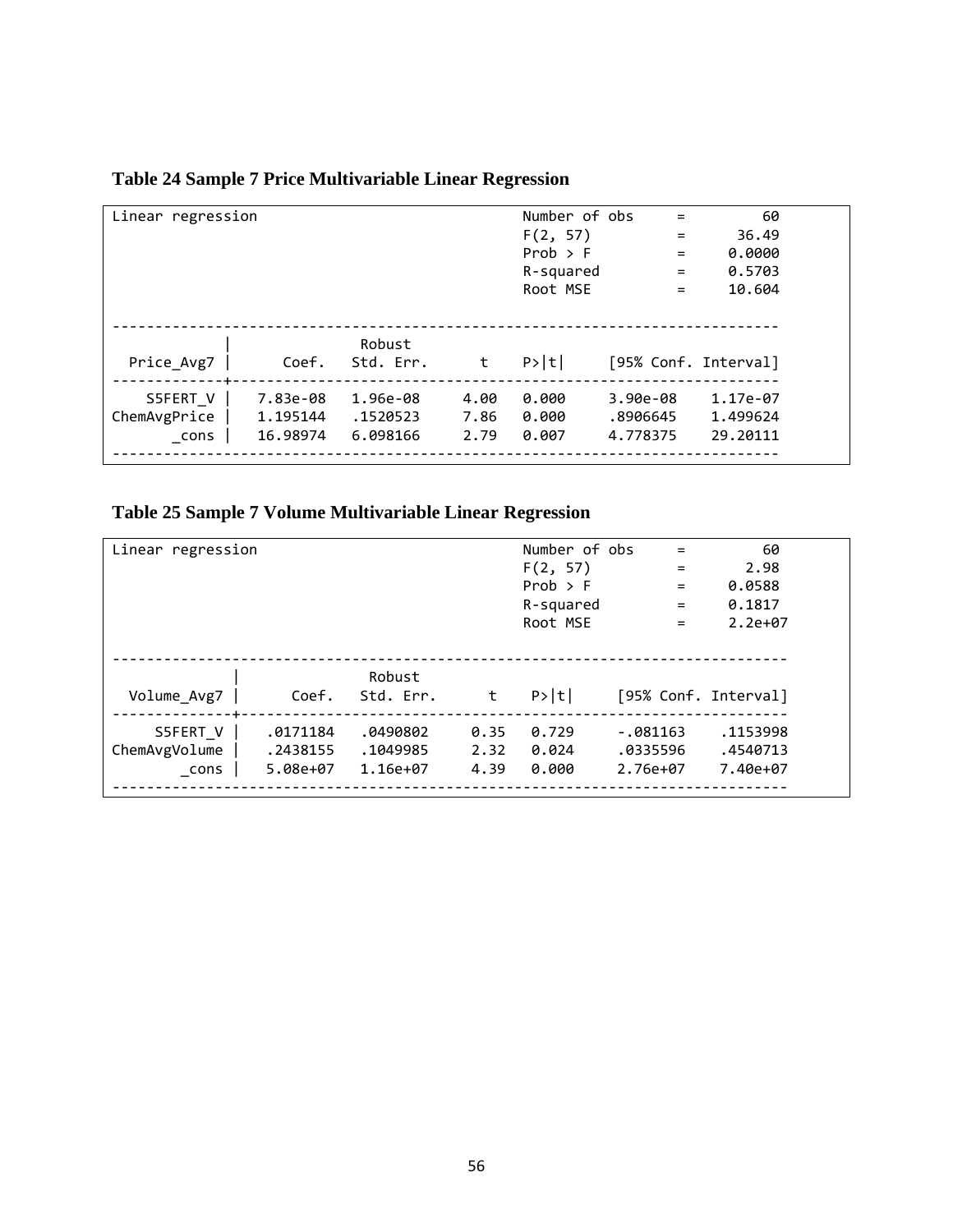**Table 24 Sample 7 Price Multivariable Linear Regression**

```
Linear regression                               Number of obs     =         60
                                                F(2, 57)          =      36.49
                                                Prob > F          =     0.0000
                                                R-squared         =     0.5703
                                                Root MSE          =     10.604

--------------------------------------------------------------------------------
             |               Robust
   Price_Avg7 |      Coef.   Std. Err.      t    P>|t|     [95% Conf. Interval]
-------------+------------------------------------------------------------------
    S5FERT_V |   7.83e-08   1.96e-08     4.00   0.000     3.90e-08    1.17e-07
ChemAvgPrice |   1.195144   .1520523     7.86   0.000     .8906645    1.499624
       _cons |   16.98974   6.098166     2.79   0.007     4.778375    29.20111
--------------------------------------------------------------------------------
```

**Table 25 Sample 7 Volume Multivariable Linear Regression**

```
Linear regression                               Number of obs     =         60
                                                F(2, 57)          =       2.98
                                                Prob > F          =     0.0588
                                                R-squared         =     0.1817
                                                Root MSE          =     2.2e+07

---------------------------------------------------------------------------------
              |               Robust
  Volume_Avg7 |      Coef.   Std. Err.      t    P>|t|     [95% Conf. Interval]
--------------+------------------------------------------------------------------
     S5FERT_V |   .0171184   .0490802     0.35   0.729     -.081163    .1153998
ChemAvgVolume |   .2438155   .1049985     2.32   0.024     .0335596    .4540713
        _cons |   5.08e+07   1.16e+07     4.39   0.000     2.76e+07    7.40e+07
---------------------------------------------------------------------------------
```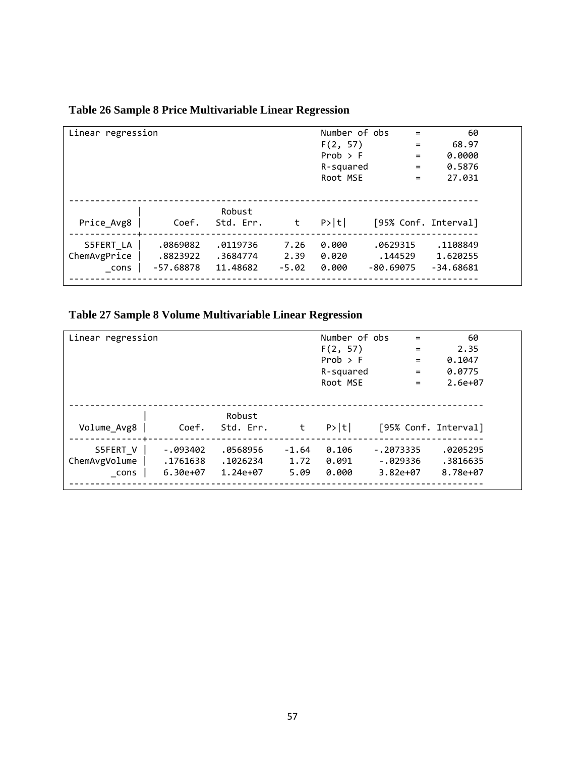**Table 26 Sample 8 Price Multivariable Linear Regression**

```
Linear regression                               Number of obs     =         60
                                                F(2, 57)          =      68.97
                                                Prob > F          =     0.0000
                                                R-squared         =     0.5876
                                                Root MSE          =     27.031

------------------------------------------------------------------------------
             |               Robust
   Price_Avg8 |      Coef.   Std. Err.      t    P>|t|     [95% Conf. Interval]
-------------+----------------------------------------------------------------
   S5FERT_LA |   .0869082   .0119736     7.26   0.000     .0629315    .1108849
ChemAvgPrice |   .8823922   .3684774     2.39   0.020      .144529    1.620255
       _cons |  -57.68878   11.48682    -5.02   0.000    -80.69075   -34.68681
------------------------------------------------------------------------------
```

**Table 27 Sample 8 Volume Multivariable Linear Regression**

```
Linear regression                               Number of obs     =         60
                                                F(2, 57)          =       2.35
                                                Prob > F          =     0.1047
                                                R-squared         =     0.0775
                                                Root MSE          =     2.6e+07

------------------------------------------------------------------------------
              |               Robust
  Volume_Avg8 |      Coef.   Std. Err.      t    P>|t|     [95% Conf. Interval]
--------------+----------------------------------------------------------------
     S5FERT_V |   -.093402   .0568956    -1.64   0.106    -.2073335    .0205295
ChemAvgVolume |   .1761638   .1026234     1.72   0.091     -.029336    .3816635
        _cons |   6.30e+07   1.24e+07     5.09   0.000     3.82e+07    8.78e+07
------------------------------------------------------------------------------
```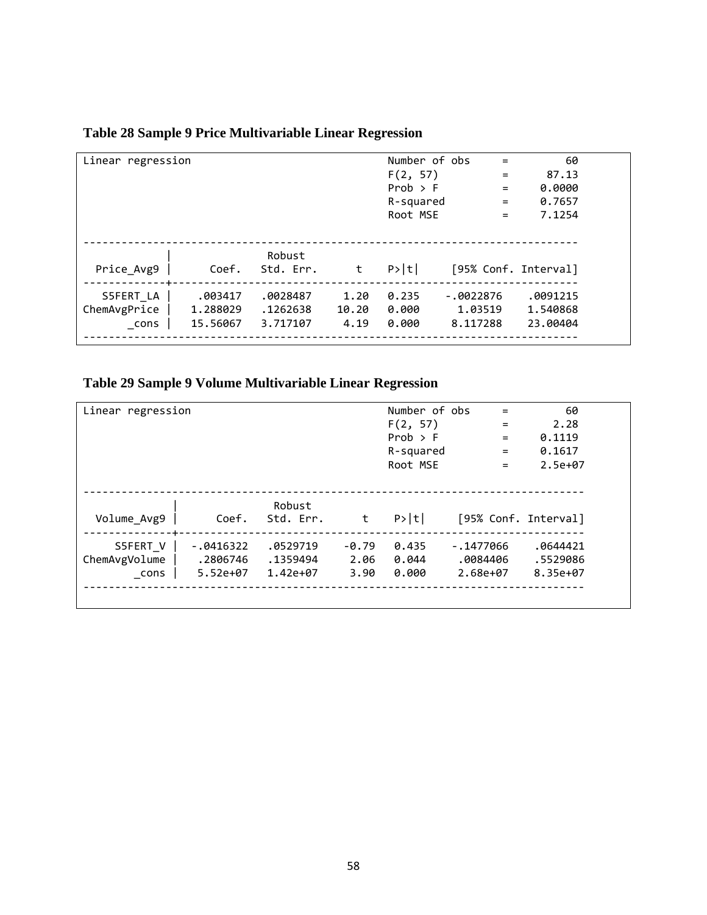**Table 28 Sample 9 Price Multivariable Linear Regression**

```
Linear regression                               Number of obs     =         60
                                                F(2, 57)          =      87.13
                                                Prob > F          =     0.0000
                                                R-squared         =     0.7657
                                                Root MSE          =     7.1254

------------------------------------------------------------------------------
             |               Robust
   Price_Avg9 |      Coef.   Std. Err.      t    P>|t|     [95% Conf. Interval]
-------------+----------------------------------------------------------------
   S5FERT_LA |    .003417    .0028487     1.20   0.235    -.0022876    .0091215
ChemAvgPrice |   1.288029    .1262638    10.20   0.000      1.03519    1.540868
       _cons |   15.56067    3.717107     4.19   0.000     8.117288    23.00404
------------------------------------------------------------------------------
```

**Table 29 Sample 9 Volume Multivariable Linear Regression**

```
Linear regression                               Number of obs     =         60
                                                F(2, 57)          =       2.28
                                                Prob > F          =     0.1119
                                                R-squared         =     0.1617
                                                Root MSE          =     2.5e+07

-------------------------------------------------------------------------------
              |               Robust
  Volume_Avg9 |      Coef.   Std. Err.      t    P>|t|     [95% Conf. Interval]
--------------+----------------------------------------------------------------
     S5FERT_V |  -.0416322    .0529719    -0.79   0.435    -.1477066    .0644421
ChemAvgVolume |   .2806746    .1359494     2.06   0.044     .0084406    .5529086
        _cons |   5.52e+07    1.42e+07     3.90   0.000     2.68e+07    8.35e+07
-------------------------------------------------------------------------------
```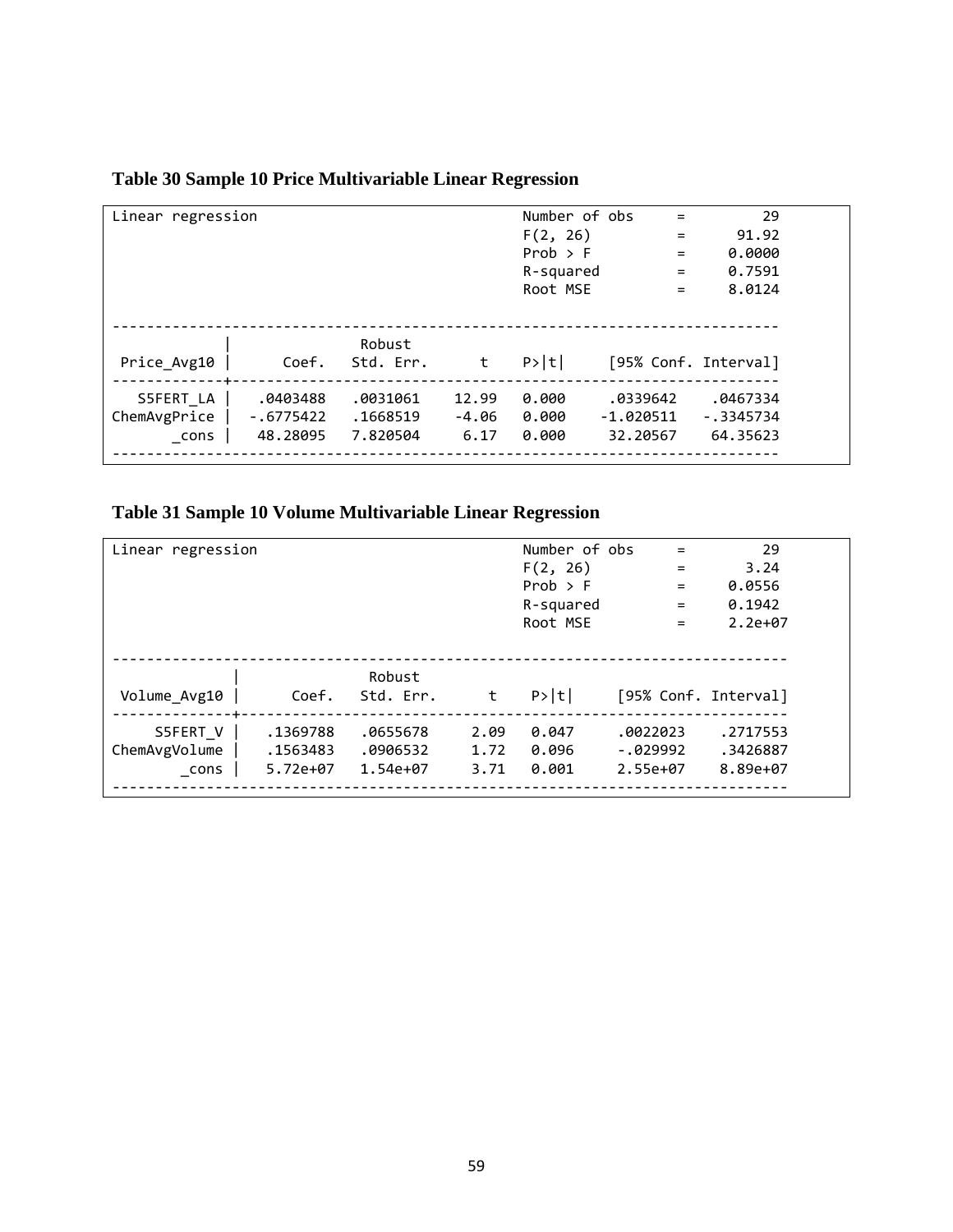**Table 30 Sample 10 Price Multivariable Linear Regression**

```
Linear regression                               Number of obs     =         29
                                                F(2, 26)          =      91.92
                                                Prob > F          =     0.0000
                                                R-squared         =     0.7591
                                                Root MSE          =     8.0124

------------------------------------------------------------------------------
             |               Robust
  Price_Avg10 |      Coef.   Std. Err.      t    P>|t|     [95% Conf. Interval]
-------------+----------------------------------------------------------------
   S5FERT_LA |   .0403488   .0031061    12.99   0.000     .0339642    .0467334
ChemAvgPrice |  -.6775422   .1668519    -4.06   0.000    -1.020511   -.3345734
       _cons |   48.28095   7.820504     6.17   0.000     32.20567    64.35623
------------------------------------------------------------------------------
```

**Table 31 Sample 10 Volume Multivariable Linear Regression**

```
Linear regression                               Number of obs     =         29
                                                F(2, 26)          =       3.24
                                                Prob > F          =     0.0556
                                                R-squared         =     0.1942
                                                Root MSE          =    2.2e+07

-------------------------------------------------------------------------------
              |               Robust
 Volume_Avg10 |      Coef.   Std. Err.      t    P>|t|     [95% Conf. Interval]
--------------+----------------------------------------------------------------
     S5FERT_V |   .1369788   .0655678     2.09   0.047     .0022023    .2717553
ChemAvgVolume |   .1563483   .0906532     1.72   0.096     -.029992    .3426887
        _cons |   5.72e+07   1.54e+07     3.71   0.001     2.55e+07    8.89e+07
-------------------------------------------------------------------------------
```